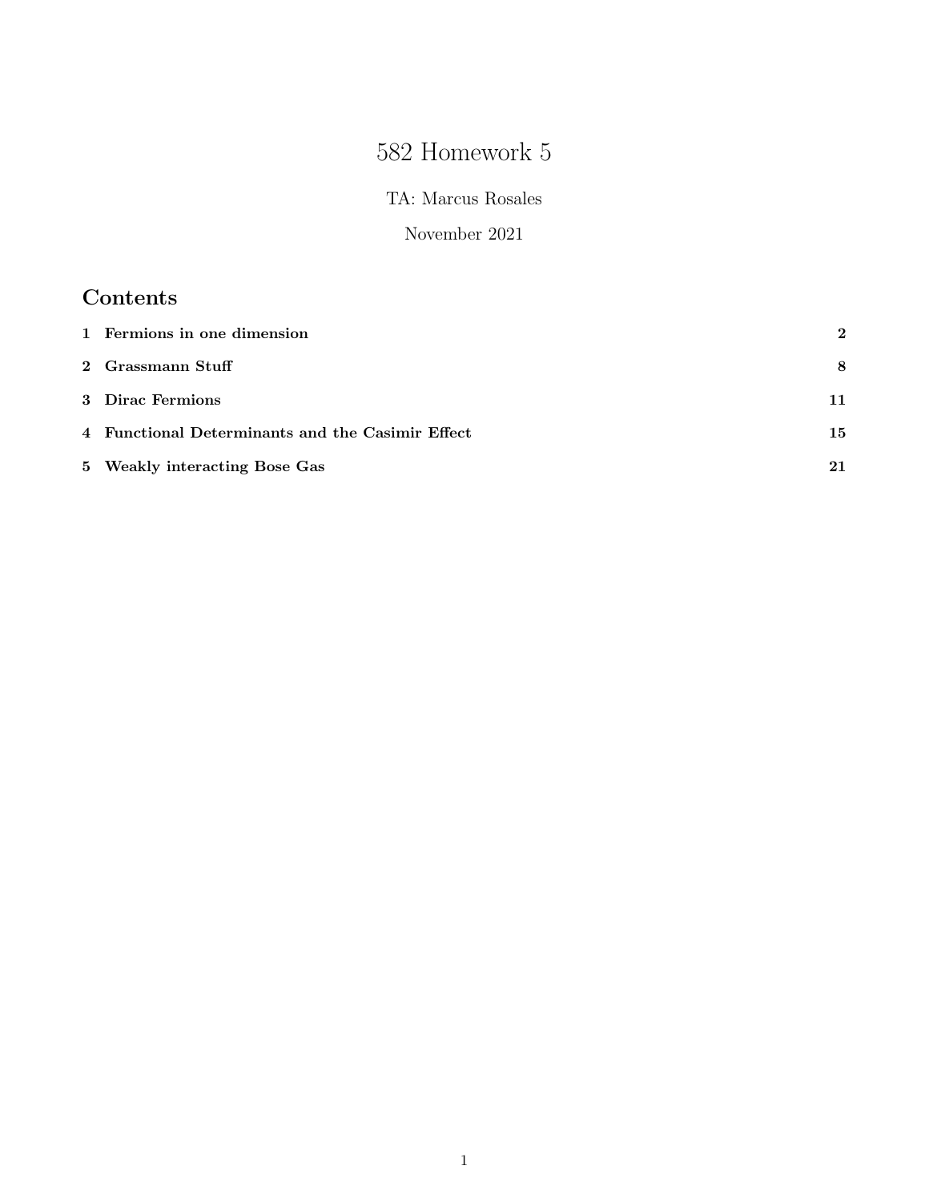# 582 Homework 5

TA: Marcus Rosales

November 2021

## Contents

| | | |
|---|---|---|
| 1 | **Fermions in one dimension** | **2** |
| 2 | **Grassmann Stuff** | **8** |
| 3 | **Dirac Fermions** | **11** |
| 4 | **Functional Determinants and the Casimir Effect** | **15** |
| 5 | **Weakly interacting Bose Gas** | **21** |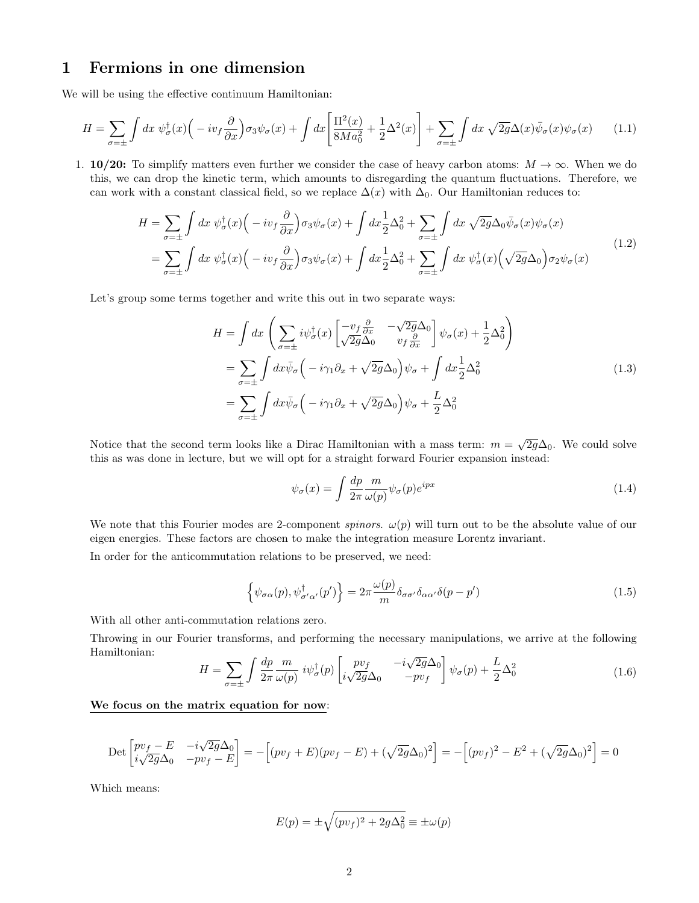# 1 Fermions in one dimension

We will be using the effective continuum Hamiltonian:

$$H = \sum_{\sigma=\pm} \int dx\ \psi_\sigma^\dagger(x)\Big( -iv_f \frac{\partial}{\partial x}\Big)\sigma_3 \psi_\sigma(x) + \int dx \bigg[ \frac{\Pi^2(x)}{8Ma_0^2} + \frac{1}{2}\Delta^2(x)\bigg] + \sum_{\sigma=\pm}\int dx\ \sqrt{2g}\Delta(x)\bar{\psi}_\sigma(x)\psi_\sigma(x) \tag{1.1}$$

1. **10/20:** To simplify matters even further we consider the case of heavy carbon atoms: $M \to \infty$. When we do this, we can drop the kinetic term, which amounts to disregarding the quantum fluctuations. Therefore, we can work with a constant classical field, so we replace $\Delta(x)$ with $\Delta_0$. Our Hamiltonian reduces to:

$$\begin{aligned} H &= \sum_{\sigma=\pm} \int dx\ \psi_\sigma^\dagger(x)\Big( -iv_f \frac{\partial}{\partial x}\Big)\sigma_3 \psi_\sigma(x) + \int dx \frac{1}{2}\Delta_0^2 + \sum_{\sigma=\pm}\int dx\ \sqrt{2g}\Delta_0 \bar{\psi}_\sigma(x)\psi_\sigma(x) \\ &= \sum_{\sigma=\pm} \int dx\ \psi_\sigma^\dagger(x)\Big( -iv_f \frac{\partial}{\partial x}\Big)\sigma_3 \psi_\sigma(x) + \int dx \frac{1}{2}\Delta_0^2 + \sum_{\sigma=\pm}\int dx\ \psi_\sigma^\dagger(x)\Big(\sqrt{2g}\Delta_0\Big)\sigma_2 \psi_\sigma(x) \end{aligned} \tag{1.2}$$

Let's group some terms together and write this out in two separate ways:

$$\begin{aligned} H &= \int dx \left( \sum_{\sigma=\pm} i\psi_\sigma^\dagger(x) \begin{bmatrix} -v_f\frac{\partial}{\partial x} & -\sqrt{2g}\Delta_0 \\ \sqrt{2g}\Delta_0 & v_f \frac{\partial}{\partial x}\end{bmatrix} \psi_\sigma(x) + \frac{1}{2}\Delta_0^2 \right) \\ &= \sum_{\sigma=\pm}\int dx \bar{\psi}_\sigma \Big( -i\gamma_1\partial_x + \sqrt{2g}\Delta_0\Big)\psi_\sigma + \int dx \frac{1}{2}\Delta_0^2 \\ &= \sum_{\sigma=\pm}\int dx \bar{\psi}_\sigma \Big( -i\gamma_1\partial_x + \sqrt{2g}\Delta_0\Big)\psi_\sigma + \frac{L}{2}\Delta_0^2 \end{aligned} \tag{1.3}$$

Notice that the second term looks like a Dirac Hamiltonian with a mass term: $m = \sqrt{2g}\Delta_0$. We could solve this as was done in lecture, but we will opt for a straight forward Fourier expansion instead:

$$\psi_\sigma(x) = \int \frac{dp}{2\pi}\frac{m}{\omega(p)}\psi_\sigma(p)e^{ipx} \tag{1.4}$$

We note that this Fourier modes are 2-component *spinors*. $\omega(p)$ will turn out to be the absolute value of our eigen energies. These factors are chosen to make the integration measure Lorentz invariant.

In order for the anticommutation relations to be preserved, we need:

$$\Big\{ \psi_{\sigma\alpha}(p), \psi^\dagger_{\sigma'\alpha'}(p')\Big\} = 2\pi\frac{\omega(p)}{m}\delta_{\sigma\sigma'}\delta_{\alpha\alpha'}\delta(p-p') \tag{1.5}$$

With all other anti-commutation relations zero.

Throwing in our Fourier transforms, and performing the necessary manipulations, we arrive at the following Hamiltonian:

$$H = \sum_{\sigma=\pm}\int \frac{dp}{2\pi}\frac{m}{\omega(p)}\ i\psi_\sigma^\dagger(p)\begin{bmatrix} pv_f & -i\sqrt{2g}\Delta_0 \\ i\sqrt{2g}\Delta_0 & -pv_f \end{bmatrix}\psi_\sigma(p) + \frac{L}{2}\Delta_0^2 \tag{1.6}$$

<u>**We focus on the matrix equation for now**</u>:

$$\text{Det}\begin{bmatrix} pv_f - E & -i\sqrt{2g}\Delta_0 \\ i\sqrt{2g}\Delta_0 & -pv_f - E\end{bmatrix} = -\Big[ (pv_f+E)(pv_f-E) + (\sqrt{2g}\Delta_0)^2\Big] = -\Big[ (pv_f)^2 - E^2 + (\sqrt{2g}\Delta_0)^2\Big] = 0$$

Which means:

$$E(p) = \pm\sqrt{(pv_f)^2 + 2g\Delta_0^2} \equiv \pm\omega(p)$$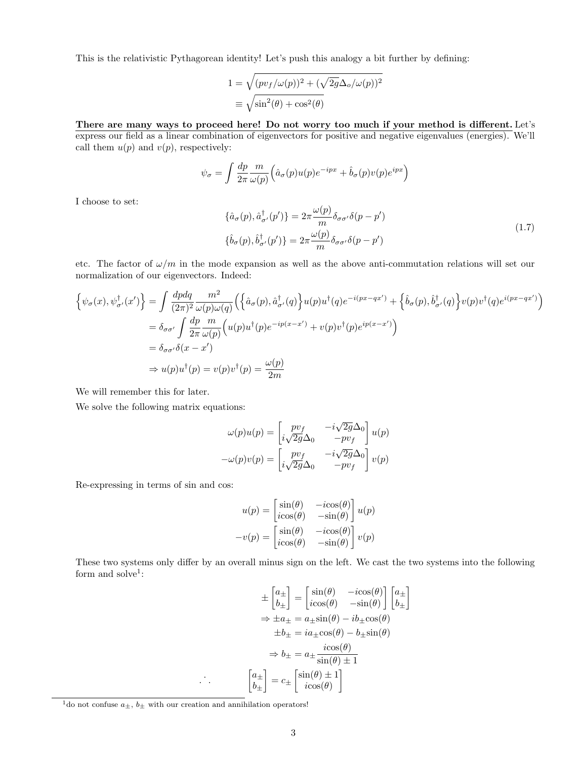This is the relativistic Pythagorean identity! Let's push this analogy a bit further by defining:

$$
\begin{aligned}
1 &= \sqrt{(pv_f/\omega(p))^2 + (\sqrt{2g}\Delta_o/\omega(p))^2} \\
&\equiv \sqrt{\sin^2(\theta) + \cos^2(\theta)}
\end{aligned}
$$

<u>**There are many ways to proceed here! Do not worry too much if your method is different.**</u> Let's express our field as a linear combination of eigenvectors for positive and negative eigenvalues (energies). We'll call them $u(p)$ and $v(p)$, respectively:

$$
\psi_\sigma = \int \frac{dp}{2\pi}\frac{m}{\omega(p)}\Big(\hat{a}_\sigma(p)u(p)e^{-ipx} + \hat{b}_\sigma(p)v(p)e^{ipx}\Big)
$$

I choose to set:

$$
\begin{aligned}
\{\hat{a}_\sigma(p), \hat{a}^\dagger_{\sigma'}(p')\} &= 2\pi\frac{\omega(p)}{m}\delta_{\sigma\sigma'}\delta(p-p') \\
\{\hat{b}_\sigma(p), \hat{b}^\dagger_{\sigma'}(p')\} &= 2\pi\frac{\omega(p)}{m}\delta_{\sigma\sigma'}\delta(p-p')
\end{aligned}
\tag{1.7}
$$

etc. The factor of $\omega/m$ in the mode expansion as well as the above anti-commutation relations will set our normalization of our eigenvectors. Indeed:

$$
\begin{aligned}
\Big\{\psi_\sigma(x), \psi^\dagger_{\sigma'}(x')\Big\} &= \int \frac{dpdq}{(2\pi)^2}\frac{m^2}{\omega(p)\omega(q)}\Big(\Big\{\hat{a}_\sigma(p), \hat{a}^\dagger_{\sigma'}(q)\Big\}u(p)u^\dagger(q)e^{-i(px-qx')} + \Big\{\hat{b}_\sigma(p), \hat{b}^\dagger_{\sigma'}(q)\Big\}v(p)v^\dagger(q)e^{i(px-qx')}\Big) \\
&= \delta_{\sigma\sigma'}\int\frac{dp}{2\pi}\frac{m}{\omega(p)}\Big(u(p)u^\dagger(p)e^{-ip(x-x')} + v(p)v^\dagger(p)e^{ip(x-x')}\Big) \\
&= \delta_{\sigma\sigma'}\delta(x-x') \\
&\Rightarrow u(p)u^\dagger(p) = v(p)v^\dagger(p) = \frac{\omega(p)}{2m}
\end{aligned}
$$

We will remember this for later.

We solve the following matrix equations:

$$
\begin{aligned}
\omega(p)u(p) &= \begin{bmatrix} pv_f & -i\sqrt{2g}\Delta_0 \\ i\sqrt{2g}\Delta_0 & -pv_f \end{bmatrix} u(p) \\
-\omega(p)v(p) &= \begin{bmatrix} pv_f & -i\sqrt{2g}\Delta_0 \\ i\sqrt{2g}\Delta_0 & -pv_f \end{bmatrix} v(p)
\end{aligned}
$$

Re-expressing in terms of sin and cos:

$$
\begin{aligned}
u(p) &= \begin{bmatrix} \sin(\theta) & -i\cos(\theta) \\ i\cos(\theta) & -\sin(\theta) \end{bmatrix} u(p) \\
-v(p) &= \begin{bmatrix} \sin(\theta) & -i\cos(\theta) \\ i\cos(\theta) & -\sin(\theta) \end{bmatrix} v(p)
\end{aligned}
$$

These two systems only differ by an overall minus sign on the left. We cast the two systems into the following form and solve[1]:

$$
\begin{aligned}
\pm\begin{bmatrix} a_\pm \\ b_\pm \end{bmatrix} &= \begin{bmatrix} \sin(\theta) & -i\cos(\theta) \\ i\cos(\theta) & -\sin(\theta) \end{bmatrix}\begin{bmatrix} a_\pm \\ b_\pm \end{bmatrix} \\
\Rightarrow \pm a_\pm &= a_\pm\sin(\theta) - ib_\pm\cos(\theta) \\
\pm b_\pm &= ia_\pm\cos(\theta) - b_\pm\sin(\theta) \\
\Rightarrow b_\pm &= a_\pm\frac{i\cos(\theta)}{\sin(\theta)\pm 1} \\
\therefore \qquad \begin{bmatrix} a_\pm \\ b_\pm \end{bmatrix} &= c_\pm\begin{bmatrix} \sin(\theta)\pm 1 \\ i\cos(\theta) \end{bmatrix}
\end{aligned}
$$

[1] do not confuse $a_\pm$, $b_\pm$ with our creation and annihilation operators!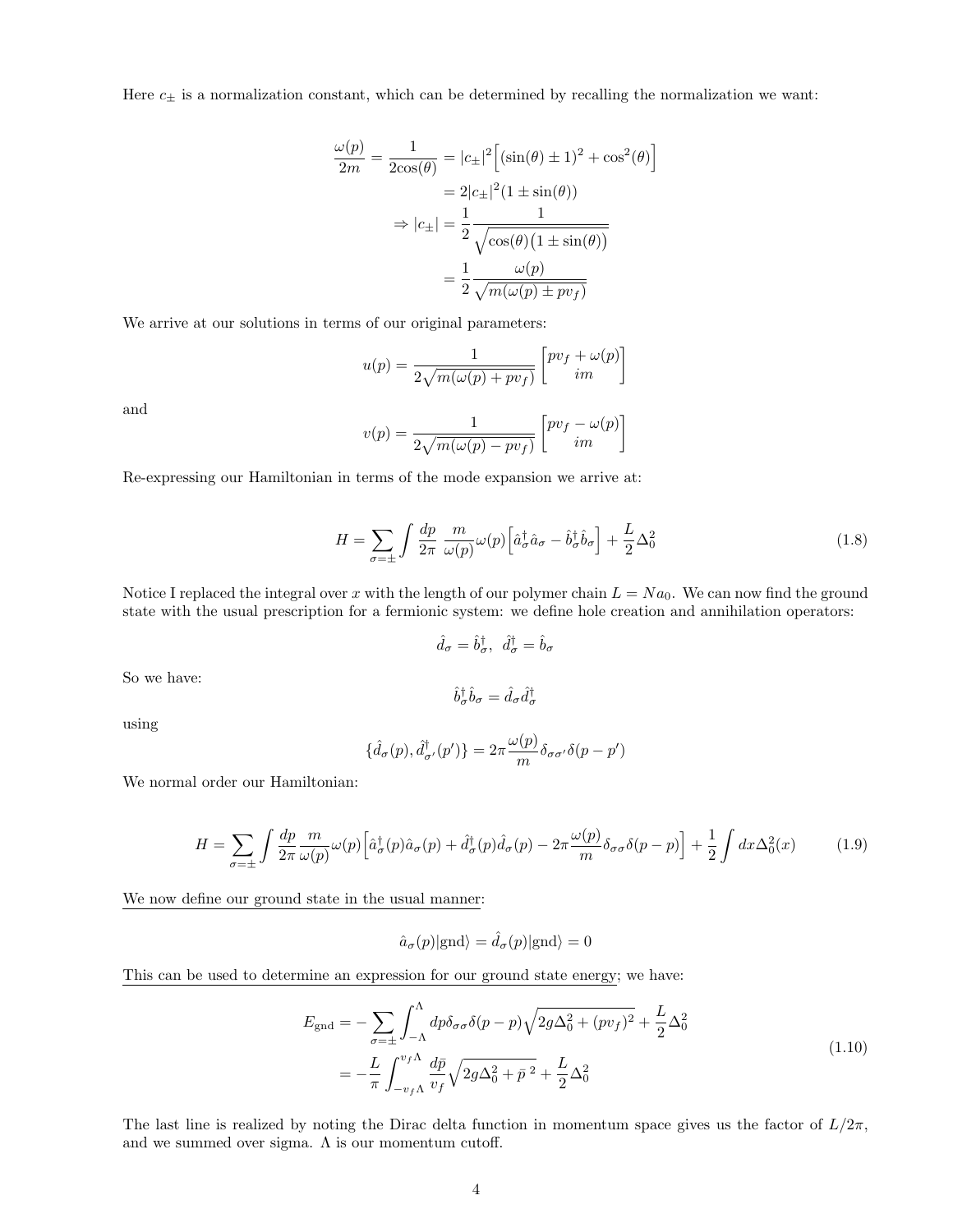Here $c_\pm$ is a normalization constant, which can be determined by recalling the normalization we want:

$$
\begin{aligned}
\frac{\omega(p)}{2m} = \frac{1}{2\cos(\theta)} &= |c_\pm|^2\Big[(\sin(\theta) \pm 1)^2 + \cos^2(\theta)\Big] \\
&= 2|c_\pm|^2(1 \pm \sin(\theta)) \\
\Rightarrow |c_\pm| &= \frac{1}{2}\frac{1}{\sqrt{\cos(\theta)\big(1 \pm \sin(\theta)\big)}} \\
&= \frac{1}{2}\frac{\omega(p)}{\sqrt{m(\omega(p) \pm pv_f)}}
\end{aligned}
$$

We arrive at our solutions in terms of our original parameters:

$$
u(p) = \frac{1}{2\sqrt{m(\omega(p) + pv_f)}}\begin{bmatrix} pv_f + \omega(p) \\ im \end{bmatrix}
$$

and

$$
v(p) = \frac{1}{2\sqrt{m(\omega(p) - pv_f)}}\begin{bmatrix} pv_f - \omega(p) \\ im \end{bmatrix}
$$

Re-expressing our Hamiltonian in terms of the mode expansion we arrive at:

$$
H = \sum_{\sigma=\pm}\int \frac{dp}{2\pi}\ \frac{m}{\omega(p)}\omega(p)\Big[\hat{a}^\dagger_\sigma \hat{a}_\sigma - \hat{b}^\dagger_\sigma \hat{b}_\sigma\Big] + \frac{L}{2}\Delta_0^2 \tag{1.8}
$$

Notice I replaced the integral over $x$ with the length of our polymer chain $L = Na_0$. We can now find the ground state with the usual prescription for a fermionic system: we define hole creation and annihilation operators:

$$
\hat{d}_\sigma = \hat{b}^\dagger_\sigma,\ \ \hat{d}^\dagger_\sigma = \hat{b}_\sigma
$$

So we have:

$$
\hat{b}^\dagger_\sigma \hat{b}_\sigma = \hat{d}_\sigma \hat{d}^\dagger_\sigma
$$

using

$$
\{\hat{d}_\sigma(p), \hat{d}^\dagger_{\sigma'}(p')\} = 2\pi\frac{\omega(p)}{m}\delta_{\sigma\sigma'}\delta(p - p')
$$

We normal order our Hamiltonian:

$$
H = \sum_{\sigma=\pm}\int \frac{dp}{2\pi}\frac{m}{\omega(p)}\omega(p)\Big[\hat{a}^\dagger_\sigma(p)\hat{a}_\sigma(p) + \hat{d}^\dagger_\sigma(p)\hat{d}_\sigma(p) - 2\pi\frac{\omega(p)}{m}\delta_{\sigma\sigma}\delta(p - p)\Big] + \frac{1}{2}\int dx\Delta_0^2(x) \tag{1.9}
$$

<u>We now define our ground state in the usual manner</u>:

$$
\hat{a}_\sigma(p)|\text{gnd}\rangle = \hat{d}_\sigma(p)|\text{gnd}\rangle = 0
$$

<u>This can be used to determine an expression for our ground state energy</u>; we have:

$$
\begin{aligned}
E_{\text{gnd}} &= -\sum_{\sigma=\pm}\int_{-\Lambda}^{\Lambda} dp\delta_{\sigma\sigma}\delta(p - p)\sqrt{2g\Delta_0^2 + (pv_f)^2} + \frac{L}{2}\Delta_0^2 \\
&= -\frac{L}{\pi}\int_{-v_f\Lambda}^{v_f\Lambda}\frac{d\bar{p}}{v_f}\sqrt{2g\Delta_0^2 + \bar{p}^{\ 2}} + \frac{L}{2}\Delta_0^2
\end{aligned} \tag{1.10}
$$

The last line is realized by noting the Dirac delta function in momentum space gives us the factor of $L/2\pi$, and we summed over sigma. $\Lambda$ is our momentum cutoff.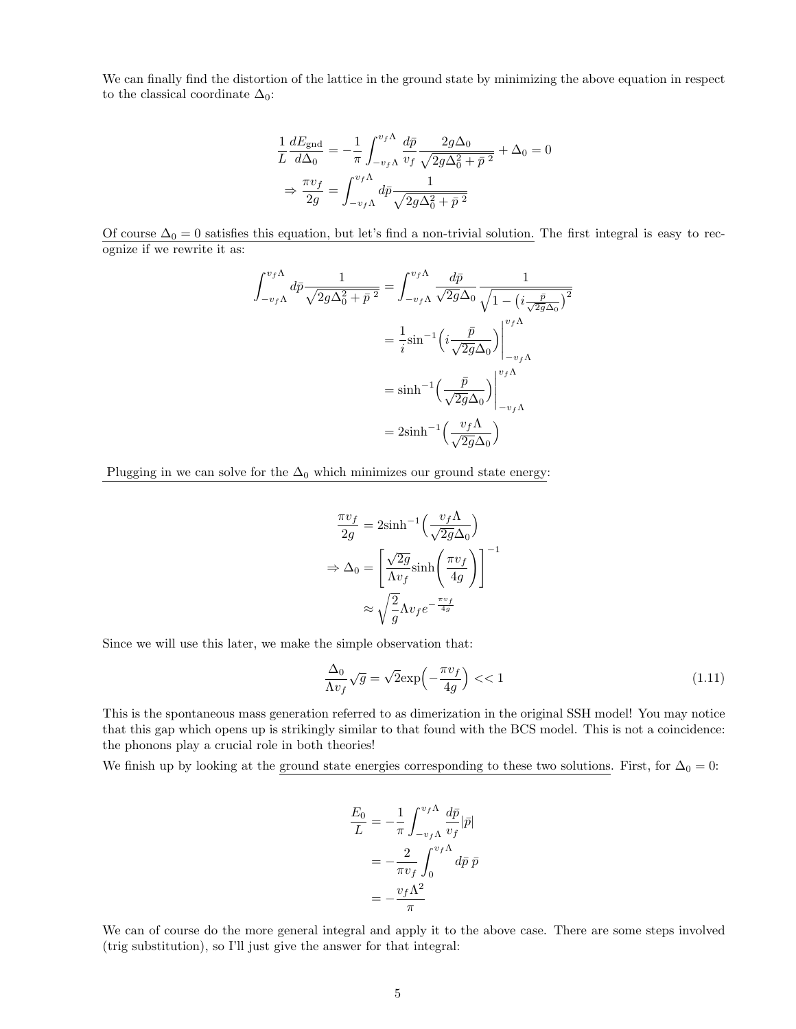We can finally find the distortion of the lattice in the ground state by minimizing the above equation in respect to the classical coordinate $\Delta_0$:

$$
\begin{aligned}
\frac{1}{L}\frac{dE_{\text{gnd}}}{d\Delta_0} &= -\frac{1}{\pi}\int_{-v_f\Lambda}^{v_f\Lambda}\frac{d\bar{p}}{v_f}\frac{2g\Delta_0}{\sqrt{2g\Delta_0^2+\bar{p}^{\,2}}}+\Delta_0 = 0 \\
\Rightarrow \frac{\pi v_f}{2g} &= \int_{-v_f\Lambda}^{v_f\Lambda} d\bar{p}\frac{1}{\sqrt{2g\Delta_0^2+\bar{p}^{\,2}}}
\end{aligned}
$$

Of course $\Delta_0 = 0$ satisfies this equation, but let's find a non-trivial solution. The first integral is easy to recognize if we rewrite it as:

$$
\begin{aligned}
\int_{-v_f\Lambda}^{v_f\Lambda} d\bar{p}\frac{1}{\sqrt{2g\Delta_0^2+\bar{p}^{\,2}}} &= \int_{-v_f\Lambda}^{v_f\Lambda}\frac{d\bar{p}}{\sqrt{2g}\Delta_0}\frac{1}{\sqrt{1-\left(i\frac{\bar{p}}{\sqrt{2g}\Delta_0}\right)^2}} \\
&= \frac{1}{i}\sin^{-1}\Big(i\frac{\bar{p}}{\sqrt{2g}\Delta_0}\Big)\bigg|_{-v_f\Lambda}^{v_f\Lambda} \\
&= \sinh^{-1}\Big(\frac{\bar{p}}{\sqrt{2g}\Delta_0}\Big)\bigg|_{-v_f\Lambda}^{v_f\Lambda} \\
&= 2\sinh^{-1}\Big(\frac{v_f\Lambda}{\sqrt{2g}\Delta_0}\Big)
\end{aligned}
$$

Plugging in we can solve for the $\Delta_0$ which minimizes our ground state energy:

$$
\begin{aligned}
\frac{\pi v_f}{2g} &= 2\sinh^{-1}\Big(\frac{v_f\Lambda}{\sqrt{2g}\Delta_0}\Big) \\
\Rightarrow \Delta_0 &= \left[\frac{\sqrt{2g}}{\Lambda v_f}\sinh\Big(\frac{\pi v_f}{4g}\Big)\right]^{-1} \\
&\approx \sqrt{\frac{2}{g}}\Lambda v_f e^{-\frac{\pi v_f}{4g}}
\end{aligned}
$$

Since we will use this later, we make the simple observation that:

$$
\frac{\Delta_0}{\Lambda v_f}\sqrt{g} = \sqrt{2}\exp\Big(-\frac{\pi v_f}{4g}\Big) << 1 \tag{1.11}
$$

This is the spontaneous mass generation referred to as dimerization in the original SSH model! You may notice that this gap which opens up is strikingly similar to that found with the BCS model. This is not a coincidence: the phonons play a crucial role in both theories!

We finish up by looking at the ground state energies corresponding to these two solutions. First, for $\Delta_0 = 0$:

$$
\begin{aligned}
\frac{E_0}{L} &= -\frac{1}{\pi}\int_{-v_f\Lambda}^{v_f\Lambda}\frac{d\bar{p}}{v_f}|\bar{p}| \\
&= -\frac{2}{\pi v_f}\int_0^{v_f\Lambda} d\bar{p}\;\bar{p} \\
&= -\frac{v_f\Lambda^2}{\pi}
\end{aligned}
$$

We can of course do the more general integral and apply it to the above case. There are some steps involved (trig substitution), so I'll just give the answer for that integral: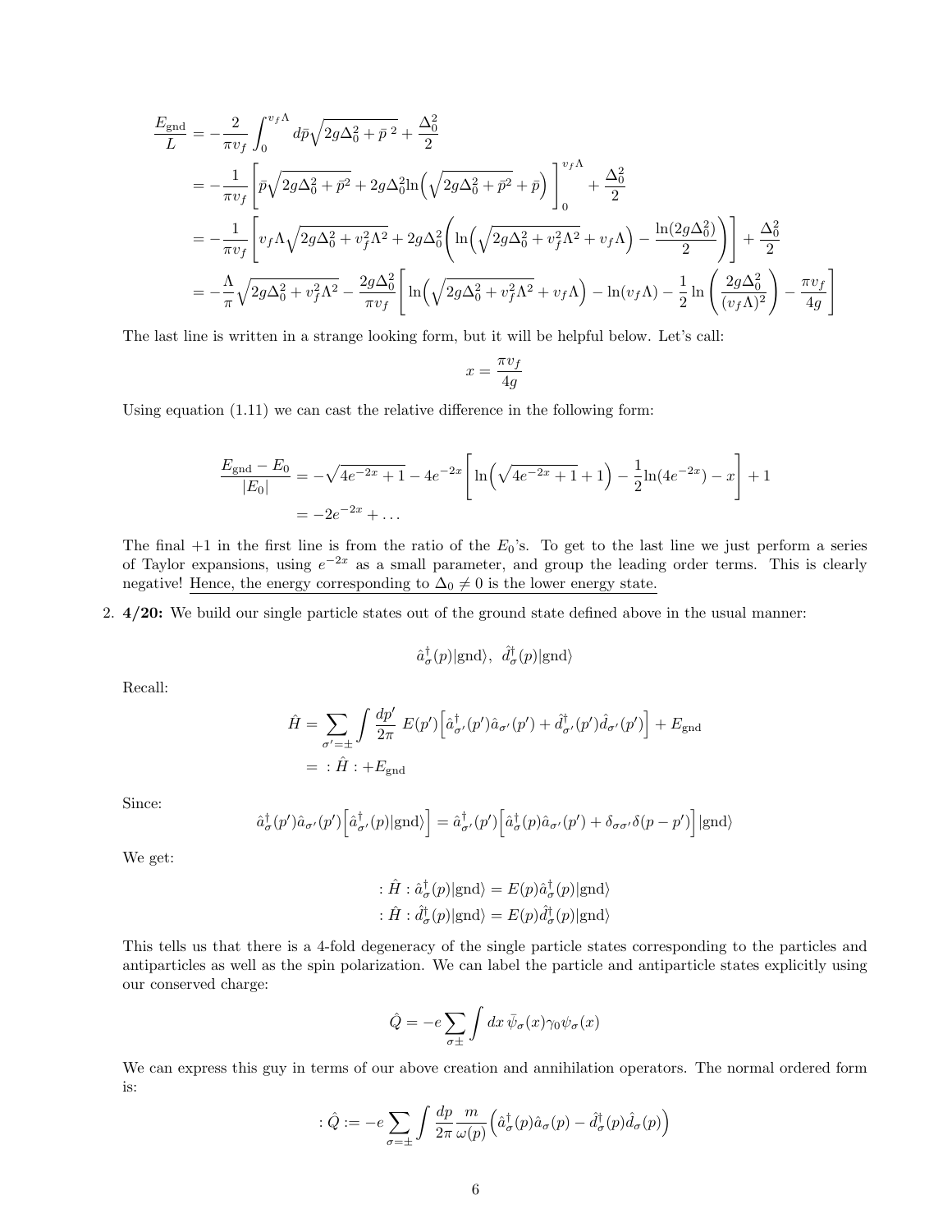$$
\begin{aligned}
\frac{E_{\text{gnd}}}{L} &= -\frac{2}{\pi v_f}\int_0^{v_f\Lambda} d\bar{p}\sqrt{2g\Delta_0^2+\bar{p}^{\,2}}+\frac{\Delta_0^2}{2} \\
&= -\frac{1}{\pi v_f}\left[\bar{p}\sqrt{2g\Delta_0^2+\bar{p}^2}+2g\Delta_0^2\ln\Big(\sqrt{2g\Delta_0^2+\bar{p}^2}+\bar{p}\Big)\right]_0^{v_f\Lambda}+\frac{\Delta_0^2}{2} \\
&= -\frac{1}{\pi v_f}\left[v_f\Lambda\sqrt{2g\Delta_0^2+v_f^2\Lambda^2}+2g\Delta_0^2\left(\ln\Big(\sqrt{2g\Delta_0^2+v_f^2\Lambda^2}+v_f\Lambda\Big)-\frac{\ln(2g\Delta_0^2)}{2}\right)\right]+\frac{\Delta_0^2}{2} \\
&= -\frac{\Lambda}{\pi}\sqrt{2g\Delta_0^2+v_f^2\Lambda^2}-\frac{2g\Delta_0^2}{\pi v_f}\left[\ln\Big(\sqrt{2g\Delta_0^2+v_f^2\Lambda^2}+v_f\Lambda\Big)-\ln(v_f\Lambda)-\frac{1}{2}\ln\left(\frac{2g\Delta_0^2}{(v_f\Lambda)^2}\right)-\frac{\pi v_f}{4g}\right]
\end{aligned}
$$

The last line is written in a strange looking form, but it will be helpful below. Let's call:

$$
x=\frac{\pi v_f}{4g}
$$

Using equation (1.11) we can cast the relative difference in the following form:

$$
\begin{aligned}
\frac{E_{\text{gnd}}-E_0}{|E_0|} &= -\sqrt{4e^{-2x}+1}-4e^{-2x}\left[\ln\Big(\sqrt{4e^{-2x}+1}+1\Big)-\frac{1}{2}\ln(4e^{-2x})-x\right]+1 \\
&= -2e^{-2x}+\dots
\end{aligned}
$$

The final $+1$ in the first line is from the ratio of the $E_0$'s. To get to the last line we just perform a series of Taylor expansions, using $e^{-2x}$ as a small parameter, and group the leading order terms. This is clearly negative! Hence, the energy corresponding to $\Delta_0 \neq 0$ is the lower energy state.

2. **4/20:** We build our single particle states out of the ground state defined above in the usual manner:

$$
\hat{a}^\dagger_\sigma(p)|\text{gnd}\rangle,\ \ \hat{d}^\dagger_\sigma(p)|\text{gnd}\rangle
$$

Recall:

$$
\begin{aligned}
\hat{H} &= \sum_{\sigma'=\pm}\int\frac{dp'}{2\pi}\,E(p')\Big[\hat{a}^\dagger_{\sigma'}(p')\hat{a}_{\sigma'}(p')+\hat{d}^\dagger_{\sigma'}(p')\hat{d}_{\sigma'}(p')\Big]+E_{\text{gnd}} \\
&= \ :\hat{H}:+E_{\text{gnd}}
\end{aligned}
$$

Since:

$$
\hat{a}^\dagger_\sigma(p')\hat{a}_{\sigma'}(p')\Big[\hat{a}^\dagger_{\sigma'}(p)|\text{gnd}\rangle\Big]=\hat{a}^\dagger_{\sigma'}(p')\Big[\hat{a}^\dagger_\sigma(p)\hat{a}_{\sigma'}(p')+\delta_{\sigma\sigma'}\delta(p-p')\Big]|\text{gnd}\rangle
$$

We get:

$$
\begin{aligned}
:\hat{H}:\hat{a}^\dagger_\sigma(p)|\text{gnd}\rangle &= E(p)\hat{a}^\dagger_\sigma(p)|\text{gnd}\rangle \\
:\hat{H}:\hat{d}^\dagger_\sigma(p)|\text{gnd}\rangle &= E(p)\hat{d}^\dagger_\sigma(p)|\text{gnd}\rangle
\end{aligned}
$$

This tells us that there is a 4-fold degeneracy of the single particle states corresponding to the particles and antiparticles as well as the spin polarization. We can label the particle and antiparticle states explicitly using our conserved charge:

$$
\hat{Q}=-e\sum_{\sigma\pm}\int dx\,\bar{\psi}_\sigma(x)\gamma_0\psi_\sigma(x)
$$

We can express this guy in terms of our above creation and annihilation operators. The normal ordered form is:

$$
:\hat{Q}:=-e\sum_{\sigma=\pm}\int\frac{dp}{2\pi}\frac{m}{\omega(p)}\Big(\hat{a}^\dagger_\sigma(p)\hat{a}_\sigma(p)-\hat{d}^\dagger_\sigma(p)\hat{d}_\sigma(p)\Big)
$$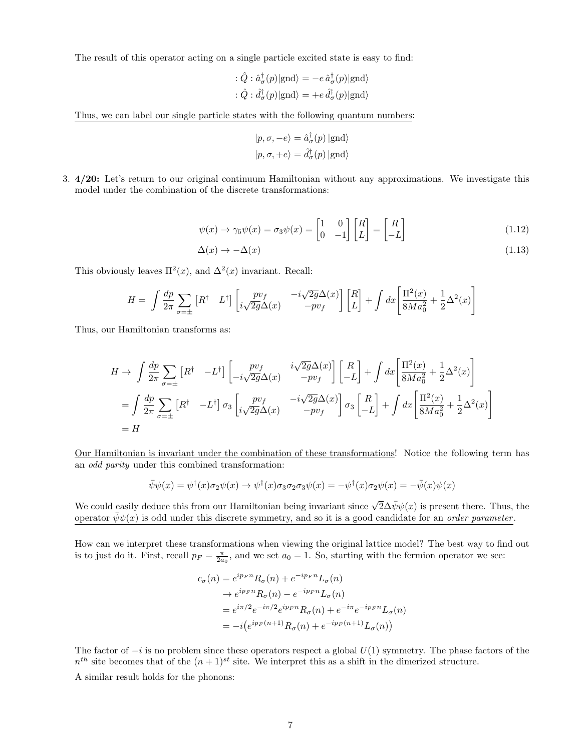The result of this operator acting on a single particle excited state is easy to find:

$$:\hat{Q}: \hat{a}^\dagger_\sigma(p)|\text{gnd}\rangle = -e\,\hat{a}^\dagger_\sigma(p)|\text{gnd}\rangle$$
$$:\hat{Q}: \hat{d}^\dagger_\sigma(p)|\text{gnd}\rangle = +e\,\hat{d}^\dagger_\sigma(p)|\text{gnd}\rangle$$

<u>Thus, we can label our single particle states with the following quantum numbers:</u>

$$|p,\sigma,-e\rangle = \hat{a}^\dagger_\sigma(p)\,|\text{gnd}\rangle$$
$$|p,\sigma,+e\rangle = \hat{d}^\dagger_\sigma(p)\,|\text{gnd}\rangle$$

3. **4/20:** Let's return to our original continuum Hamiltonian without any approximations. We investigate this model under the combination of the discrete transformations:

$$\psi(x) \to \gamma_5\psi(x) = \sigma_3\psi(x) = \begin{bmatrix} 1 & 0 \\ 0 & -1 \end{bmatrix}\begin{bmatrix} R \\ L \end{bmatrix} = \begin{bmatrix} R \\ -L \end{bmatrix} \tag{1.12}$$

$$\Delta(x) \to -\Delta(x) \tag{1.13}$$

This obviously leaves $\Pi^2(x)$, and $\Delta^2(x)$ invariant. Recall:

$$H = \int \frac{dp}{2\pi}\sum_{\sigma=\pm}\begin{bmatrix} R^\dagger & L^\dagger \end{bmatrix}\begin{bmatrix} pv_f & -i\sqrt{2}g\Delta(x) \\ i\sqrt{2}g\Delta(x) & -pv_f \end{bmatrix}\begin{bmatrix} R \\ L \end{bmatrix} + \int dx\left[\frac{\Pi^2(x)}{8Ma_0^2} + \frac{1}{2}\Delta^2(x)\right]$$

Thus, our Hamiltonian transforms as:

$$\begin{aligned}
H &\to \int \frac{dp}{2\pi}\sum_{\sigma=\pm}\begin{bmatrix} R^\dagger & -L^\dagger \end{bmatrix}\begin{bmatrix} pv_f & i\sqrt{2}g\Delta(x) \\ -i\sqrt{2}g\Delta(x) & -pv_f \end{bmatrix}\begin{bmatrix} R \\ -L \end{bmatrix} + \int dx\left[\frac{\Pi^2(x)}{8Ma_0^2} + \frac{1}{2}\Delta^2(x)\right] \\
&= \int \frac{dp}{2\pi}\sum_{\sigma=\pm}\begin{bmatrix} R^\dagger & -L^\dagger \end{bmatrix}\sigma_3\begin{bmatrix} pv_f & -i\sqrt{2}g\Delta(x) \\ i\sqrt{2}g\Delta(x) & -pv_f \end{bmatrix}\sigma_3\begin{bmatrix} R \\ -L \end{bmatrix} + \int dx\left[\frac{\Pi^2(x)}{8Ma_0^2} + \frac{1}{2}\Delta^2(x)\right] \\
&= H
\end{aligned}$$

<u>Our Hamiltonian is invariant under the combination of these transformations</u>! Notice the following term has an *odd parity* under this combined transformation:

$$\bar{\psi}\psi(x) = \psi^\dagger(x)\sigma_2\psi(x) \to \psi^\dagger(x)\sigma_3\sigma_2\sigma_3\psi(x) = -\psi^\dagger(x)\sigma_2\psi(x) = -\bar{\psi}(x)\psi(x)$$

We could easily deduce this from our Hamiltonian being invariant since $\sqrt{2}\Delta\bar{\psi}\psi(x)$ is present there. Thus, the <u>operator $\bar{\psi}\psi(x)$ is odd under this discrete symmetry, and so it is a good candidate for an *order parameter*.</u>

How can we interpret these transformations when viewing the original lattice model? The best way to find out is to just do it. First, recall $p_F = \frac{\pi}{2a_0}$, and we set $a_0 = 1$. So, starting with the fermion operator we see:

$$\begin{aligned}
c_\sigma(n) &= e^{ip_F n}R_\sigma(n) + e^{-ip_F n}L_\sigma(n) \\
&\to e^{ip_F n}R_\sigma(n) - e^{-ip_F n}L_\sigma(n) \\
&= e^{i\pi/2}e^{-i\pi/2}e^{ip_F n}R_\sigma(n) + e^{-i\pi}e^{-ip_F n}L_\sigma(n) \\
&= -i\big(e^{ip_F(n+1)}R_\sigma(n) + e^{-ip_F(n+1)}L_\sigma(n)\big)
\end{aligned}$$

The factor of $-i$ is no problem since these operators respect a global $U(1)$ symmetry. The phase factors of the $n^{th}$ site becomes that of the $(n+1)^{st}$ site. We interpret this as a shift in the dimerized structure.

A similar result holds for the phonons: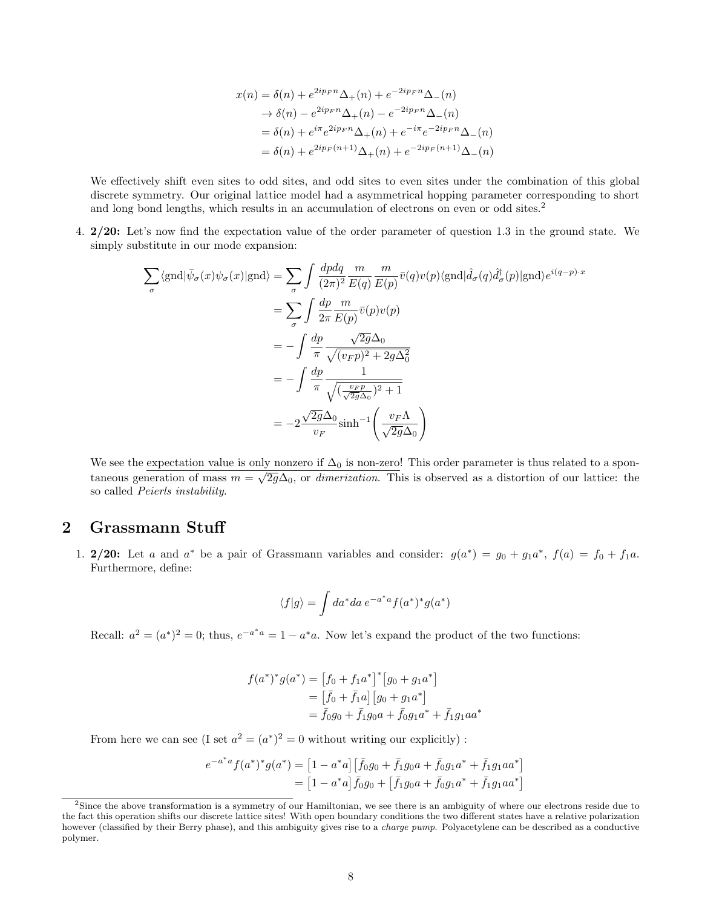$$
\begin{aligned}
x(n) &= \delta(n) + e^{2ip_F n}\Delta_+(n) + e^{-2ip_F n}\Delta_-(n) \\
&\to \delta(n) - e^{2ip_F n}\Delta_+(n) - e^{-2ip_F n}\Delta_-(n) \\
&= \delta(n) + e^{i\pi}e^{2ip_F n}\Delta_+(n) + e^{-i\pi}e^{-2ip_F n}\Delta_-(n) \\
&= \delta(n) + e^{2ip_F(n+1)}\Delta_+(n) + e^{-2ip_F(n+1)}\Delta_-(n)
\end{aligned}
$$

We effectively shift even sites to odd sites, and odd sites to even sites under the combination of this global discrete symmetry. Our original lattice model had a asymmetrical hopping parameter corresponding to short and long bond lengths, which results in an accumulation of electrons on even or odd sites.[2]

4. **2/20:** Let's now find the expectation value of the order parameter of question 1.3 in the ground state. We simply substitute in our mode expansion:

$$
\begin{aligned}
\sum_\sigma \langle \text{gnd}|\bar{\psi}_\sigma(x)\psi_\sigma(x)|\text{gnd}\rangle &= \sum_\sigma \int \frac{dpdq}{(2\pi)^2}\frac{m}{E(q)}\frac{m}{E(p)}\bar{v}(q)v(p)\langle \text{gnd}|\hat{d}_\sigma(q)\hat{d}_\sigma^\dagger(p)|\text{gnd}\rangle e^{i(q-p)\cdot x} \\
&= \sum_\sigma \int \frac{dp}{2\pi}\frac{m}{E(p)}\bar{v}(p)v(p) \\
&= -\int \frac{dp}{\pi}\frac{\sqrt{2g}\Delta_0}{\sqrt{(v_F p)^2 + 2g\Delta_0^2}} \\
&= -\int \frac{dp}{\pi}\frac{1}{\sqrt{(\frac{v_F p}{\sqrt{2g}\Delta_0})^2 + 1}} \\
&= -2\frac{\sqrt{2g}\Delta_0}{v_F}\sinh^{-1}\left(\frac{v_F\Lambda}{\sqrt{2g}\Delta_0}\right)
\end{aligned}
$$

We see the expectation value is only nonzero if $\Delta_0$ is non-zero! This order parameter is thus related to a spontaneous generation of mass $m = \sqrt{2g}\Delta_0$, or *dimerization*. This is observed as a distortion of our lattice: the so called *Peierls instability*.

## 2 Grassmann Stuff

1. **2/20:** Let $a$ and $a^*$ be a pair of Grassmann variables and consider: $g(a^*) = g_0 + g_1 a^*$, $f(a) = f_0 + f_1 a$. Furthermore, define:

$$
\langle f|g\rangle = \int da^* da\, e^{-a^* a} f(a^*)^* g(a^*)
$$

Recall: $a^2 = (a^*)^2 = 0$; thus, $e^{-a^* a} = 1 - a^* a$. Now let's expand the product of the two functions:

$$
\begin{aligned}
f(a^*)^* g(a^*) &= \left[f_0 + f_1 a^*\right]^*\left[g_0 + g_1 a^*\right] \\
&= \left[\bar{f}_0 + \bar{f}_1 a\right]\left[g_0 + g_1 a^*\right] \\
&= \bar{f}_0 g_0 + \bar{f}_1 g_0 a + \bar{f}_0 g_1 a^* + \bar{f}_1 g_1 a a^*
\end{aligned}
$$

From here we can see (I set $a^2 = (a^*)^2 = 0$ without writing our explicitly) :

$$
\begin{aligned}
e^{-a^* a} f(a^*)^* g(a^*) &= \left[1 - a^* a\right]\left[\bar{f}_0 g_0 + \bar{f}_1 g_0 a + \bar{f}_0 g_1 a^* + \bar{f}_1 g_1 a a^*\right] \\
&= \left[1 - a^* a\right]\bar{f}_0 g_0 + \left[\bar{f}_1 g_0 a + \bar{f}_0 g_1 a^* + \bar{f}_1 g_1 a a^*\right]
\end{aligned}
$$

---

[2] Since the above transformation is a symmetry of our Hamiltonian, we see there is an ambiguity of where our electrons reside due to the fact this operation shifts our discrete lattice sites! With open boundary conditions the two different states have a relative polarization however (classified by their Berry phase), and this ambiguity gives rise to a *charge pump*. Polyacetylene can be described as a conductive polymer.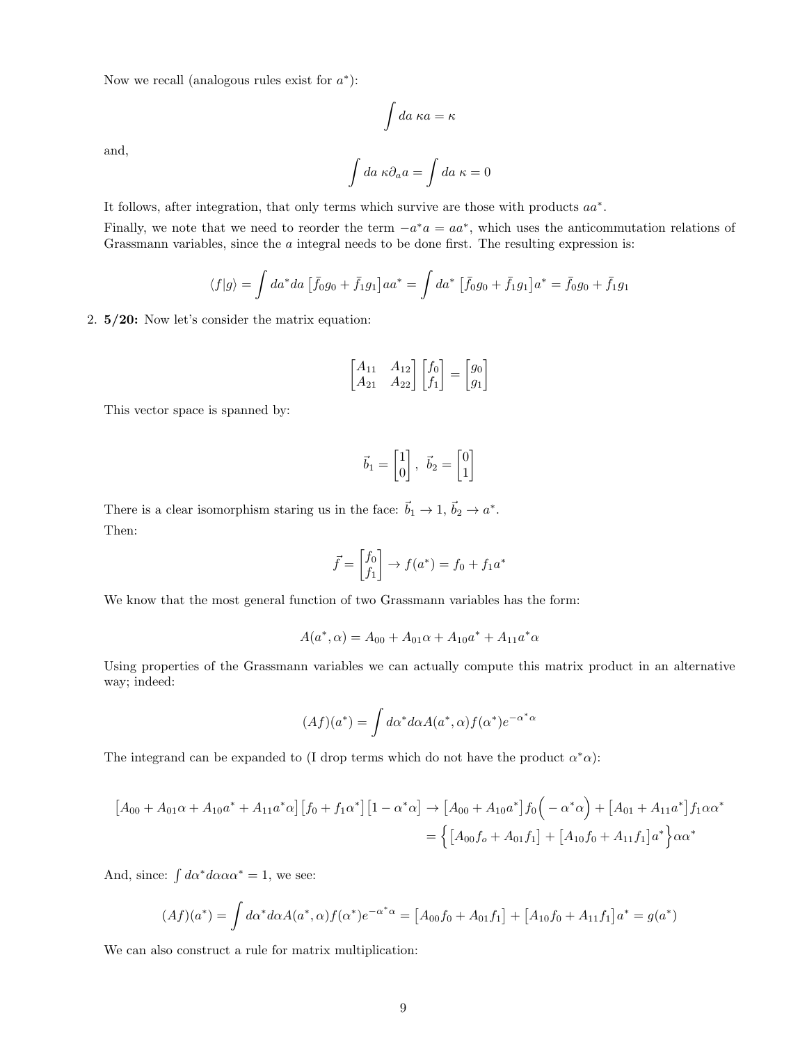Now we recall (analogous rules exist for $a^*$):

$$\int da \; \kappa a = \kappa$$

and,

$$\int da \; \kappa \partial_a a = \int da \; \kappa = 0$$

It follows, after integration, that only terms which survive are those with products $aa^*$.

Finally, we note that we need to reorder the term $-a^*a = aa^*$, which uses the anticommutation relations of Grassmann variables, since the $a$ integral needs to be done first. The resulting expression is:

$$\langle f|g\rangle = \int da^* da \left[\bar{f}_0 g_0 + \bar{f}_1 g_1\right] aa^* = \int da^* \left[\bar{f}_0 g_0 + \bar{f}_1 g_1\right] a^* = \bar{f}_0 g_0 + \bar{f}_1 g_1$$

2. **5/20:** Now let's consider the matrix equation:

$$\begin{bmatrix} A_{11} & A_{12} \\ A_{21} & A_{22} \end{bmatrix} \begin{bmatrix} f_0 \\ f_1 \end{bmatrix} = \begin{bmatrix} g_0 \\ g_1 \end{bmatrix}$$

This vector space is spanned by:

$$\vec{b}_1 = \begin{bmatrix} 1 \\ 0 \end{bmatrix}, \; \vec{b}_2 = \begin{bmatrix} 0 \\ 1 \end{bmatrix}$$

There is a clear isomorphism staring us in the face: $\vec{b}_1 \to 1$, $\vec{b}_2 \to a^*$.

Then:

$$\vec{f} = \begin{bmatrix} f_0 \\ f_1 \end{bmatrix} \to f(a^*) = f_0 + f_1 a^*$$

We know that the most general function of two Grassmann variables has the form:

$$A(a^*, \alpha) = A_{00} + A_{01}\alpha + A_{10}a^* + A_{11}a^*\alpha$$

Using properties of the Grassmann variables we can actually compute this matrix product in an alternative way; indeed:

$$(Af)(a^*) = \int d\alpha^* d\alpha A(a^*, \alpha) f(\alpha^*) e^{-\alpha^*\alpha}$$

The integrand can be expanded to (I drop terms which do not have the product $\alpha^*\alpha$):

$$\begin{aligned}\left[A_{00} + A_{01}\alpha + A_{10}a^* + A_{11}a^*\alpha\right]\left[f_0 + f_1\alpha^*\right]\left[1 - \alpha^*\alpha\right] &\to \left[A_{00} + A_{10}a^*\right] f_0 \Big( - \alpha^*\alpha\Big) + \left[A_{01} + A_{11}a^*\right] f_1 \alpha\alpha^* \\ &= \Big\{\left[A_{00}f_o + A_{01}f_1\right] + \left[A_{10}f_0 + A_{11}f_1\right]a^*\Big\}\alpha\alpha^*\end{aligned}$$

And, since: $\int d\alpha^* d\alpha \alpha\alpha^* = 1$, we see:

$$(Af)(a^*) = \int d\alpha^* d\alpha A(a^*, \alpha) f(\alpha^*) e^{-\alpha^*\alpha} = \left[A_{00}f_0 + A_{01}f_1\right] + \left[A_{10}f_0 + A_{11}f_1\right]a^* = g(a^*)$$

We can also construct a rule for matrix multiplication: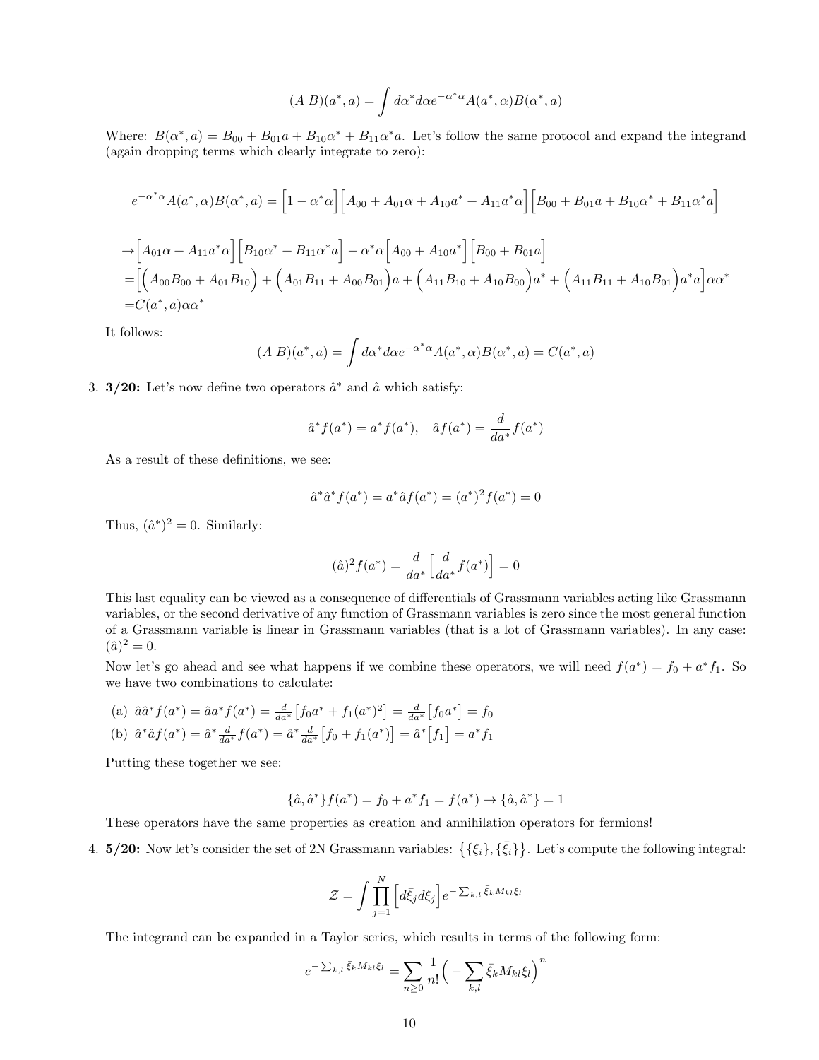$$(A\ B)(a^*, a) = \int d\alpha^* d\alpha e^{-\alpha^*\alpha} A(a^*, \alpha) B(\alpha^*, a)$$

Where: $B(\alpha^*, a) = B_{00} + B_{01}a + B_{10}\alpha^* + B_{11}\alpha^* a$. Let's follow the same protocol and expand the integrand (again dropping terms which clearly integrate to zero):

$$e^{-\alpha^*\alpha} A(a^*, \alpha) B(\alpha^*, a) = \Big[1 - \alpha^*\alpha\Big]\Big[A_{00} + A_{01}\alpha + A_{10}a^* + A_{11}a^*\alpha\Big]\Big[B_{00} + B_{01}a + B_{10}\alpha^* + B_{11}\alpha^* a\Big]$$

$$\begin{aligned}
&\to \Big[A_{01}\alpha + A_{11}a^*\alpha\Big]\Big[B_{10}\alpha^* + B_{11}\alpha^* a\Big] - \alpha^*\alpha\Big[A_{00} + A_{10}a^*\Big]\Big[B_{00} + B_{01}a\Big] \\
&= \Big[\Big(A_{00}B_{00} + A_{01}B_{10}\Big) + \Big(A_{01}B_{11} + A_{00}B_{01}\Big)a + \Big(A_{11}B_{10} + A_{10}B_{00}\Big)a^* + \Big(A_{11}B_{11} + A_{10}B_{01}\Big)a^* a\Big]\alpha\alpha^* \\
&= C(a^*, a)\alpha\alpha^*
\end{aligned}$$

It follows:

$$(A\ B)(a^*, a) = \int d\alpha^* d\alpha e^{-\alpha^*\alpha} A(a^*, \alpha) B(\alpha^*, a) = C(a^*, a)$$

3. **3/20:** Let's now define two operators $\hat{a}^*$ and $\hat{a}$ which satisfy:

$$\hat{a}^* f(a^*) = a^* f(a^*), \quad \hat{a} f(a^*) = \frac{d}{da^*} f(a^*)$$

As a result of these definitions, we see:

$$\hat{a}^*\hat{a}^* f(a^*) = a^*\hat{a} f(a^*) = (a^*)^2 f(a^*) = 0$$

Thus, $(\hat{a}^*)^2 = 0$. Similarly:

$$(\hat{a})^2 f(a^*) = \frac{d}{da^*}\Big[\frac{d}{da^*} f(a^*)\Big] = 0$$

This last equality can be viewed as a consequence of differentials of Grassmann variables acting like Grassmann variables, or the second derivative of any function of Grassmann variables is zero since the most general function of a Grassmann variable is linear in Grassmann variables (that is a lot of Grassmann variables). In any case: $(\hat{a})^2 = 0$.

Now let's go ahead and see what happens if we combine these operators, we will need $f(a^*) = f_0 + a^* f_1$. So we have two combinations to calculate:

(a) $\hat{a}\hat{a}^* f(a^*) = \hat{a} a^* f(a^*) = \frac{d}{da^*}\big[f_0 a^* + f_1 (a^*)^2\big] = \frac{d}{da^*}\big[f_0 a^*\big] = f_0$

(b) $\hat{a}^*\hat{a} f(a^*) = \hat{a}^* \frac{d}{da^*} f(a^*) = \hat{a}^* \frac{d}{da^*}\big[f_0 + f_1(a^*)\big] = \hat{a}^*\big[f_1\big] = a^* f_1$

Putting these together we see:

$$\{\hat{a}, \hat{a}^*\} f(a^*) = f_0 + a^* f_1 = f(a^*) \to \{\hat{a}, \hat{a}^*\} = 1$$

These operators have the same properties as creation and annihilation operators for fermions!

4. **5/20:** Now let's consider the set of 2N Grassmann variables: $\big\{\{\xi_i\}, \{\bar{\xi}_i\}\big\}$. Let's compute the following integral:

$$\mathcal{Z} = \int \prod_{j=1}^{N} \Big[d\bar{\xi}_j d\xi_j\Big] e^{-\sum_{k,l} \bar{\xi}_k M_{kl} \xi_l}$$

The integrand can be expanded in a Taylor series, which results in terms of the following form:

$$e^{-\sum_{k,l} \bar{\xi}_k M_{kl} \xi_l} = \sum_{n \geq 0} \frac{1}{n!}\Big(-\sum_{k,l} \bar{\xi}_k M_{kl} \xi_l\Big)^n$$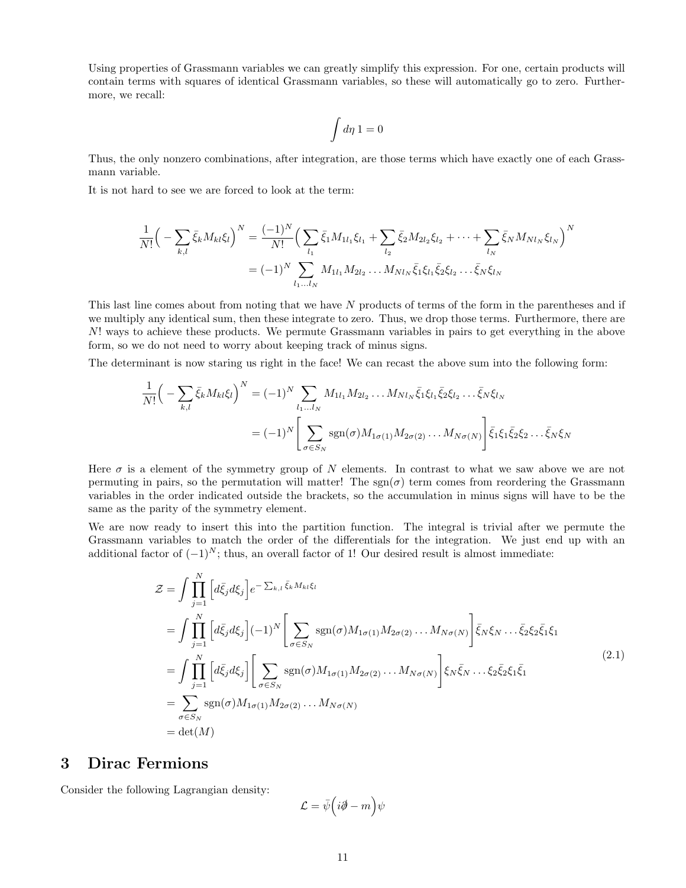Using properties of Grassmann variables we can greatly simplify this expression. For one, certain products will contain terms with squares of identical Grassmann variables, so these will automatically go to zero. Furthermore, we recall:

$$\int d\eta \, 1 = 0$$

Thus, the only nonzero combinations, after integration, are those terms which have exactly one of each Grassmann variable.

It is not hard to see we are forced to look at the term:

$$\begin{aligned}
\frac{1}{N!}\Big( -\sum_{k,l} \bar{\xi}_k M_{kl} \xi_l \Big)^N &= \frac{(-1)^N}{N!}\Big( \sum_{l_1} \bar{\xi}_1 M_{1l_1} \xi_{l_1} + \sum_{l_2} \bar{\xi}_2 M_{2l_2} \xi_{l_2} + \dots + \sum_{l_N} \bar{\xi}_N M_{Nl_N} \xi_{l_N} \Big)^N \\
&= (-1)^N \sum_{l_1 \dots l_N} M_{1l_1} M_{2l_2} \dots M_{Nl_N} \bar{\xi}_1 \xi_{l_1} \bar{\xi}_2 \xi_{l_2} \dots \bar{\xi}_N \xi_{l_N}
\end{aligned}$$

This last line comes about from noting that we have $N$ products of terms of the form in the parentheses and if we multiply any identical sum, then these integrate to zero. Thus, we drop those terms. Furthermore, there are $N!$ ways to achieve these products. We permute Grassmann variables in pairs to get everything in the above form, so we do not need to worry about keeping track of minus signs.

The determinant is now staring us right in the face! We can recast the above sum into the following form:

$$\begin{aligned}
\frac{1}{N!}\Big( -\sum_{k,l} \bar{\xi}_k M_{kl} \xi_l \Big)^N &= (-1)^N \sum_{l_1 \dots l_N} M_{1l_1} M_{2l_2} \dots M_{Nl_N} \bar{\xi}_1 \xi_{l_1} \bar{\xi}_2 \xi_{l_2} \dots \bar{\xi}_N \xi_{l_N} \\
&= (-1)^N \Bigg[ \sum_{\sigma \in S_N} \text{sgn}(\sigma) M_{1\sigma(1)} M_{2\sigma(2)} \dots M_{N\sigma(N)} \Bigg] \bar{\xi}_1 \xi_1 \bar{\xi}_2 \xi_2 \dots \bar{\xi}_N \xi_N
\end{aligned}$$

Here $\sigma$ is a element of the symmetry group of $N$ elements. In contrast to what we saw above we are not permuting in pairs, so the permutation will matter! The $\text{sgn}(\sigma)$ term comes from reordering the Grassmann variables in the order indicated outside the brackets, so the accumulation in minus signs will have to be the same as the parity of the symmetry element.

We are now ready to insert this into the partition function. The integral is trivial after we permute the Grassmann variables to match the order of the differentials for the integration. We just end up with an additional factor of $(-1)^N$; thus, an overall factor of 1! Our desired result is almost immediate:

$$\begin{aligned}
\mathcal{Z} &= \int \prod_{j=1}^{N} \Big[ d\bar{\xi}_j d\xi_j \Big] e^{-\sum_{k,l} \bar{\xi}_k M_{kl} \xi_l} \\
&= \int \prod_{j=1}^{N} \Big[ d\bar{\xi}_j d\xi_j \Big] (-1)^N \Bigg[ \sum_{\sigma \in S_N} \text{sgn}(\sigma) M_{1\sigma(1)} M_{2\sigma(2)} \dots M_{N\sigma(N)} \Bigg] \bar{\xi}_N \xi_N \dots \bar{\xi}_2 \xi_2 \bar{\xi}_1 \xi_1 \\
&= \int \prod_{j=1}^{N} \Big[ d\bar{\xi}_j d\xi_j \Big] \Bigg[ \sum_{\sigma \in S_N} \text{sgn}(\sigma) M_{1\sigma(1)} M_{2\sigma(2)} \dots M_{N\sigma(N)} \Bigg] \xi_N \bar{\xi}_N \dots \xi_2 \bar{\xi}_2 \xi_1 \bar{\xi}_1 \\
&= \sum_{\sigma \in S_N} \text{sgn}(\sigma) M_{1\sigma(1)} M_{2\sigma(2)} \dots M_{N\sigma(N)} \\
&= \det(M)
\end{aligned} \tag{2.1}$$

# 3 Dirac Fermions

Consider the following Lagrangian density:

$$\mathcal{L} = \bar{\psi}\Big(i\partial\!\!\!/ - m\Big)\psi$$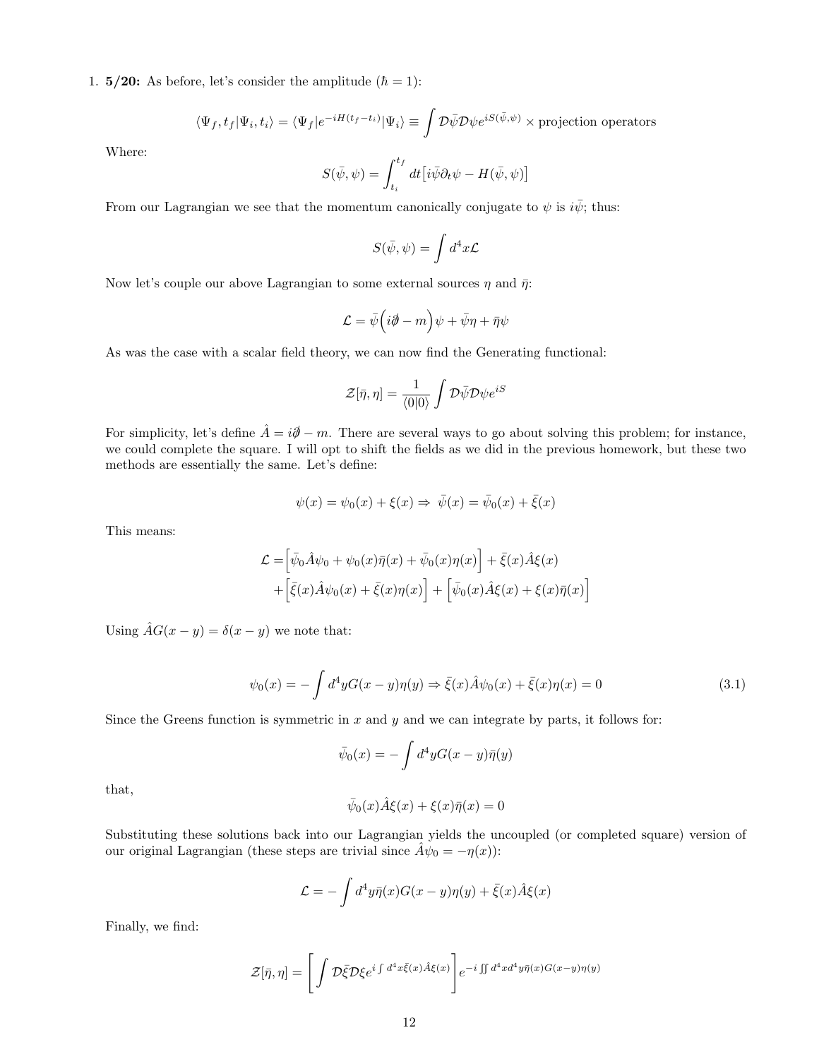1. **5/20:** As before, let's consider the amplitude ($\hbar = 1$):

$$\langle \Psi_f, t_f | \Psi_i, t_i \rangle = \langle \Psi_f | e^{-iH(t_f - t_i)} | \Psi_i \rangle \equiv \int \mathcal{D}\bar{\psi}\mathcal{D}\psi e^{iS(\bar{\psi},\psi)} \times \text{projection operators}$$

Where:

$$S(\bar{\psi}, \psi) = \int_{t_i}^{t_f} dt \big[ i\bar{\psi}\partial_t \psi - H(\bar{\psi}, \psi) \big]$$

From our Lagrangian we see that the momentum canonically conjugate to $\psi$ is $i\bar{\psi}$; thus:

$$S(\bar{\psi}, \psi) = \int d^4x \mathcal{L}$$

Now let's couple our above Lagrangian to some external sources $\eta$ and $\bar{\eta}$:

$$\mathcal{L} = \bar{\psi}\Big(i\partial\!\!\!/ - m\Big)\psi + \bar{\psi}\eta + \bar{\eta}\psi$$

As was the case with a scalar field theory, we can now find the Generating functional:

$$\mathcal{Z}[\bar{\eta}, \eta] = \frac{1}{\langle 0|0 \rangle} \int \mathcal{D}\bar{\psi}\mathcal{D}\psi e^{iS}$$

For simplicity, let's define $\hat{A} = i\partial\!\!\!/ - m$. There are several ways to go about solving this problem; for instance, we could complete the square. I will opt to shift the fields as we did in the previous homework, but these two methods are essentially the same. Let's define:

$$\psi(x) = \psi_0(x) + \xi(x) \Rightarrow \bar{\psi}(x) = \bar{\psi}_0(x) + \bar{\xi}(x)$$

This means:

$$\begin{aligned}
\mathcal{L} =& \Big[ \bar{\psi}_0 \hat{A} \psi_0 + \psi_0(x)\bar{\eta}(x) + \bar{\psi}_0(x)\eta(x) \Big] + \bar{\xi}(x)\hat{A}\xi(x) \\
&+ \Big[ \bar{\xi}(x)\hat{A}\psi_0(x) + \bar{\xi}(x)\eta(x) \Big] + \Big[ \bar{\psi}_0(x)\hat{A}\xi(x) + \xi(x)\bar{\eta}(x) \Big]
\end{aligned}$$

Using $\hat{A}G(x-y) = \delta(x-y)$ we note that:

$$\psi_0(x) = -\int d^4y G(x-y)\eta(y) \Rightarrow \bar{\xi}(x)\hat{A}\psi_0(x) + \bar{\xi}(x)\eta(x) = 0 \tag{3.1}$$

Since the Greens function is symmetric in $x$ and $y$ and we can integrate by parts, it follows for:

$$\bar{\psi}_0(x) = -\int d^4y G(x-y)\bar{\eta}(y)$$

that,

$$\bar{\psi}_0(x)\hat{A}\xi(x) + \xi(x)\bar{\eta}(x) = 0$$

Substituting these solutions back into our Lagrangian yields the uncoupled (or completed square) version of our original Lagrangian (these steps are trivial since $\hat{A}\psi_0 = -\eta(x)$):

$$\mathcal{L} = -\int d^4y \bar{\eta}(x)G(x-y)\eta(y) + \bar{\xi}(x)\hat{A}\xi(x)$$

Finally, we find:

$$\mathcal{Z}[\bar{\eta}, \eta] = \left[ \int \mathcal{D}\bar{\xi}\mathcal{D}\xi e^{i\int d^4x \bar{\xi}(x)\hat{A}\xi(x)} \right] e^{-i\iint d^4x d^4y \bar{\eta}(x)G(x-y)\eta(y)}$$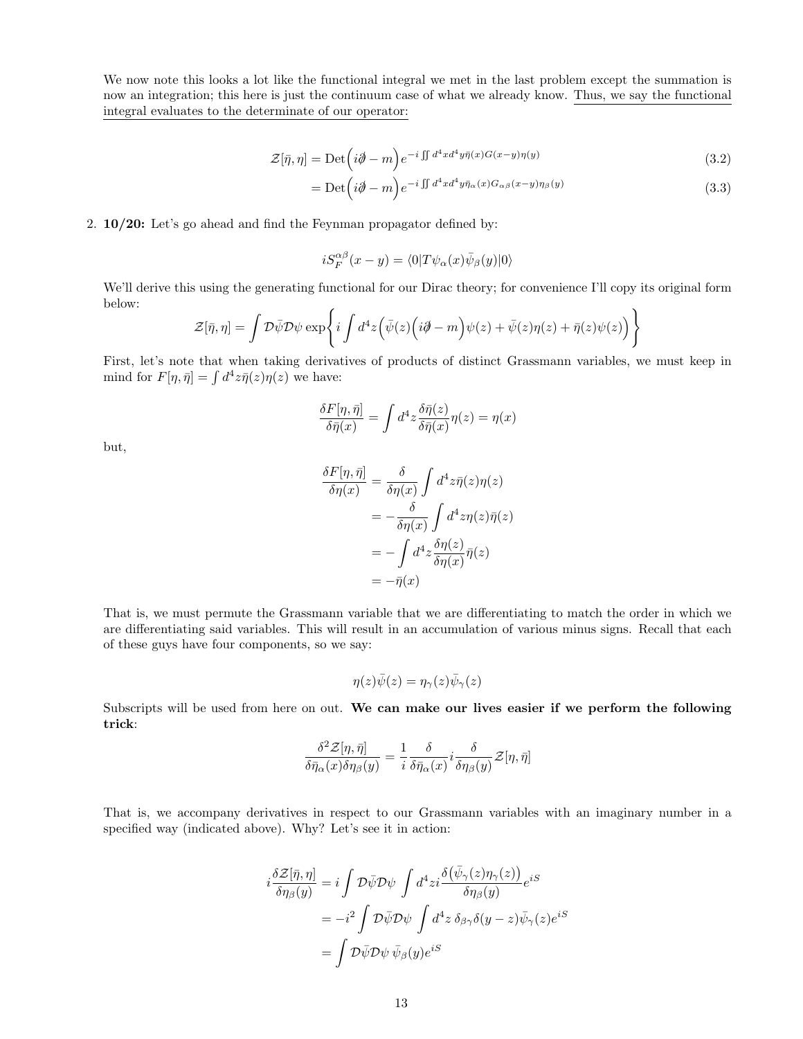We now note this looks a lot like the functional integral we met in the last problem except the summation is now an integration; this here is just the continuum case of what we already know. <u>Thus, we say the functional integral evaluates to the determinate of our operator:</u>

$$\mathcal{Z}[\bar{\eta},\eta] = \text{Det}\Big(i\partial\!\!\!/ - m\Big) e^{-i\iint d^4x d^4y \bar{\eta}(x) G(x-y)\eta(y)} \tag{3.2}$$

$$= \text{Det}\Big(i\partial\!\!\!/ - m\Big) e^{-i\iint d^4x d^4y \bar{\eta}_\alpha(x) G_{\alpha\beta}(x-y)\eta_\beta(y)} \tag{3.3}$$

2. **10/20:** Let's go ahead and find the Feynman propagator defined by:

$$iS_F^{\alpha\beta}(x-y) = \langle 0|T\psi_\alpha(x)\bar{\psi}_\beta(y)|0\rangle$$

We'll derive this using the generating functional for our Dirac theory; for convenience I'll copy its original form below:

$$\mathcal{Z}[\bar{\eta},\eta] = \int \mathcal{D}\bar{\psi}\mathcal{D}\psi \exp\bigg\{ i\int d^4z\Big(\bar{\psi}(z)\Big(i\partial\!\!\!/ - m\Big)\psi(z) + \bar{\psi}(z)\eta(z) + \bar{\eta}(z)\psi(z)\Big)\bigg\}$$

First, let's note that when taking derivatives of products of distinct Grassmann variables, we must keep in mind for $F[\eta,\bar{\eta}] = \int d^4z \bar{\eta}(z)\eta(z)$ we have:

$$\frac{\delta F[\eta,\bar{\eta}]}{\delta\bar{\eta}(x)} = \int d^4z \frac{\delta\bar{\eta}(z)}{\delta\bar{\eta}(x)}\eta(z) = \eta(x)$$

but,

$$\begin{aligned}
\frac{\delta F[\eta,\bar{\eta}]}{\delta\eta(x)} &= \frac{\delta}{\delta\eta(x)}\int d^4z \bar{\eta}(z)\eta(z) \\
&= -\frac{\delta}{\delta\eta(x)}\int d^4z \eta(z)\bar{\eta}(z) \\
&= -\int d^4z \frac{\delta\eta(z)}{\delta\eta(x)}\bar{\eta}(z) \\
&= -\bar{\eta}(x)
\end{aligned}$$

That is, we must permute the Grassmann variable that we are differentiating to match the order in which we are differentiating said variables. This will result in an accumulation of various minus signs. Recall that each of these guys have four components, so we say:

$$\eta(z)\bar{\psi}(z) = \eta_\gamma(z)\bar{\psi}_\gamma(z)$$

Subscripts will be used from here on out. **We can make our lives easier if we perform the following trick**:

$$\frac{\delta^2\mathcal{Z}[\eta,\bar{\eta}]}{\delta\bar{\eta}_\alpha(x)\delta\eta_\beta(y)} = \frac{1}{i}\frac{\delta}{\delta\bar{\eta}_\alpha(x)} i\frac{\delta}{\delta\eta_\beta(y)}\mathcal{Z}[\eta,\bar{\eta}]$$

That is, we accompany derivatives in respect to our Grassmann variables with an imaginary number in a specified way (indicated above). Why? Let's see it in action:

$$\begin{aligned}
i\frac{\delta\mathcal{Z}[\bar{\eta},\eta]}{\delta\eta_\beta(y)} &= i\int \mathcal{D}\bar{\psi}\mathcal{D}\psi \int d^4z i\frac{\delta\big(\bar{\psi}_\gamma(z)\eta_\gamma(z)\big)}{\delta\eta_\beta(y)} e^{iS} \\
&= -i^2\int \mathcal{D}\bar{\psi}\mathcal{D}\psi \int d^4z\, \delta_{\beta\gamma}\delta(y-z)\bar{\psi}_\gamma(z)e^{iS} \\
&= \int \mathcal{D}\bar{\psi}\mathcal{D}\psi\, \bar{\psi}_\beta(y)e^{iS}
\end{aligned}$$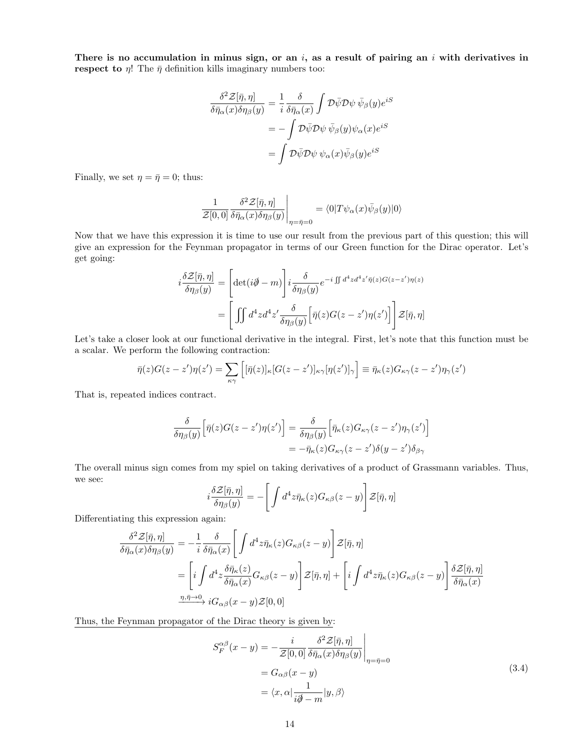**There is no accumulation in minus sign, or an $i$, as a result of pairing an $i$ with derivatives in respect to $\eta$!** The $\bar{\eta}$ definition kills imaginary numbers too:

$$
\begin{aligned}
\frac{\delta^2 \mathcal{Z}[\bar{\eta},\eta]}{\delta\bar{\eta}_\alpha(x)\delta\eta_\beta(y)} &= \frac{1}{i}\frac{\delta}{\delta\bar{\eta}_\alpha(x)}\int \mathcal{D}\bar{\psi}\mathcal{D}\psi\ \bar{\psi}_\beta(y)e^{iS} \\
&= -\int \mathcal{D}\bar{\psi}\mathcal{D}\psi\ \bar{\psi}_\beta(y)\psi_\alpha(x)e^{iS} \\
&= \int \mathcal{D}\bar{\psi}\mathcal{D}\psi\ \psi_\alpha(x)\bar{\psi}_\beta(y)e^{iS}
\end{aligned}
$$

Finally, we set $\eta = \bar{\eta} = 0$; thus:

$$
\frac{1}{\mathcal{Z}[0,0]}\frac{\delta^2 \mathcal{Z}[\bar{\eta},\eta]}{\delta\bar{\eta}_\alpha(x)\delta\eta_\beta(y)}\Bigg|_{\eta=\bar{\eta}=0} = \langle 0|T\psi_\alpha(x)\bar{\psi}_\beta(y)|0\rangle
$$

Now that we have this expression it is time to use our result from the previous part of this question; this will give an expression for the Feynman propagator in terms of our Green function for the Dirac operator. Let's get going:

$$
\begin{aligned}
i\frac{\delta \mathcal{Z}[\bar{\eta},\eta]}{\delta\eta_\beta(y)} &= \Bigg[\det(i\partial\!\!\!/ - m)\Bigg] i\frac{\delta}{\delta\eta_\beta(y)}e^{-i\iint d^4z d^4z' \bar{\eta}(z)G(z-z')\eta(z)} \\
&= \Bigg[\iint d^4z d^4z' \frac{\delta}{\delta\eta_\beta(y)}\Big[\bar{\eta}(z)G(z-z')\eta(z')\Big]\Bigg]\mathcal{Z}[\bar{\eta},\eta]
\end{aligned}
$$

Let's take a closer look at our functional derivative in the integral. First, let's note that this function must be a scalar. We perform the following contraction:

$$
\bar{\eta}(z)G(z-z')\eta(z') = \sum_{\kappa\gamma}\Big[[\bar{\eta}(z)]_\kappa[G(z-z')]_{\kappa\gamma}[\eta(z')]_\gamma\Big] \equiv \bar{\eta}_\kappa(z)G_{\kappa\gamma}(z-z')\eta_\gamma(z')
$$

That is, repeated indices contract.

$$
\begin{aligned}
\frac{\delta}{\delta\eta_\beta(y)}\Big[\bar{\eta}(z)G(z-z')\eta(z')\Big] &= \frac{\delta}{\delta\eta_\beta(y)}\Big[\bar{\eta}_\kappa(z)G_{\kappa\gamma}(z-z')\eta_\gamma(z')\Big] \\
&= -\bar{\eta}_\kappa(z)G_{\kappa\gamma}(z-z')\delta(y-z')\delta_{\beta\gamma}
\end{aligned}
$$

The overall minus sign comes from my spiel on taking derivatives of a product of Grassmann variables. Thus, we see:

$$
i\frac{\delta \mathcal{Z}[\bar{\eta},\eta]}{\delta\eta_\beta(y)} = -\Bigg[\int d^4z\bar{\eta}_\kappa(z)G_{\kappa\beta}(z-y)\Bigg]\mathcal{Z}[\bar{\eta},\eta]
$$

Differentiating this expression again:

$$
\begin{aligned}
\frac{\delta^2 \mathcal{Z}[\bar{\eta},\eta]}{\delta\bar{\eta}_\alpha(x)\delta\eta_\beta(y)} &= -\frac{1}{i}\frac{\delta}{\delta\bar{\eta}_\alpha(x)}\Bigg[\int d^4z\bar{\eta}_\kappa(z)G_{\kappa\beta}(z-y)\Bigg]\mathcal{Z}[\bar{\eta},\eta] \\
&= \Bigg[i\int d^4z\frac{\delta\bar{\eta}_\kappa(z)}{\delta\bar{\eta}_\alpha(x)}G_{\kappa\beta}(z-y)\Bigg]\mathcal{Z}[\bar{\eta},\eta] + \Bigg[i\int d^4z\bar{\eta}_\kappa(z)G_{\kappa\beta}(z-y)\Bigg]\frac{\delta\mathcal{Z}[\bar{\eta},\eta]}{\delta\bar{\eta}_\alpha(x)} \\
&\xrightarrow{\eta,\bar{\eta}\to 0} iG_{\alpha\beta}(x-y)\mathcal{Z}[0,0]
\end{aligned}
$$

<u>Thus, the Feynman propagator of the Dirac theory is given by:</u>

$$
\begin{aligned}
S_F^{\alpha\beta}(x-y) &= -\frac{i}{\mathcal{Z}[0,0]}\frac{\delta^2 \mathcal{Z}[\bar{\eta},\eta]}{\delta\bar{\eta}_\alpha(x)\delta\eta_\beta(y)}\Bigg|_{\eta=\bar{\eta}=0} \\
&= G_{\alpha\beta}(x-y) \\
&= \langle x,\alpha|\frac{1}{i\partial\!\!\!/ - m}|y,\beta\rangle
\end{aligned}
\tag{3.4}
$$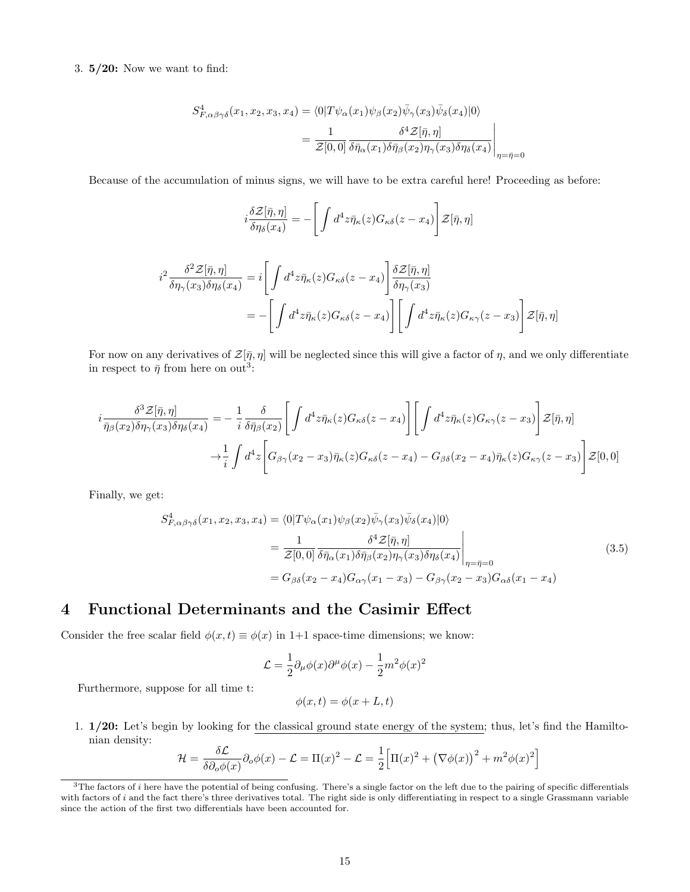3. **5/20:** Now we want to find:

$$
\begin{aligned}
S^4_{F,\alpha\beta\gamma\delta}(x_1,x_2,x_3,x_4) &= \langle 0|T\psi_\alpha(x_1)\psi_\beta(x_2)\bar{\psi}_\gamma(x_3)\bar{\psi}_\delta(x_4)|0\rangle \\
&= \frac{1}{\mathcal{Z}[0,0]}\frac{\delta^4\mathcal{Z}[\bar{\eta},\eta]}{\delta\bar{\eta}_\alpha(x_1)\delta\bar{\eta}_\beta(x_2)\eta_\gamma(x_3)\delta\eta_\delta(x_4)}\Bigg|_{\eta=\bar{\eta}=0}
\end{aligned}
$$

Because of the accumulation of minus signs, we will have to be extra careful here! Proceeding as before:

$$
i\frac{\delta\mathcal{Z}[\bar{\eta},\eta]}{\delta\eta_\delta(x_4)} = -\left[\int d^4z\bar{\eta}_\kappa(z)G_{\kappa\delta}(z-x_4)\right]\mathcal{Z}[\bar{\eta},\eta]
$$

$$
\begin{aligned}
i^2\frac{\delta^2\mathcal{Z}[\bar{\eta},\eta]}{\delta\eta_\gamma(x_3)\delta\eta_\delta(x_4)} &= i\left[\int d^4z\bar{\eta}_\kappa(z)G_{\kappa\delta}(z-x_4)\right]\frac{\delta\mathcal{Z}[\bar{\eta},\eta]}{\delta\eta_\gamma(x_3)} \\
&= -\left[\int d^4z\bar{\eta}_\kappa(z)G_{\kappa\delta}(z-x_4)\right]\left[\int d^4z\bar{\eta}_\kappa(z)G_{\kappa\gamma}(z-x_3)\right]\mathcal{Z}[\bar{\eta},\eta]
\end{aligned}
$$

For now on any derivatives of $\mathcal{Z}[\bar{\eta},\eta]$ will be neglected since this will give a factor of $\eta$, and we only differentiate in respect to $\bar{\eta}$ from here on out[3]:

$$
\begin{aligned}
i\frac{\delta^3\mathcal{Z}[\bar{\eta},\eta]}{\bar{\eta}_\beta(x_2)\delta\eta_\gamma(x_3)\delta\eta_\delta(x_4)} &= -\frac{1}{i}\frac{\delta}{\delta\bar{\eta}_\beta(x_2)}\left[\int d^4z\bar{\eta}_\kappa(z)G_{\kappa\delta}(z-x_4)\right]\left[\int d^4z\bar{\eta}_\kappa(z)G_{\kappa\gamma}(z-x_3)\right]\mathcal{Z}[\bar{\eta},\eta] \\
&\to \frac{1}{i}\int d^4z\left[G_{\beta\gamma}(x_2-x_3)\bar{\eta}_\kappa(z)G_{\kappa\delta}(z-x_4) - G_{\beta\delta}(x_2-x_4)\bar{\eta}_\kappa(z)G_{\kappa\gamma}(z-x_3)\right]\mathcal{Z}[0,0]
\end{aligned}
$$

Finally, we get:

$$
\begin{aligned}
S^4_{F,\alpha\beta\gamma\delta}(x_1,x_2,x_3,x_4) &= \langle 0|T\psi_\alpha(x_1)\psi_\beta(x_2)\bar{\psi}_\gamma(x_3)\bar{\psi}_\delta(x_4)|0\rangle \\
&= \frac{1}{\mathcal{Z}[0,0]}\frac{\delta^4\mathcal{Z}[\bar{\eta},\eta]}{\delta\bar{\eta}_\alpha(x_1)\delta\bar{\eta}_\beta(x_2)\eta_\gamma(x_3)\delta\eta_\delta(x_4)}\Bigg|_{\eta=\bar{\eta}=0} \\
&= G_{\beta\delta}(x_2-x_4)G_{\alpha\gamma}(x_1-x_3) - G_{\beta\gamma}(x_2-x_3)G_{\alpha\delta}(x_1-x_4)
\end{aligned}
\tag{3.5}
$$

# 4 Functional Determinants and the Casimir Effect

Consider the free scalar field $\phi(x,t) \equiv \phi(x)$ in 1+1 space-time dimensions; we know:

$$
\mathcal{L} = \frac{1}{2}\partial_\mu\phi(x)\partial^\mu\phi(x) - \frac{1}{2}m^2\phi(x)^2
$$

Furthermore, suppose for all time t:

$$
\phi(x,t) = \phi(x+L,t)
$$

1. **1/20:** Let's begin by looking for <u>the classical ground state energy of the system</u>; thus, let's find the Hamiltonian density:

$$
\mathcal{H} = \frac{\delta\mathcal{L}}{\delta\partial_o\phi(x)}\partial_o\phi(x) - \mathcal{L} = \Pi(x)^2 - \mathcal{L} = \frac{1}{2}\Big[\Pi(x)^2 + \big(\nabla\phi(x)\big)^2 + m^2\phi(x)^2\Big]
$$

[3] The factors of $i$ here have the potential of being confusing. There's a single factor on the left due to the pairing of specific differentials with factors of $i$ and the fact there's three derivatives total. The right side is only differentiating in respect to a single Grassmann variable since the action of the first two differentials have been accounted for.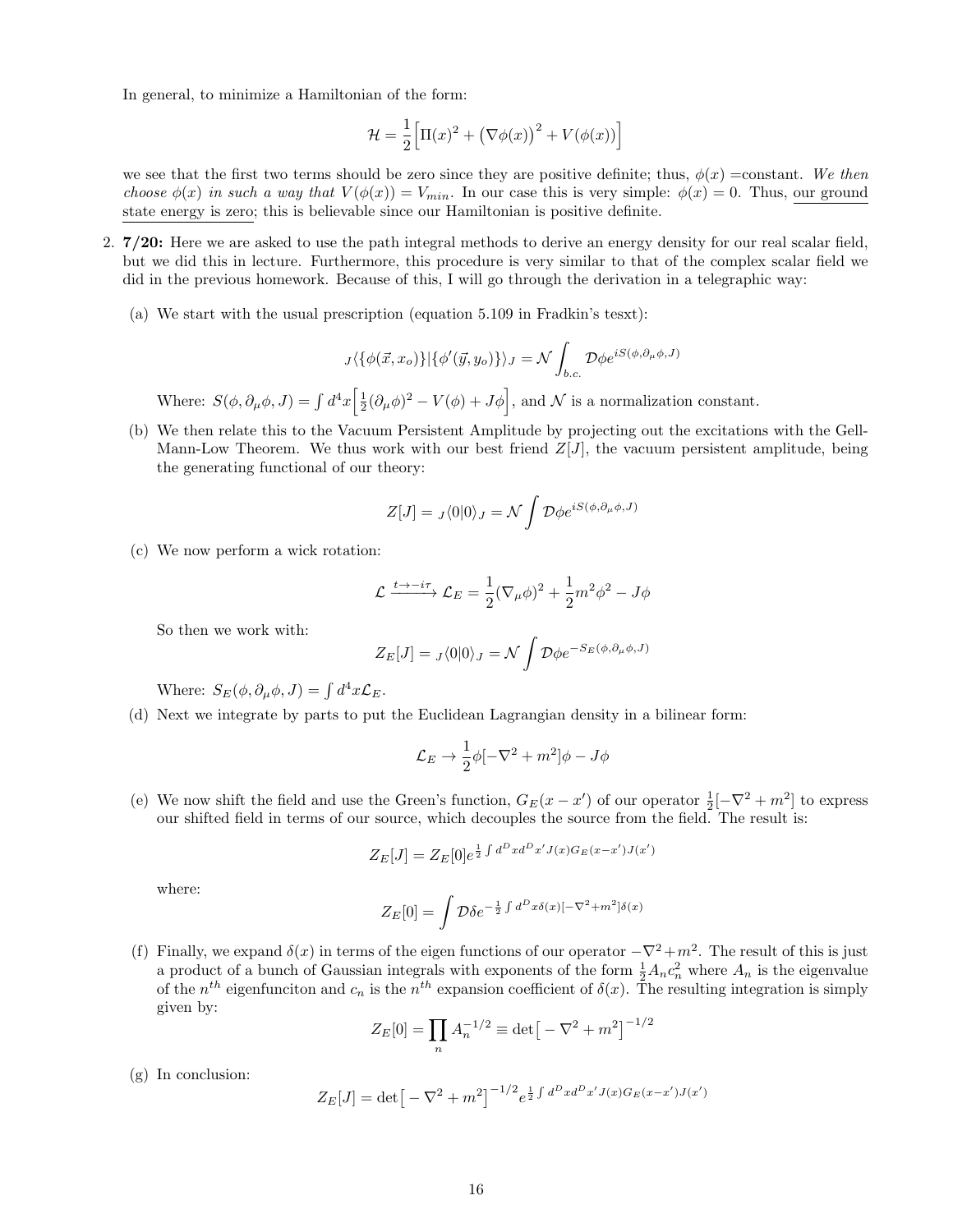In general, to minimize a Hamiltonian of the form:

$$\mathcal{H} = \frac{1}{2}\Big[\Pi(x)^2 + \big(\nabla\phi(x)\big)^2 + V(\phi(x))\Big]$$

we see that the first two terms should be zero since they are positive definite; thus, $\phi(x)$ =constant. *We then choose* $\phi(x)$ *in such a way that* $V(\phi(x)) = V_{min}$. In our case this is very simple: $\phi(x) = 0$. Thus, our ground state energy is zero; this is believable since our Hamiltonian is positive definite.

2. **7/20:** Here we are asked to use the path integral methods to derive an energy density for our real scalar field, but we did this in lecture. Furthermore, this procedure is very similar to that of the complex scalar field we did in the previous homework. Because of this, I will go through the derivation in a telegraphic way:

   (a) We start with the usual prescription (equation 5.109 in Fradkin's tesxt):

   $${}_J\langle\{\phi(\vec{x}, x_o)\}|\{\phi'(\vec{y}, y_o)\}\rangle_J = \mathcal{N}\int_{b.c.} \mathcal{D}\phi e^{iS(\phi,\partial_\mu\phi,J)}$$

   Where: $S(\phi, \partial_\mu\phi, J) = \int d^4x\Big[\frac{1}{2}(\partial_\mu\phi)^2 - V(\phi) + J\phi\Big]$, and $\mathcal{N}$ is a normalization constant.

   (b) We then relate this to the Vacuum Persistent Amplitude by projecting out the excitations with the Gell-Mann-Low Theorem. We thus work with our best friend $Z[J]$, the vacuum persistent amplitude, being the generating functional of our theory:

   $$Z[J] = {}_J\langle 0|0\rangle_J = \mathcal{N}\int \mathcal{D}\phi e^{iS(\phi,\partial_\mu\phi,J)}$$

   (c) We now perform a wick rotation:

   $$\mathcal{L} \xrightarrow{t\to -i\tau} \mathcal{L}_E = \frac{1}{2}(\nabla_\mu\phi)^2 + \frac{1}{2}m^2\phi^2 - J\phi$$

   So then we work with:

   $$Z_E[J] = {}_J\langle 0|0\rangle_J = \mathcal{N}\int \mathcal{D}\phi e^{-S_E(\phi,\partial_\mu\phi,J)}$$

   Where: $S_E(\phi, \partial_\mu\phi, J) = \int d^4x\mathcal{L}_E$.

   (d) Next we integrate by parts to put the Euclidean Lagrangian density in a bilinear form:

   $$\mathcal{L}_E \to \frac{1}{2}\phi[-\nabla^2 + m^2]\phi - J\phi$$

   (e) We now shift the field and use the Green's function, $G_E(x - x')$ of our operator $\frac{1}{2}[-\nabla^2 + m^2]$ to express our shifted field in terms of our source, which decouples the source from the field. The result is:

   $$Z_E[J] = Z_E[0]e^{\frac{1}{2}\int d^Dx d^Dx' J(x)G_E(x-x')J(x')}$$

   where:

   $$Z_E[0] = \int \mathcal{D}\delta e^{-\frac{1}{2}\int d^Dx\delta(x)[-\nabla^2+m^2]\delta(x)}$$

   (f) Finally, we expand $\delta(x)$ in terms of the eigen functions of our operator $-\nabla^2 + m^2$. The result of this is just a product of a bunch of Gaussian integrals with exponents of the form $\frac{1}{2}A_n c_n^2$ where $A_n$ is the eigenvalue of the $n^{th}$ eigenfunciton and $c_n$ is the $n^{th}$ expansion coefficient of $\delta(x)$. The resulting integration is simply given by:

   $$Z_E[0] = \prod_n A_n^{-1/2} \equiv \det\big[-\nabla^2 + m^2\big]^{-1/2}$$

   (g) In conclusion:

   $$Z_E[J] = \det\big[-\nabla^2 + m^2\big]^{-1/2} e^{\frac{1}{2}\int d^Dx d^Dx' J(x)G_E(x-x')J(x')}$$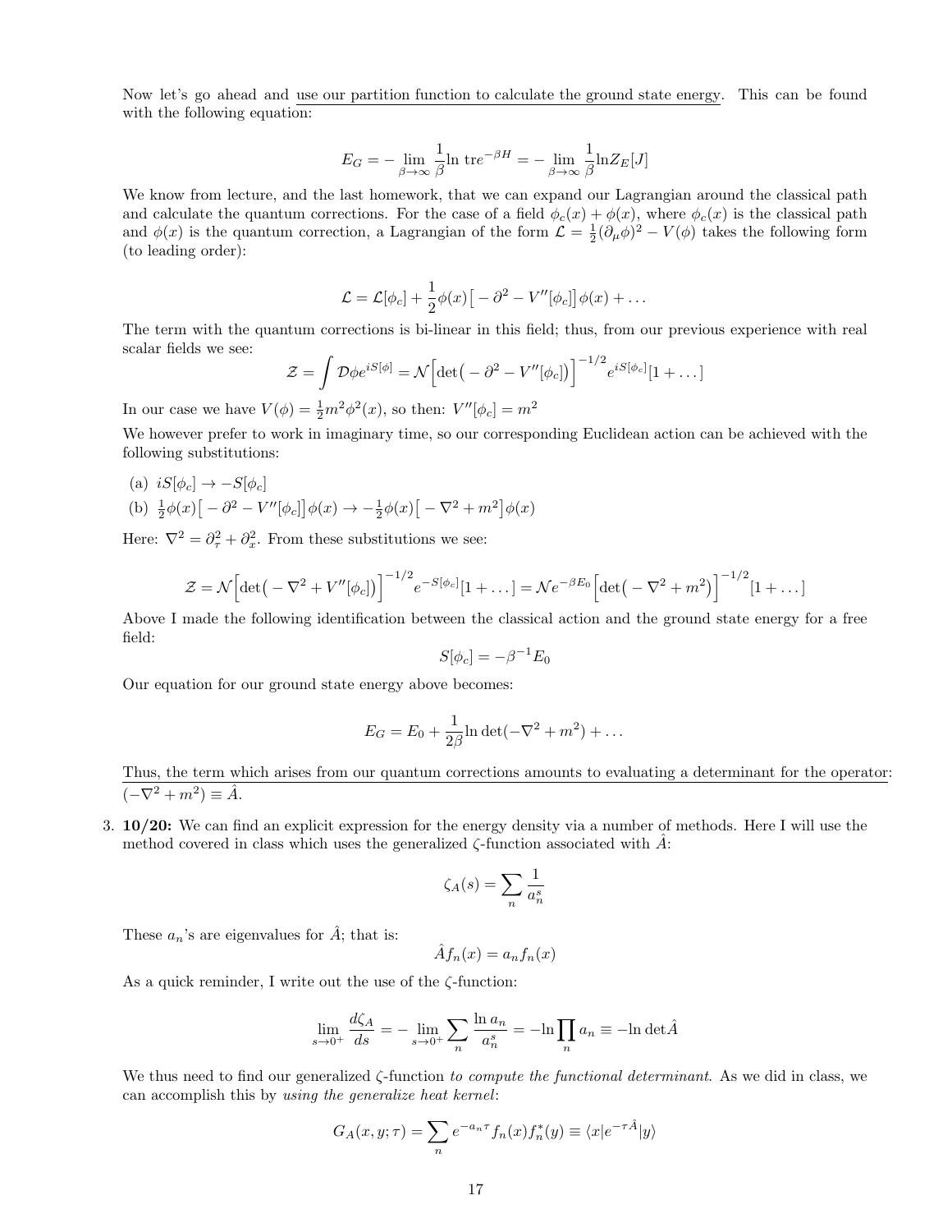Now let's go ahead and <u>use our partition function to calculate the ground state energy</u>. This can be found with the following equation:

$$E_G = -\lim_{\beta\to\infty}\frac{1}{\beta}\ln \mathrm{tr}e^{-\beta H} = -\lim_{\beta\to\infty}\frac{1}{\beta}\ln Z_E[J]$$

We know from lecture, and the last homework, that we can expand our Lagrangian around the classical path and calculate the quantum corrections. For the case of a field $\phi_c(x)+\phi(x)$, where $\phi_c(x)$ is the classical path and $\phi(x)$ is the quantum correction, a Lagrangian of the form $\mathcal{L}=\frac{1}{2}(\partial_\mu\phi)^2 - V(\phi)$ takes the following form (to leading order):

$$\mathcal{L} = \mathcal{L}[\phi_c] + \frac{1}{2}\phi(x)\big[-\partial^2 - V''[\phi_c]\big]\phi(x) + \dots$$

The term with the quantum corrections is bi-linear in this field; thus, from our previous experience with real scalar fields we see:

$$\mathcal{Z} = \int \mathcal{D}\phi e^{iS[\phi]} = \mathcal{N}\Big[\det\big(-\partial^2 - V''[\phi_c]\big)\Big]^{-1/2} e^{iS[\phi_c]}[1+\dots]$$

In our case we have $V(\phi)=\frac{1}{2}m^2\phi^2(x)$, so then: $V''[\phi_c]=m^2$

We however prefer to work in imaginary time, so our corresponding Euclidean action can be achieved with the following substitutions:

(a) $iS[\phi_c]\to -S[\phi_c]$

(b) $\frac{1}{2}\phi(x)\big[-\partial^2 - V''[\phi_c]\big]\phi(x) \to -\frac{1}{2}\phi(x)\big[-\nabla^2 + m^2\big]\phi(x)$

Here: $\nabla^2 = \partial_\tau^2 + \partial_x^2$. From these substitutions we see:

$$\mathcal{Z} = \mathcal{N}\Big[\det\big(-\nabla^2 + V''[\phi_c]\big)\Big]^{-1/2} e^{-S[\phi_c]}[1+\dots] = \mathcal{N}e^{-\beta E_0}\Big[\det\big(-\nabla^2+m^2\big)\Big]^{-1/2}[1+\dots]$$

Above I made the following identification between the classical action and the ground state energy for a free field:

$$S[\phi_c] = -\beta^{-1}E_0$$

Our equation for our ground state energy above becomes:

$$E_G = E_0 + \frac{1}{2\beta}\ln\det(-\nabla^2+m^2)+\dots$$

<u>Thus, the term which arises from our quantum corrections amounts to evaluating a determinant for the operator: $(-\nabla^2+m^2)\equiv\hat{A}$.</u>

3. **10/20:** We can find an explicit expression for the energy density via a number of methods. Here I will use the method covered in class which uses the generalized $\zeta$-function associated with $\hat{A}$:

$$\zeta_A(s) = \sum_n \frac{1}{a_n^s}$$

These $a_n$'s are eigenvalues for $\hat{A}$; that is:

$$\hat{A}f_n(x) = a_n f_n(x)$$

As a quick reminder, I write out the use of the $\zeta$-function:

$$\lim_{s\to0^+}\frac{d\zeta_A}{ds} = -\lim_{s\to0^+}\sum_n\frac{\ln a_n}{a_n^s} = -\ln\prod_n a_n \equiv -\ln\det\hat{A}$$

We thus need to find our generalized $\zeta$-function *to compute the functional determinant*. As we did in class, we can accomplish this by *using the generalize heat kernel*:

$$G_A(x,y;\tau) = \sum_n e^{-a_n\tau}f_n(x)f_n^*(y) \equiv \langle x|e^{-\tau\hat{A}}|y\rangle$$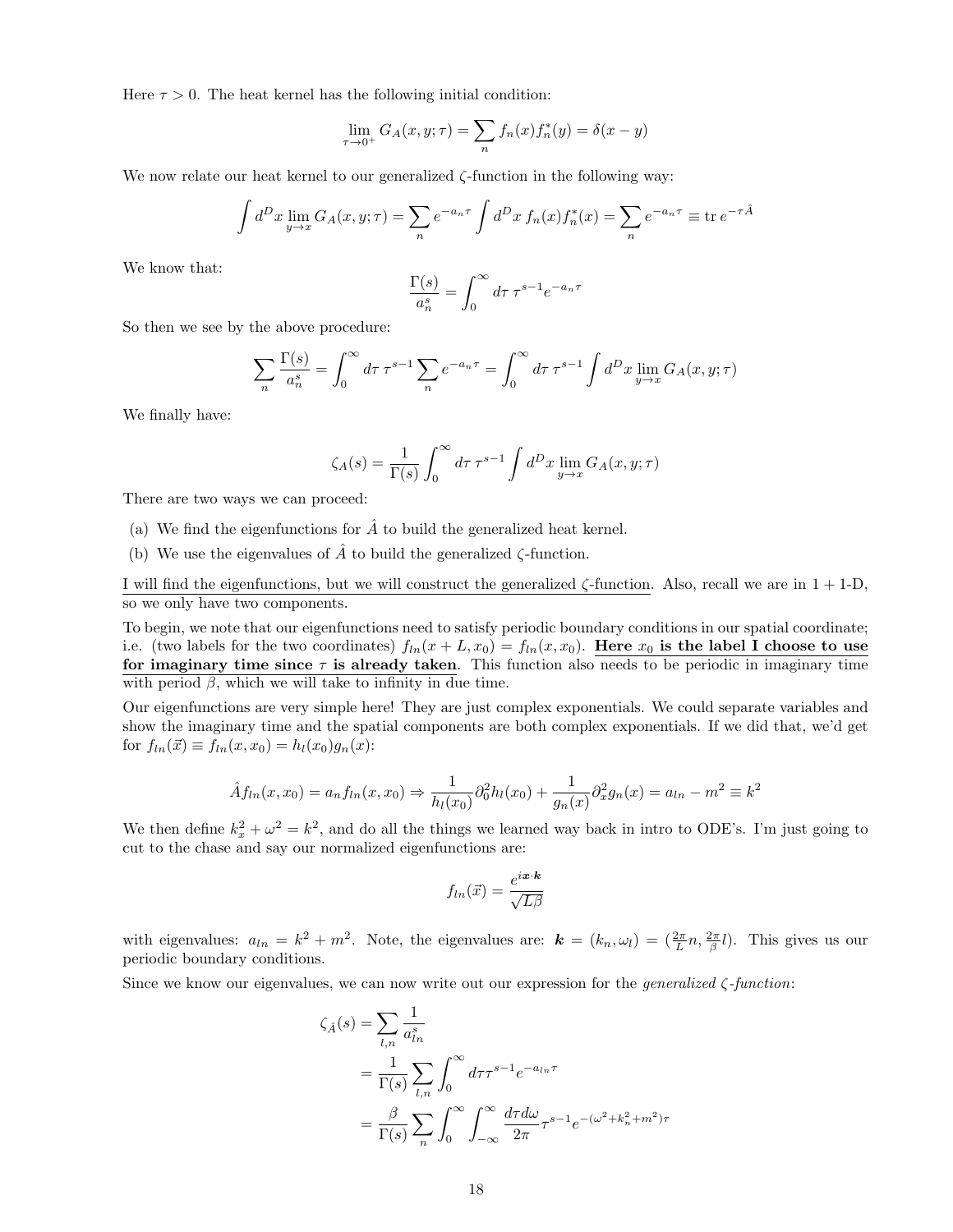Here $\tau > 0$. The heat kernel has the following initial condition:

$$\lim_{\tau \to 0^+} G_A(x, y; \tau) = \sum_n f_n(x) f_n^*(y) = \delta(x - y)$$

We now relate our heat kernel to our generalized $\zeta$-function in the following way:

$$\int d^D x \lim_{y \to x} G_A(x, y; \tau) = \sum_n e^{-a_n \tau} \int d^D x \, f_n(x) f_n^*(x) = \sum_n e^{-a_n \tau} \equiv \text{tr} \, e^{-\tau \hat{A}}$$

We know that:

$$\frac{\Gamma(s)}{a_n^s} = \int_0^\infty d\tau \, \tau^{s-1} e^{-a_n \tau}$$

So then we see by the above procedure:

$$\sum_n \frac{\Gamma(s)}{a_n^s} = \int_0^\infty d\tau \, \tau^{s-1} \sum_n e^{-a_n \tau} = \int_0^\infty d\tau \, \tau^{s-1} \int d^D x \lim_{y \to x} G_A(x, y; \tau)$$

We finally have:

$$\zeta_A(s) = \frac{1}{\Gamma(s)} \int_0^\infty d\tau \, \tau^{s-1} \int d^D x \lim_{y \to x} G_A(x, y; \tau)$$

There are two ways we can proceed:

(a) We find the eigenfunctions for $\hat{A}$ to build the generalized heat kernel.

(b) We use the eigenvalues of $\hat{A}$ to build the generalized $\zeta$-function.

I will find the eigenfunctions, but we will construct the generalized $\zeta$-function. Also, recall we are in $1+1$-D, so we only have two components.

To begin, we note that our eigenfunctions need to satisfy periodic boundary conditions in our spatial coordinate; i.e. (two labels for the two coordinates) $f_{ln}(x + L, x_0) = f_{ln}(x, x_0)$. **Here $x_0$ is the label I choose to use for imaginary time since $\tau$ is already taken**. This function also needs to be periodic in imaginary time with period $\beta$, which we will take to infinity in due time.

Our eigenfunctions are very simple here! They are just complex exponentials. We could separate variables and show the imaginary time and the spatial components are both complex exponentials. If we did that, we'd get for $f_{ln}(\vec{x}) \equiv f_{ln}(x, x_0) = h_l(x_0) g_n(x)$:

$$\hat{A} f_{ln}(x, x_0) = a_n f_{ln}(x, x_0) \Rightarrow \frac{1}{h_l(x_0)} \partial_0^2 h_l(x_0) + \frac{1}{g_n(x)} \partial_x^2 g_n(x) = a_{ln} - m^2 \equiv k^2$$

We then define $k_x^2 + \omega^2 = k^2$, and do all the things we learned way back in intro to ODE's. I'm just going to cut to the chase and say our normalized eigenfunctions are:

$$f_{ln}(\vec{x}) = \frac{e^{i \boldsymbol{x} \cdot \boldsymbol{k}}}{\sqrt{L \beta}}$$

with eigenvalues: $a_{ln} = k^2 + m^2$. Note, the eigenvalues are: $\boldsymbol{k} = (k_n, \omega_l) = (\frac{2\pi}{L} n, \frac{2\pi}{\beta} l)$. This gives us our periodic boundary conditions.

Since we know our eigenvalues, we can now write out our expression for the *generalized $\zeta$-function*:

$$\begin{aligned}
\zeta_{\hat{A}}(s) &= \sum_{l,n} \frac{1}{a_{ln}^s} \\
&= \frac{1}{\Gamma(s)} \sum_{l,n} \int_0^\infty d\tau \tau^{s-1} e^{-a_{ln} \tau} \\
&= \frac{\beta}{\Gamma(s)} \sum_n \int_0^\infty \int_{-\infty}^\infty \frac{d\tau d\omega}{2\pi} \tau^{s-1} e^{-(\omega^2 + k_n^2 + m^2)\tau}
\end{aligned}$$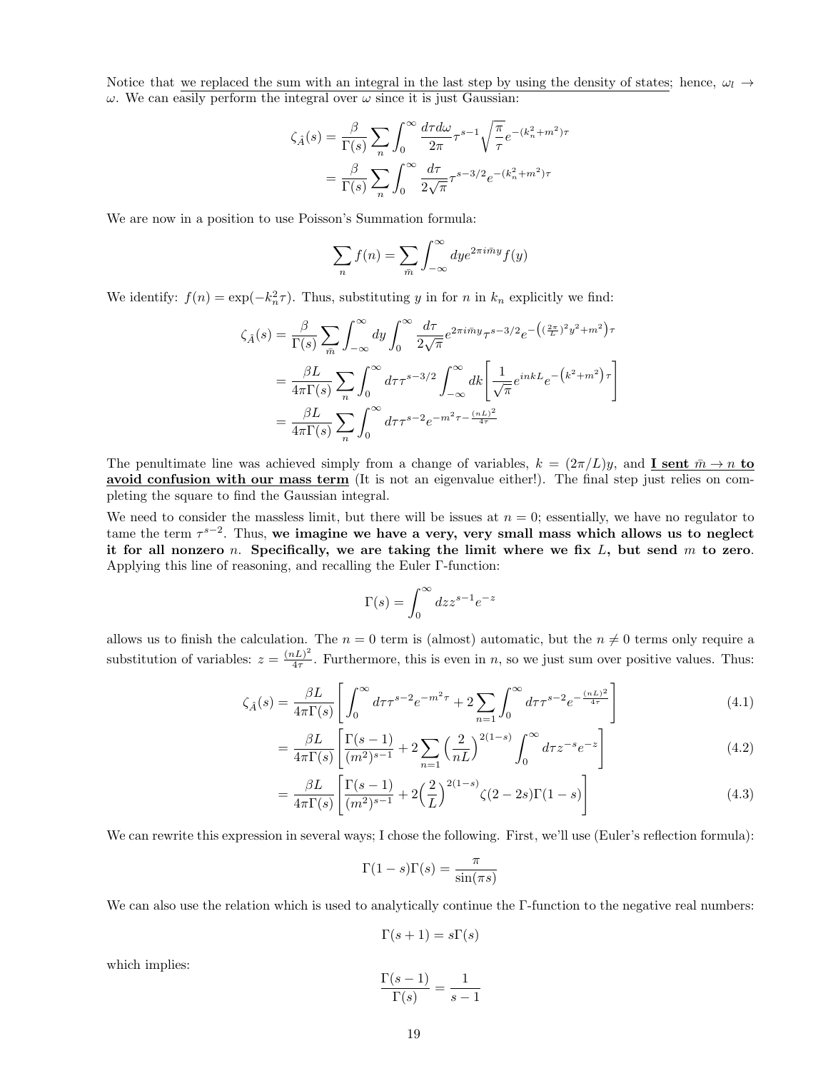Notice that <u>we replaced the sum with an integral in the last step by using the density of states</u>; hence, $\omega_l \to \omega$. We can easily perform the integral over $\omega$ since it is just Gaussian:

$$
\begin{aligned}
\zeta_{\hat{A}}(s) &= \frac{\beta}{\Gamma(s)} \sum_n \int_0^\infty \frac{d\tau d\omega}{2\pi} \tau^{s-1} \sqrt{\frac{\pi}{\tau}} e^{-(k_n^2+m^2)\tau} \\
&= \frac{\beta}{\Gamma(s)} \sum_n \int_0^\infty \frac{d\tau}{2\sqrt{\pi}} \tau^{s-3/2} e^{-(k_n^2+m^2)\tau}
\end{aligned}
$$

We are now in a position to use Poisson's Summation formula:

$$
\sum_n f(n) = \sum_{\bar{m}} \int_{-\infty}^{\infty} dy e^{2\pi i \bar{m} y} f(y)
$$

We identify: $f(n) = \exp(-k_n^2 \tau)$. Thus, substituting $y$ in for $n$ in $k_n$ explicitly we find:

$$
\begin{aligned}
\zeta_{\hat{A}}(s) &= \frac{\beta}{\Gamma(s)} \sum_{\bar{m}} \int_{-\infty}^{\infty} dy \int_0^\infty \frac{d\tau}{2\sqrt{\pi}} e^{2\pi i \bar{m} y} \tau^{s-3/2} e^{-\left((\frac{2\pi}{L})^2 y^2 + m^2\right)\tau} \\
&= \frac{\beta L}{4\pi \Gamma(s)} \sum_n \int_0^\infty d\tau \tau^{s-3/2} \int_{-\infty}^{\infty} dk \left[ \frac{1}{\sqrt{\pi}} e^{inkL} e^{-\left(k^2+m^2\right)\tau} \right] \\
&= \frac{\beta L}{4\pi \Gamma(s)} \sum_n \int_0^\infty d\tau \tau^{s-2} e^{-m^2\tau - \frac{(nL)^2}{4\tau}}
\end{aligned}
$$

The penultimate line was achieved simply from a change of variables, $k = (2\pi/L)y$, and <u>**I sent $\bar{m} \to n$ to avoid confusion with our mass term**</u> (It is not an eigenvalue either!). The final step just relies on completing the square to find the Gaussian integral.

We need to consider the massless limit, but there will be issues at $n = 0$; essentially, we have no regulator to tame the term $\tau^{s-2}$. Thus, **we imagine we have a very, very small mass which allows us to neglect it for all nonzero $n$. Specifically, we are taking the limit where we fix $L$, but send $m$ to zero**. Applying this line of reasoning, and recalling the Euler $\Gamma$-function:

$$
\Gamma(s) = \int_0^\infty dz z^{s-1} e^{-z}
$$

allows us to finish the calculation. The $n = 0$ term is (almost) automatic, but the $n \neq 0$ terms only require a substitution of variables: $z = \frac{(nL)^2}{4\tau}$. Furthermore, this is even in $n$, so we just sum over positive values. Thus:

$$
\begin{aligned}
\zeta_{\hat{A}}(s) &= \frac{\beta L}{4\pi \Gamma(s)} \left[ \int_0^\infty d\tau \tau^{s-2} e^{-m^2\tau} + 2 \sum_{n=1} \int_0^\infty d\tau \tau^{s-2} e^{-\frac{(nL)^2}{4\tau}} \right] && (4.1) \\
&= \frac{\beta L}{4\pi \Gamma(s)} \left[ \frac{\Gamma(s-1)}{(m^2)^{s-1}} + 2 \sum_{n=1} \left(\frac{2}{nL}\right)^{2(1-s)} \int_0^\infty d\tau z^{-s} e^{-z} \right] && (4.2) \\
&= \frac{\beta L}{4\pi \Gamma(s)} \left[ \frac{\Gamma(s-1)}{(m^2)^{s-1}} + 2\left(\frac{2}{L}\right)^{2(1-s)} \zeta(2-2s)\Gamma(1-s) \right] && (4.3)
\end{aligned}
$$

We can rewrite this expression in several ways; I chose the following. First, we'll use (Euler's reflection formula):

$$
\Gamma(1-s)\Gamma(s) = \frac{\pi}{\sin(\pi s)}
$$

We can also use the relation which is used to analytically continue the $\Gamma$-function to the negative real numbers:

$$
\Gamma(s+1) = s\Gamma(s)
$$

which implies:

$$
\frac{\Gamma(s-1)}{\Gamma(s)} = \frac{1}{s-1}
$$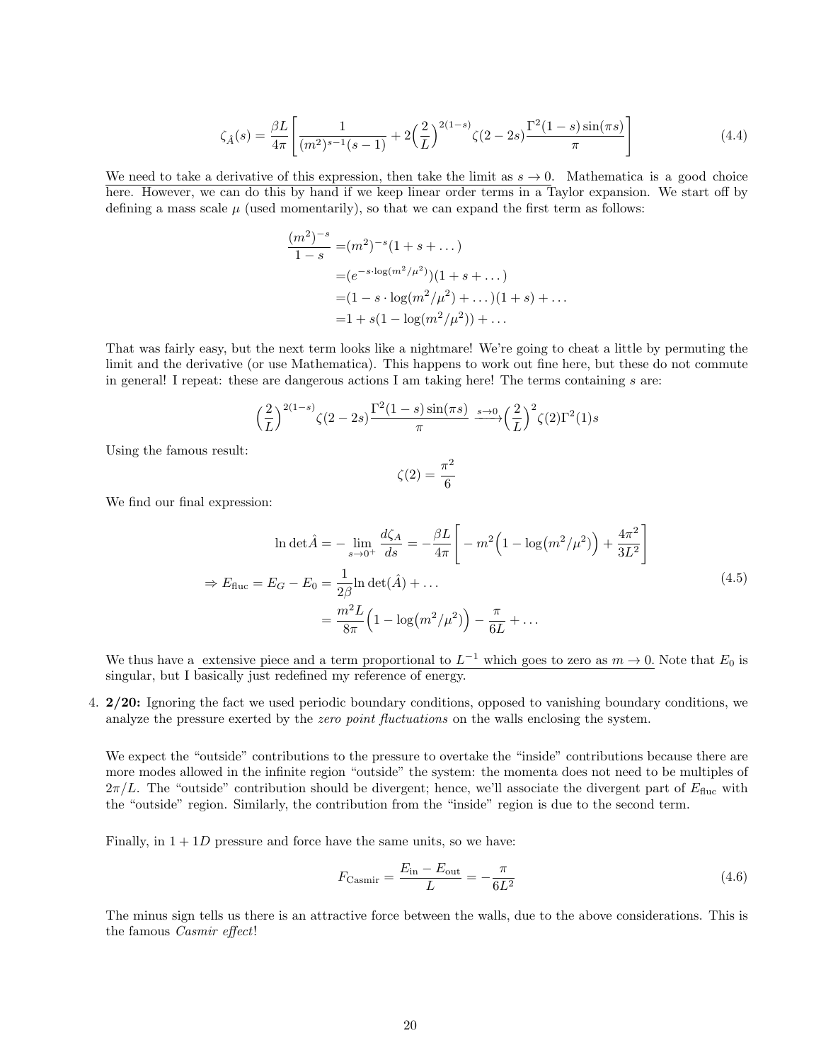$$\zeta_{\hat{A}}(s) = \frac{\beta L}{4\pi}\left[\frac{1}{(m^2)^{s-1}(s-1)} + 2\Big(\frac{2}{L}\Big)^{2(1-s)}\zeta(2-2s)\frac{\Gamma^2(1-s)\sin(\pi s)}{\pi}\right] \tag{4.4}$$

We need to take a derivative of this expression, then take the limit as $s \to 0$. Mathematica is a good choice here. However, we can do this by hand if we keep linear order terms in a Taylor expansion. We start off by defining a mass scale $\mu$ (used momentarily), so that we can expand the first term as follows:

$$\begin{aligned}
\frac{(m^2)^{-s}}{1-s} =&(m^2)^{-s}(1+s+\dots) \\
=&(e^{-s\cdot\log(m^2/\mu^2)})(1+s+\dots) \\
=&(1-s\cdot\log(m^2/\mu^2)+\dots)(1+s)+\dots \\
=&1+s(1-\log(m^2/\mu^2))+\dots
\end{aligned}$$

That was fairly easy, but the next term looks like a nightmare! We're going to cheat a little by permuting the limit and the derivative (or use Mathematica). This happens to work out fine here, but these do not commute in general! I repeat: these are dangerous actions I am taking here! The terms containing $s$ are:

$$\Big(\frac{2}{L}\Big)^{2(1-s)}\zeta(2-2s)\frac{\Gamma^2(1-s)\sin(\pi s)}{\pi} \xrightarrow{s\to 0} \Big(\frac{2}{L}\Big)^2\zeta(2)\Gamma^2(1)s$$

Using the famous result:

$$\zeta(2) = \frac{\pi^2}{6}$$

We find our final expression:

$$\begin{aligned}
\ln\det\hat{A} =& -\lim_{s\to 0^+}\frac{d\zeta_A}{ds} = -\frac{\beta L}{4\pi}\left[-m^2\Big(1-\log\big(m^2/\mu^2\big)\Big)+\frac{4\pi^2}{3L^2}\right] \\
\Rightarrow E_{\text{fluc}} = E_G - E_0 =& \frac{1}{2\beta}\ln\det(\hat{A})+\dots \\
=& \frac{m^2 L}{8\pi}\Big(1-\log\big(m^2/\mu^2\big)\Big) - \frac{\pi}{6L}+\dots
\end{aligned} \tag{4.5}$$

We thus have a extensive piece and a term proportional to $L^{-1}$ which goes to zero as $m \to 0$. Note that $E_0$ is singular, but I basically just redefined my reference of energy.

4. **2/20:** Ignoring the fact we used periodic boundary conditions, opposed to vanishing boundary conditions, we analyze the pressure exerted by the *zero point fluctuations* on the walls enclosing the system.

   We expect the "outside" contributions to the pressure to overtake the "inside" contributions because there are more modes allowed in the infinite region "outside" the system: the momenta does not need to be multiples of $2\pi/L$. The "outside" contribution should be divergent; hence, we'll associate the divergent part of $E_{\text{fluc}}$ with the "outside" region. Similarly, the contribution from the "inside" region is due to the second term.

   Finally, in $1+1D$ pressure and force have the same units, so we have:

$$F_{\text{Casmir}} = \frac{E_{\text{in}} - E_{\text{out}}}{L} = -\frac{\pi}{6L^2} \tag{4.6}$$

   The minus sign tells us there is an attractive force between the walls, due to the above considerations. This is the famous *Casmir effect*!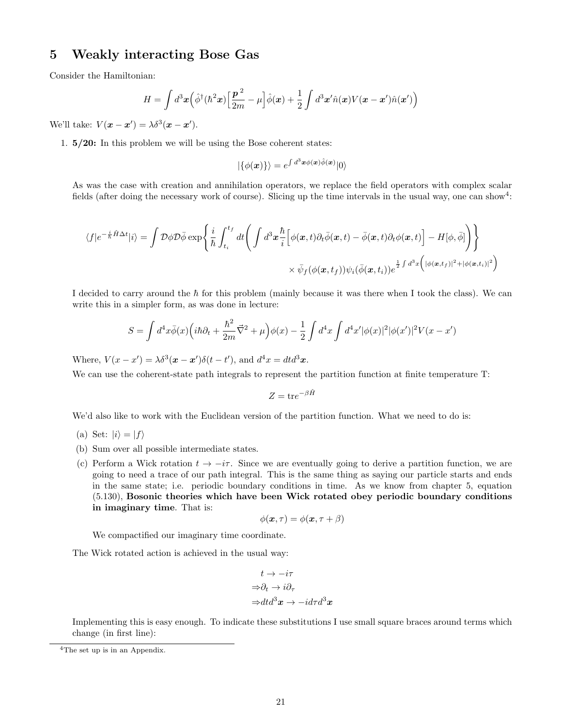## 5 Weakly interacting Bose Gas

Consider the Hamiltonian:

$$H = \int d^3\boldsymbol{x}\Big(\hat{\phi}^\dagger(\hbar^2\boldsymbol{x})\Big[\frac{\boldsymbol{p}^2}{2m} - \mu\Big]\hat{\phi}(\boldsymbol{x}) + \frac{1}{2}\int d^3\boldsymbol{x}'\hat{n}(\boldsymbol{x})V(\boldsymbol{x}-\boldsymbol{x}')\hat{n}(\boldsymbol{x}')\Big)$$

We'll take: $V(\boldsymbol{x}-\boldsymbol{x}') = \lambda\delta^3(\boldsymbol{x}-\boldsymbol{x}')$.

1. **5/20:** In this problem we will be using the Bose coherent states:

$$|\{\phi(\boldsymbol{x})\}\rangle = e^{\int d^3\boldsymbol{x}\phi(\boldsymbol{x})\hat{\phi}(\boldsymbol{x})}|0\rangle$$

As was the case with creation and annihilation operators, we replace the field operators with complex scalar fields (after doing the necessary work of course). Slicing up the time intervals in the usual way, one can show[4]:

$$\langle f|e^{-\frac{i}{\hbar}\hat{H}\Delta t}|i\rangle = \int \mathcal{D}\phi\mathcal{D}\bar{\phi}\exp\Bigg\{\frac{i}{\hbar}\int_{t_i}^{t_f}dt\Bigg(\int d^3\boldsymbol{x}\frac{\hbar}{i}\Big[\phi(\boldsymbol{x},t)\partial_t\bar{\phi}(\boldsymbol{x},t) - \bar{\phi}(\boldsymbol{x},t)\partial_t\phi(\boldsymbol{x},t)\Big] - H[\phi,\bar{\phi}]\Bigg)\Bigg\}$$

$$\times\,\bar{\psi}_f(\phi(\boldsymbol{x},t_f))\psi_i(\bar{\phi}(\boldsymbol{x},t_i))e^{\frac{1}{2}\int d^3x\Big(|\phi(\boldsymbol{x},t_f)|^2+|\phi(\boldsymbol{x},t_i)|^2\Big)}$$

I decided to carry around the $\hbar$ for this problem (mainly because it was there when I took the class). We can write this in a simpler form, as was done in lecture:

$$S = \int d^4x\bar{\phi}(x)\Big(i\hbar\partial_t + \frac{\hbar^2}{2m}\vec{\nabla}^2 + \mu\Big)\phi(x) - \frac{1}{2}\int d^4x\int d^4x'|\phi(x)|^2|\phi(x')|^2V(x-x')$$

Where, $V(x-x') = \lambda\delta^3(\boldsymbol{x}-\boldsymbol{x}')\delta(t-t')$, and $d^4x = dtd^3\boldsymbol{x}$.

We can use the coherent-state path integrals to represent the partition function at finite temperature T:

$$Z = \text{tr}e^{-\beta\hat{H}}$$

We'd also like to work with the Euclidean version of the partition function. What we need to do is:

(a) Set: $|i\rangle = |f\rangle$

(b) Sum over all possible intermediate states.

(c) Perform a Wick rotation $t \to -i\tau$. Since we are eventually going to derive a partition function, we are going to need a trace of our path integral. This is the same thing as saying our particle starts and ends in the same state; i.e. periodic boundary conditions in time. As we know from chapter 5, equation (5.130), **Bosonic theories which have been Wick rotated obey periodic boundary conditions in imaginary time**. That is:

$$\phi(\boldsymbol{x},\tau) = \phi(\boldsymbol{x},\tau+\beta)$$

We compactified our imaginary time coordinate.

The Wick rotated action is achieved in the usual way:

$$\begin{aligned} t &\to -i\tau \\ \Rightarrow \partial_t &\to i\partial_\tau \\ \Rightarrow dtd^3\boldsymbol{x} &\to -id\tau d^3\boldsymbol{x} \end{aligned}$$

Implementing this is easy enough. To indicate these substitutions I use small square braces around terms which change (in first line):

[4] The set up is in an Appendix.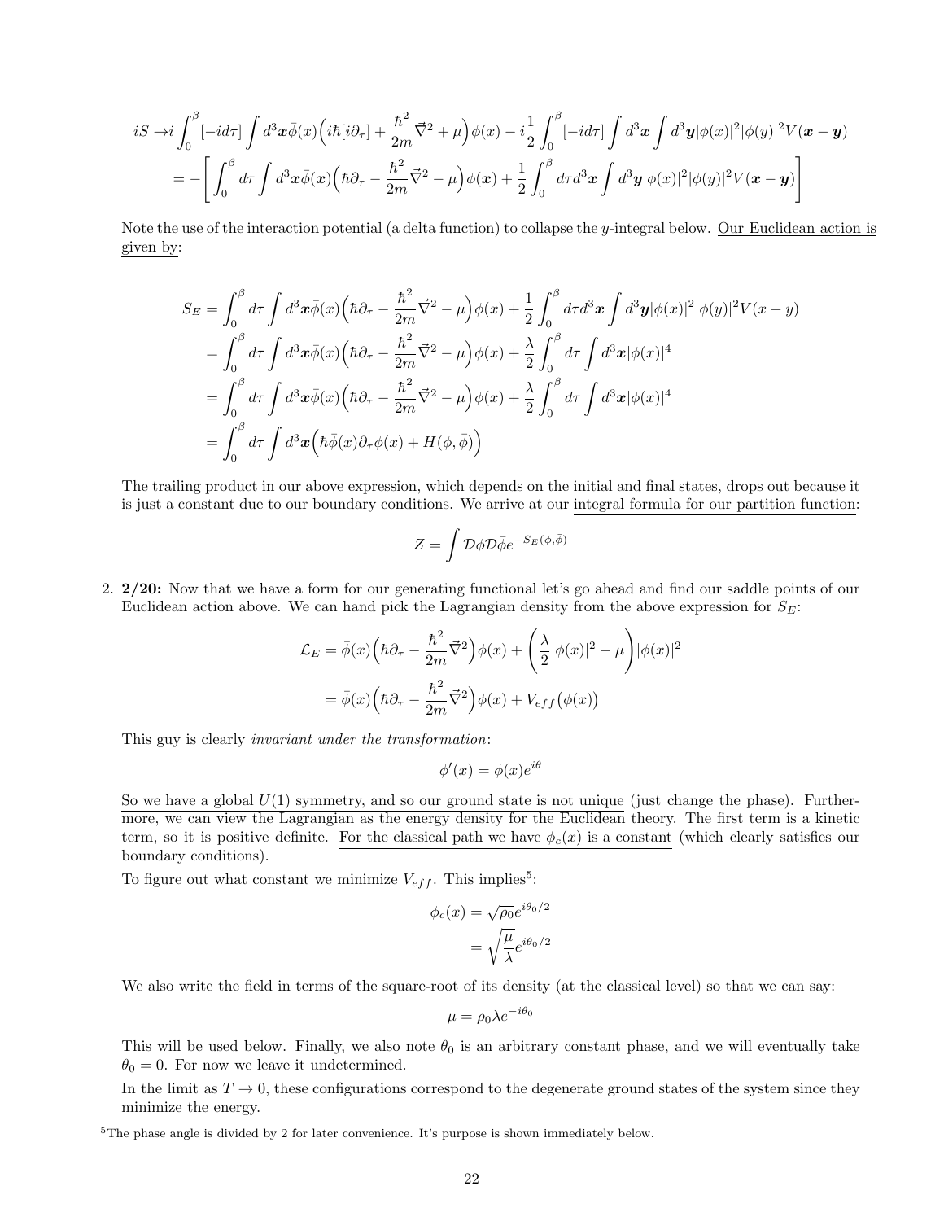$$
\begin{aligned}
iS \to & i\int_0^\beta [-id\tau] \int d^3\boldsymbol{x}\bar{\phi}(x)\Big(i\hbar[i\partial_\tau] + \frac{\hbar^2}{2m}\vec{\nabla}^2 + \mu\Big)\phi(x) - i\frac{1}{2}\int_0^\beta [-id\tau]\int d^3\boldsymbol{x}\int d^3\boldsymbol{y}|\phi(x)|^2|\phi(y)|^2 V(\boldsymbol{x}-\boldsymbol{y}) \\
&= -\left[\int_0^\beta d\tau \int d^3\boldsymbol{x}\bar{\phi}(\boldsymbol{x})\Big(\hbar\partial_\tau - \frac{\hbar^2}{2m}\vec{\nabla}^2 - \mu\Big)\phi(\boldsymbol{x}) + \frac{1}{2}\int_0^\beta d\tau d^3\boldsymbol{x}\int d^3\boldsymbol{y}|\phi(x)|^2|\phi(y)|^2 V(\boldsymbol{x}-\boldsymbol{y})\right]
\end{aligned}
$$

Note the use of the interaction potential (a delta function) to collapse the $y$-integral below. <u>Our Euclidean action is given by</u>:

$$
\begin{aligned}
S_E &= \int_0^\beta d\tau \int d^3\boldsymbol{x}\bar{\phi}(x)\Big(\hbar\partial_\tau - \frac{\hbar^2}{2m}\vec{\nabla}^2 - \mu\Big)\phi(x) + \frac{1}{2}\int_0^\beta d\tau d^3\boldsymbol{x}\int d^3\boldsymbol{y}|\phi(x)|^2|\phi(y)|^2 V(x-y) \\
&= \int_0^\beta d\tau \int d^3\boldsymbol{x}\bar{\phi}(x)\Big(\hbar\partial_\tau - \frac{\hbar^2}{2m}\vec{\nabla}^2 - \mu\Big)\phi(x) + \frac{\lambda}{2}\int_0^\beta d\tau \int d^3\boldsymbol{x}|\phi(x)|^4 \\
&= \int_0^\beta d\tau \int d^3\boldsymbol{x}\bar{\phi}(x)\Big(\hbar\partial_\tau - \frac{\hbar^2}{2m}\vec{\nabla}^2 - \mu\Big)\phi(x) + \frac{\lambda}{2}\int_0^\beta d\tau \int d^3\boldsymbol{x}|\phi(x)|^4 \\
&= \int_0^\beta d\tau \int d^3\boldsymbol{x}\Big(\hbar\bar{\phi}(x)\partial_\tau\phi(x) + H(\phi,\bar{\phi})\Big)
\end{aligned}
$$

The trailing product in our above expression, which depends on the initial and final states, drops out because it is just a constant due to our boundary conditions. We arrive at our <u>integral formula for our partition function</u>:

$$
Z = \int \mathcal{D}\phi\mathcal{D}\bar{\phi}e^{-S_E(\phi,\bar{\phi})}
$$

2. **2/20:** Now that we have a form for our generating functional let's go ahead and find our saddle points of our Euclidean action above. We can hand pick the Lagrangian density from the above expression for $S_E$:

$$
\begin{aligned}
\mathcal{L}_E &= \bar{\phi}(x)\Big(\hbar\partial_\tau - \frac{\hbar^2}{2m}\vec{\nabla}^2\Big)\phi(x) + \left(\frac{\lambda}{2}|\phi(x)|^2 - \mu\right)|\phi(x)|^2 \\
&= \bar{\phi}(x)\Big(\hbar\partial_\tau - \frac{\hbar^2}{2m}\vec{\nabla}^2\Big)\phi(x) + V_{eff}\big(\phi(x)\big)
\end{aligned}
$$

This guy is clearly *invariant under the transformation*:

$$
\phi'(x) = \phi(x)e^{i\theta}
$$

<u>So we have a global $U(1)$ symmetry, and so our ground state is not unique</u> (just change the phase). <u>Furthermore, we can view the Lagrangian as the energy density for the Euclidean</u> theory. The first term is a kinetic term, so it is positive definite. <u>For the classical path we have $\phi_c(x)$ is a constant</u> (which clearly satisfies our boundary conditions).

To figure out what constant we minimize $V_{eff}$. This implies[5]:

$$
\begin{aligned}
\phi_c(x) &= \sqrt{\rho_0}e^{i\theta_0/2} \\
&= \sqrt{\frac{\mu}{\lambda}}e^{i\theta_0/2}
\end{aligned}
$$

We also write the field in terms of the square-root of its density (at the classical level) so that we can say:

$$
\mu = \rho_0\lambda e^{-i\theta_0}
$$

This will be used below. Finally, we also note $\theta_0$ is an arbitrary constant phase, and we will eventually take $\theta_0 = 0$. For now we leave it undetermined.

<u>In the limit as $T \to 0$</u>, these configurations correspond to the degenerate ground states of the system since they minimize the energy.

[5] The phase angle is divided by 2 for later convenience. It's purpose is shown immediately below.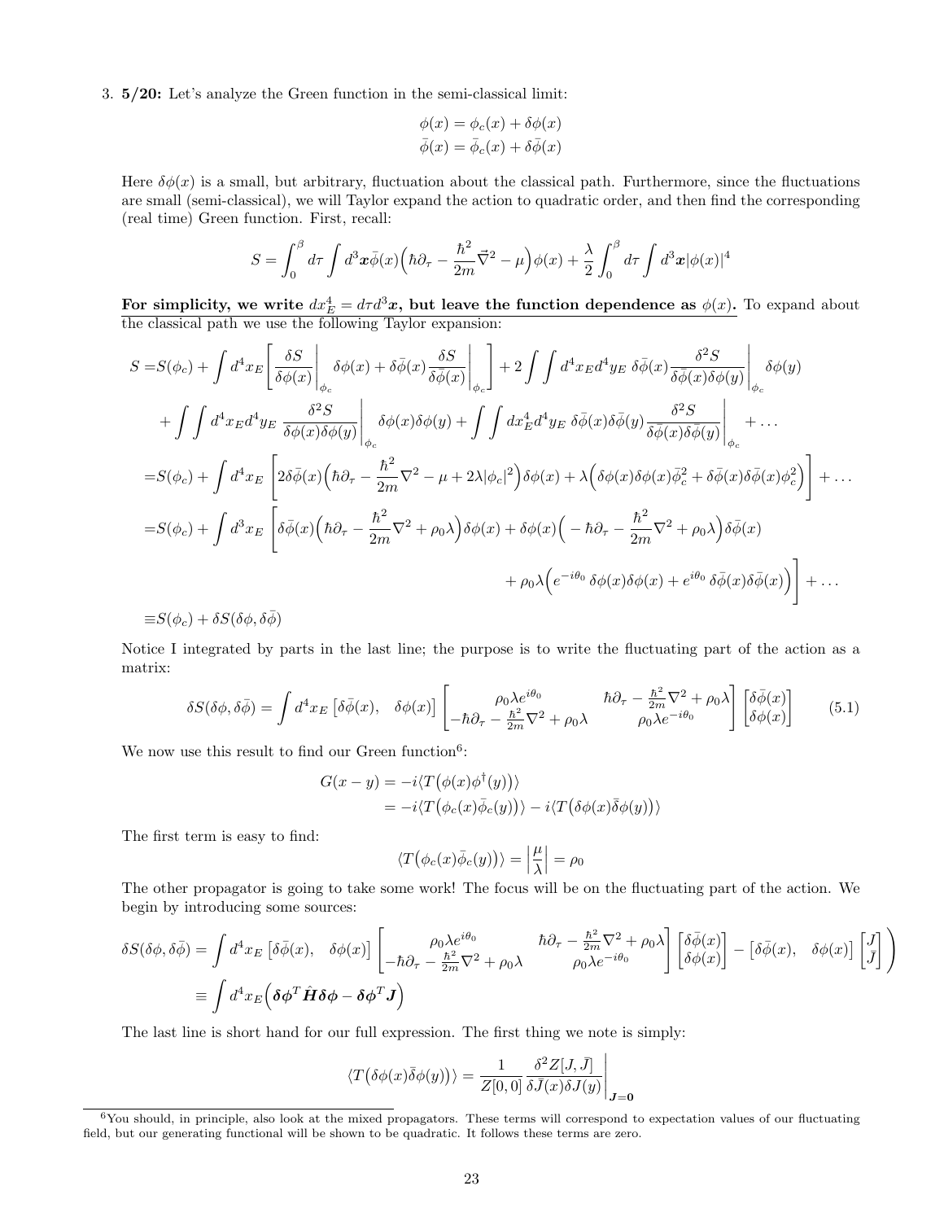3. **5/20:** Let's analyze the Green function in the semi-classical limit:

$$\phi(x) = \phi_c(x) + \delta\phi(x)$$
$$\bar{\phi}(x) = \bar{\phi}_c(x) + \delta\bar{\phi}(x)$$

Here $\delta\phi(x)$ is a small, but arbitrary, fluctuation about the classical path. Furthermore, since the fluctuations are small (semi-classical), we will Taylor expand the action to quadratic order, and then find the corresponding (real time) Green function. First, recall:

$$S = \int_0^\beta d\tau \int d^3\boldsymbol{x}\bar{\phi}(x)\Big(\hbar\partial_\tau - \frac{\hbar^2}{2m}\vec{\nabla}^2 - \mu\Big)\phi(x) + \frac{\lambda}{2}\int_0^\beta d\tau \int d^3\boldsymbol{x}|\phi(x)|^4$$

**For simplicity, we write $dx_E^4 = d\tau d^3\boldsymbol{x}$, but leave the function dependence as $\phi(x)$.** To expand about the classical path we use the following Taylor expansion:

$$\begin{aligned}
S =& S(\phi_c) + \int d^4x_E\left[\frac{\delta S}{\delta\phi(x)}\bigg|_{\phi_c}\delta\phi(x) + \delta\bar{\phi}(x)\frac{\delta S}{\delta\bar{\phi}(x)}\bigg|_{\phi_c}\right] + 2\int\int d^4x_E d^4y_E\ \delta\bar{\phi}(x)\frac{\delta^2 S}{\delta\bar{\phi}(x)\delta\phi(y)}\bigg|_{\phi_c}\delta\phi(y) \\
&+ \int\int d^4x_E d^4y_E\ \frac{\delta^2 S}{\delta\phi(x)\delta\phi(y)}\bigg|_{\phi_c}\delta\phi(x)\delta\phi(y) + \int\int dx_E^4 d^4y_E\ \delta\bar{\phi}(x)\delta\bar{\phi}(y)\frac{\delta^2 S}{\delta\bar{\phi}(x)\delta\bar{\phi}(y)}\bigg|_{\phi_c} + \ldots \\
=& S(\phi_c) + \int d^4x_E\left[2\delta\bar{\phi}(x)\Big(\hbar\partial_\tau - \frac{\hbar^2}{2m}\nabla^2 - \mu + 2\lambda|\phi_c|^2\Big)\delta\phi(x) + \lambda\Big(\delta\phi(x)\delta\phi(x)\bar{\phi}_c^2 + \delta\bar{\phi}(x)\delta\bar{\phi}(x)\phi_c^2\Big)\right] + \ldots \\
=& S(\phi_c) + \int d^3x_E\left[\delta\bar{\phi}(x)\Big(\hbar\partial_\tau - \frac{\hbar^2}{2m}\nabla^2 + \rho_0\lambda\Big)\delta\phi(x) + \delta\phi(x)\Big(-\hbar\partial_\tau - \frac{\hbar^2}{2m}\nabla^2 + \rho_0\lambda\Big)\delta\bar{\phi}(x)\right. \\
&\left. + \rho_0\lambda\Big(e^{-i\theta_0}\,\delta\phi(x)\delta\phi(x) + e^{i\theta_0}\,\delta\bar{\phi}(x)\delta\bar{\phi}(x)\Big)\right] + \ldots \\
\equiv& S(\phi_c) + \delta S(\delta\phi, \delta\bar{\phi})
\end{aligned}$$

Notice I integrated by parts in the last line; the purpose is to write the fluctuating part of the action as a matrix:

$$\delta S(\delta\phi, \delta\bar{\phi}) = \int d^4x_E\begin{bmatrix}\delta\bar{\phi}(x), & \delta\phi(x)\end{bmatrix}\begin{bmatrix}\rho_0\lambda e^{i\theta_0} & \hbar\partial_\tau - \frac{\hbar^2}{2m}\nabla^2 + \rho_0\lambda \\ -\hbar\partial_\tau - \frac{\hbar^2}{2m}\nabla^2 + \rho_0\lambda & \rho_0\lambda e^{-i\theta_0}\end{bmatrix}\begin{bmatrix}\delta\bar{\phi}(x) \\ \delta\phi(x)\end{bmatrix} \tag{5.1}$$

We now use this result to find our Green function[6]:

$$\begin{aligned}
G(x-y) &= -i\langle T\big(\phi(x)\phi^\dagger(y)\big)\rangle \\
&= -i\langle T\big(\phi_c(x)\bar{\phi}_c(y)\big)\rangle - i\langle T\big(\delta\phi(x)\bar{\delta}\phi(y)\big)\rangle
\end{aligned}$$

The first term is easy to find:

$$\langle T\big(\phi_c(x)\bar{\phi}_c(y)\big)\rangle = \left|\frac{\mu}{\lambda}\right| = \rho_0$$

The other propagator is going to take some work! The focus will be on the fluctuating part of the action. We begin by introducing some sources:

$$\begin{aligned}
\delta S(\delta\phi, \delta\bar{\phi}) &= \int d^4x_E\begin{bmatrix}\delta\bar{\phi}(x), & \delta\phi(x)\end{bmatrix}\begin{bmatrix}\rho_0\lambda e^{i\theta_0} & \hbar\partial_\tau - \frac{\hbar^2}{2m}\nabla^2 + \rho_0\lambda \\ -\hbar\partial_\tau - \frac{\hbar^2}{2m}\nabla^2 + \rho_0\lambda & \rho_0\lambda e^{-i\theta_0}\end{bmatrix}\begin{bmatrix}\delta\bar{\phi}(x) \\ \delta\phi(x)\end{bmatrix} - \begin{bmatrix}\delta\bar{\phi}(x), & \delta\phi(x)\end{bmatrix}\begin{bmatrix}J \\ \bar{J}\end{bmatrix}\Bigg) \\
&\equiv \int d^4x_E\Big(\boldsymbol{\delta\phi}^T\hat{\boldsymbol{H}}\boldsymbol{\delta\phi} - \boldsymbol{\delta\phi}^T\boldsymbol{J}\Big)
\end{aligned}$$

The last line is short hand for our full expression. The first thing we note is simply:

$$\langle T\big(\delta\phi(x)\bar{\delta}\phi(y)\big)\rangle = \frac{1}{Z[0,0]}\frac{\delta^2 Z[J,\bar{J}]}{\delta\bar{J}(x)\delta J(y)}\bigg|_{\boldsymbol{J}=\boldsymbol{0}}$$

[6] You should, in principle, also look at the mixed propagators. These terms will correspond to expectation values of our fluctuating field, but our generating functional will be shown to be quadratic. It follows these terms are zero.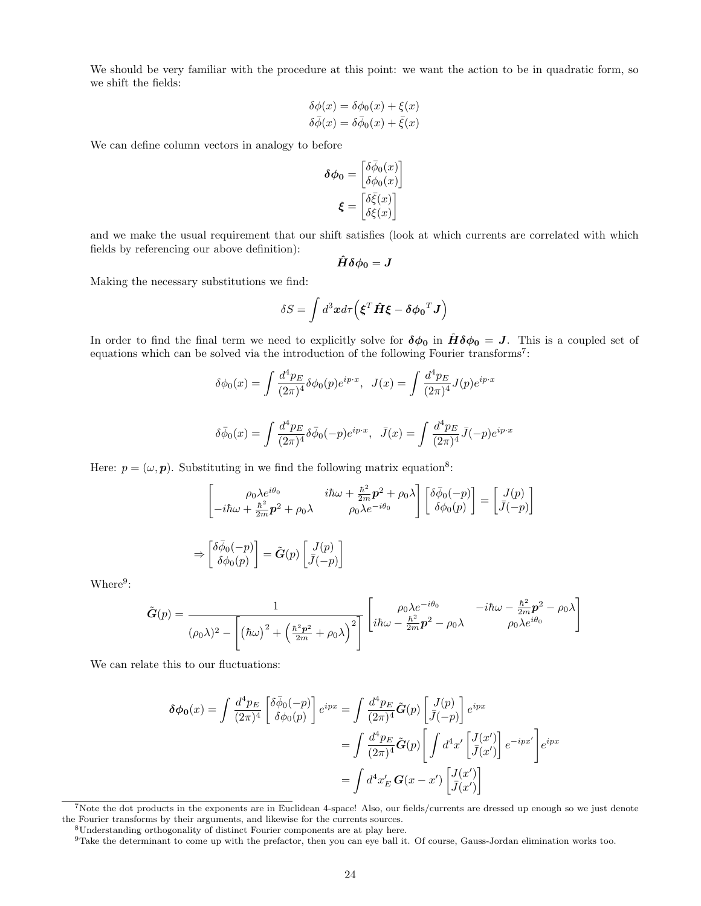We should be very familiar with the procedure at this point: we want the action to be in quadratic form, so we shift the fields:

$$\delta\phi(x) = \delta\phi_0(x) + \xi(x)$$
$$\delta\bar{\phi}(x) = \delta\bar{\phi}_0(x) + \bar{\xi}(x)$$

We can define column vectors in analogy to before

$$\boldsymbol{\delta\phi_0} = \begin{bmatrix} \delta\bar{\phi}_0(x) \\ \delta\phi_0(x) \end{bmatrix}$$
$$\boldsymbol{\xi} = \begin{bmatrix} \delta\bar{\xi}(x) \\ \delta\xi(x) \end{bmatrix}$$

and we make the usual requirement that our shift satisfies (look at which currents are correlated with which fields by referencing our above definition):

$$\hat{\boldsymbol{H}}\boldsymbol{\delta\phi_0} = \boldsymbol{J}$$

Making the necessary substitutions we find:

$$\delta S = \int d^3\boldsymbol{x} d\tau \Big( \boldsymbol{\xi}^T \hat{\boldsymbol{H}} \boldsymbol{\xi} - \boldsymbol{\delta\phi_0}^T \boldsymbol{J} \Big)$$

In order to find the final term we need to explicitly solve for $\boldsymbol{\delta\phi_0}$ in $\hat{\boldsymbol{H}}\boldsymbol{\delta\phi_0} = \boldsymbol{J}$. This is a coupled set of equations which can be solved via the introduction of the following Fourier transforms[7]:

$$\delta\phi_0(x) = \int \frac{d^4p_E}{(2\pi)^4} \delta\phi_0(p) e^{ip\cdot x}, \;\; J(x) = \int \frac{d^4p_E}{(2\pi)^4} J(p) e^{ip\cdot x}$$

$$\delta\bar{\phi}_0(x) = \int \frac{d^4p_E}{(2\pi)^4} \delta\bar{\phi}_0(-p) e^{ip\cdot x}, \;\; \bar{J}(x) = \int \frac{d^4p_E}{(2\pi)^4} \bar{J}(-p) e^{ip\cdot x}$$

Here: $p = (\omega, \boldsymbol{p})$. Substituting in we find the following matrix equation[8]:

$$\begin{bmatrix} \rho_0\lambda e^{i\theta_0} & i\hbar\omega + \frac{\hbar^2}{2m}\boldsymbol{p}^2 + \rho_0\lambda \\ -i\hbar\omega + \frac{\hbar^2}{2m}\boldsymbol{p}^2 + \rho_0\lambda & \rho_0\lambda e^{-i\theta_0} \end{bmatrix} \begin{bmatrix} \delta\bar{\phi}_0(-p) \\ \delta\phi_0(p) \end{bmatrix} = \begin{bmatrix} J(p) \\ \bar{J}(-p) \end{bmatrix}$$

$$\Rightarrow \begin{bmatrix} \delta\bar{\phi}_0(-p) \\ \delta\phi_0(p) \end{bmatrix} = \tilde{\boldsymbol{G}}(p) \begin{bmatrix} J(p) \\ \bar{J}(-p) \end{bmatrix}$$

Where[9]:

$$\tilde{\boldsymbol{G}}(p) = \frac{1}{(\rho_0\lambda)^2 - \left[ \left(\hbar\omega\right)^2 + \left( \frac{\hbar^2\boldsymbol{p}^2}{2m} + \rho_0\lambda \right)^2 \right]} \begin{bmatrix} \rho_0\lambda e^{-i\theta_0} & -i\hbar\omega - \frac{\hbar^2}{2m}\boldsymbol{p}^2 - \rho_0\lambda \\ i\hbar\omega - \frac{\hbar^2}{2m}\boldsymbol{p}^2 - \rho_0\lambda & \rho_0\lambda e^{i\theta_0} \end{bmatrix}$$

We can relate this to our fluctuations:

$$\begin{aligned} \boldsymbol{\delta\phi_0}(x) = \int \frac{d^4p_E}{(2\pi)^4} \begin{bmatrix} \delta\bar{\phi}_0(-p) \\ \delta\phi_0(p) \end{bmatrix} e^{ipx} &= \int \frac{d^4p_E}{(2\pi)^4} \tilde{\boldsymbol{G}}(p) \begin{bmatrix} J(p) \\ \bar{J}(-p) \end{bmatrix} e^{ipx} \\ &= \int \frac{d^4p_E}{(2\pi)^4} \tilde{\boldsymbol{G}}(p) \Bigg[ \int d^4x' \begin{bmatrix} J(x') \\ \bar{J}(x') \end{bmatrix} e^{-ipx'} \Bigg] e^{ipx} \\ &= \int d^4x'_E \, \boldsymbol{G}(x - x') \begin{bmatrix} J(x') \\ \bar{J}(x') \end{bmatrix} \end{aligned}$$

---

[7] Note the dot products in the exponents are in Euclidean 4-space! Also, our fields/currents are dressed up enough so we just denote the Fourier transforms by their arguments, and likewise for the currents sources.

[8] Understanding orthogonality of distinct Fourier components are at play here.

[9] Take the determinant to come up with the prefactor, then you can eye ball it. Of course, Gauss-Jordan elimination works too.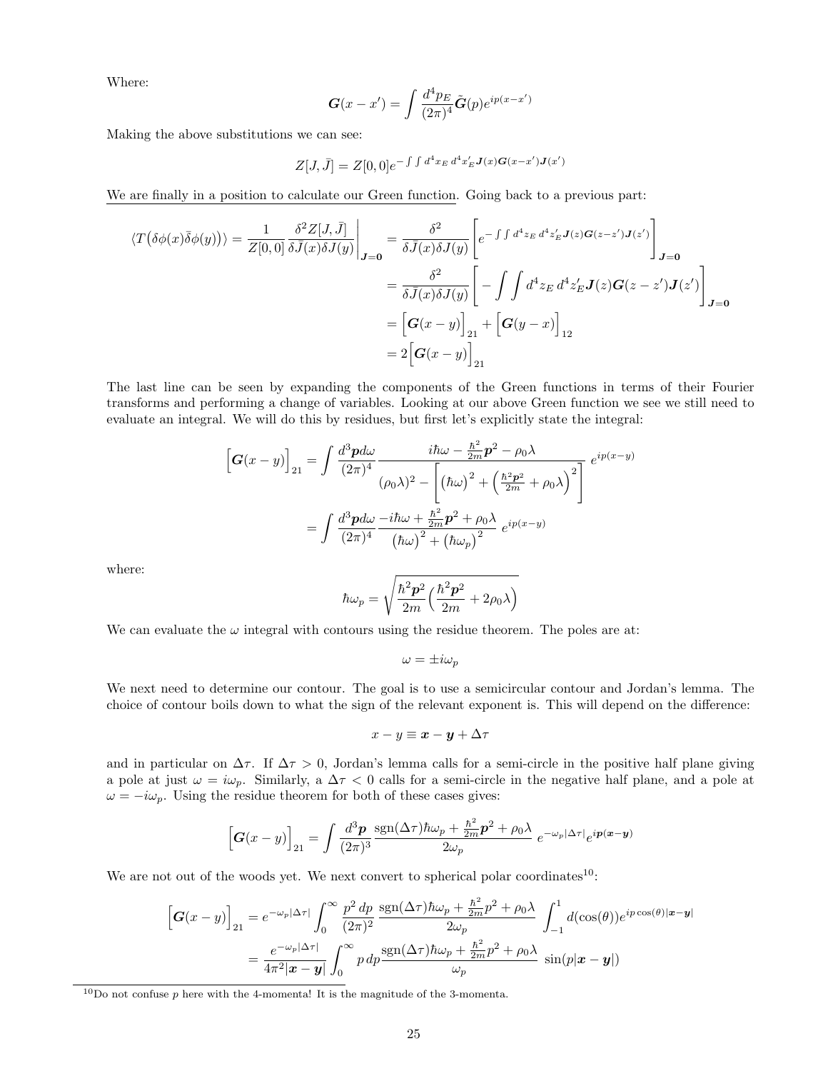Where:

$$\boldsymbol{G}(x-x') = \int \frac{d^4p_E}{(2\pi)^4}\tilde{\boldsymbol{G}}(p)e^{ip(x-x')}$$

Making the above substitutions we can see:

$$Z[J,\bar{J}] = Z[0,0]e^{-\int\int d^4x_E\, d^4x'_E \boldsymbol{J}(x)\boldsymbol{G}(x-x')\boldsymbol{J}(x')}$$

<u>We are finally in a position to calculate our Green function</u>. Going back to a previous part:

$$\begin{aligned}
\langle T\big(\delta\phi(x)\bar{\delta}\phi(y)\big)\rangle = \frac{1}{Z[0,0]}\frac{\delta^2 Z[J,\bar{J}]}{\delta\bar{J}(x)\delta J(y)}\bigg|_{\boldsymbol{J}=\boldsymbol{0}} &= \frac{\delta^2}{\delta\bar{J}(x)\delta J(y)}\bigg[e^{-\int\int d^4z_E\, d^4z'_E \boldsymbol{J}(z)\boldsymbol{G}(z-z')\boldsymbol{J}(z')}\bigg]_{\boldsymbol{J}=\boldsymbol{0}} \\
&= \frac{\delta^2}{\delta\bar{J}(x)\delta J(y)}\bigg[-\int\int d^4z_E\, d^4z'_E \boldsymbol{J}(z)\boldsymbol{G}(z-z')\boldsymbol{J}(z')\bigg]_{\boldsymbol{J}=\boldsymbol{0}} \\
&= \Big[\boldsymbol{G}(x-y)\Big]_{21} + \Big[\boldsymbol{G}(y-x)\Big]_{12} \\
&= 2\Big[\boldsymbol{G}(x-y)\Big]_{21}
\end{aligned}$$

The last line can be seen by expanding the components of the Green functions in terms of their Fourier transforms and performing a change of variables. Looking at our above Green function we see we still need to evaluate an integral. We will do this by residues, but first let's explicitly state the integral:

$$\begin{aligned}
\Big[\boldsymbol{G}(x-y)\Big]_{21} &= \int \frac{d^3\boldsymbol{p}d\omega}{(2\pi)^4}\frac{i\hbar\omega - \frac{\hbar^2}{2m}\boldsymbol{p}^2 - \rho_0\lambda}{(\rho_0\lambda)^2 - \bigg[\big(\hbar\omega\big)^2 + \Big(\frac{\hbar^2\boldsymbol{p}^2}{2m} + \rho_0\lambda\Big)^2\bigg]}\; e^{ip(x-y)} \\
&= \int \frac{d^3\boldsymbol{p}d\omega}{(2\pi)^4}\frac{-i\hbar\omega + \frac{\hbar^2}{2m}\boldsymbol{p}^2 + \rho_0\lambda}{\big(\hbar\omega\big)^2 + \big(\hbar\omega_p\big)^2}\; e^{ip(x-y)}
\end{aligned}$$

where:

$$\hbar\omega_p = \sqrt{\frac{\hbar^2\boldsymbol{p}^2}{2m}\Big(\frac{\hbar^2\boldsymbol{p}^2}{2m} + 2\rho_0\lambda\Big)}$$

We can evaluate the $\omega$ integral with contours using the residue theorem. The poles are at:

$$\omega = \pm i\omega_p$$

We next need to determine our contour. The goal is to use a semicircular contour and Jordan's lemma. The choice of contour boils down to what the sign of the relevant exponent is. This will depend on the difference:

$$x - y \equiv \boldsymbol{x} - \boldsymbol{y} + \Delta\tau$$

and in particular on $\Delta\tau$. If $\Delta\tau > 0$, Jordan's lemma calls for a semi-circle in the positive half plane giving a pole at just $\omega = i\omega_p$. Similarly, a $\Delta\tau < 0$ calls for a semi-circle in the negative half plane, and a pole at $\omega = -i\omega_p$. Using the residue theorem for both of these cases gives:

$$\Big[\boldsymbol{G}(x-y)\Big]_{21} = \int \frac{d^3\boldsymbol{p}}{(2\pi)^3}\frac{\mathrm{sgn}(\Delta\tau)\hbar\omega_p + \frac{\hbar^2}{2m}\boldsymbol{p}^2 + \rho_0\lambda}{2\omega_p}\; e^{-\omega_p|\Delta\tau|}e^{i\boldsymbol{p}(\boldsymbol{x}-\boldsymbol{y})}$$

We are not out of the woods yet. We next convert to spherical polar coordinates[10]:

$$\begin{aligned}
\Big[\boldsymbol{G}(x-y)\Big]_{21} &= e^{-\omega_p|\Delta\tau|}\int_0^\infty \frac{p^2\,dp}{(2\pi)^2}\,\frac{\mathrm{sgn}(\Delta\tau)\hbar\omega_p + \frac{\hbar^2}{2m}p^2 + \rho_0\lambda}{2\omega_p}\;\int_{-1}^{1} d(\cos(\theta))e^{ip\cos(\theta)|\boldsymbol{x}-\boldsymbol{y}|} \\
&= \frac{e^{-\omega_p|\Delta\tau|}}{4\pi^2|\boldsymbol{x}-\boldsymbol{y}|}\int_0^\infty p\,dp\frac{\mathrm{sgn}(\Delta\tau)\hbar\omega_p + \frac{\hbar^2}{2m}p^2 + \rho_0\lambda}{\omega_p}\;\sin(p|\boldsymbol{x}-\boldsymbol{y}|)
\end{aligned}$$

---

[10] Do not confuse $p$ here with the 4-momenta! It is the magnitude of the 3-momenta.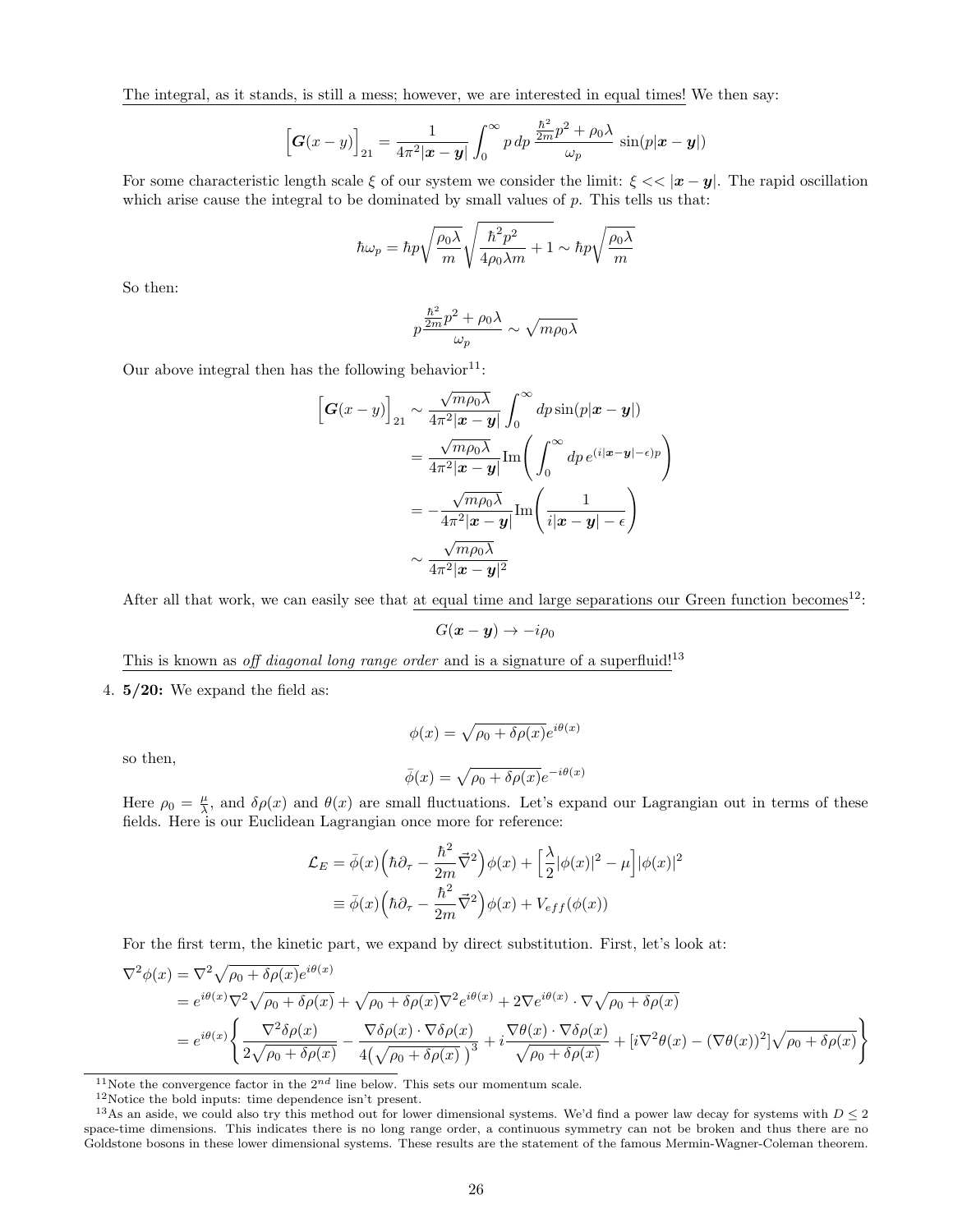The integral, as it stands, is still a mess; however, we are interested in equal times! We then say:

$$\Big[\boldsymbol{G}(x-y)\Big]_{21} = \frac{1}{4\pi^2|\boldsymbol{x}-\boldsymbol{y}|}\int_0^\infty p\,dp\,\frac{\frac{\hbar^2}{2m}p^2+\rho_0\lambda}{\omega_p}\,\sin(p|\boldsymbol{x}-\boldsymbol{y}|)$$

For some characteristic length scale $\xi$ of our system we consider the limit: $\xi << |\boldsymbol{x}-\boldsymbol{y}|$. The rapid oscillation which arise cause the integral to be dominated by small values of $p$. This tells us that:

$$\hbar\omega_p = \hbar p\sqrt{\frac{\rho_0\lambda}{m}}\sqrt{\frac{\hbar^2p^2}{4\rho_0\lambda m}+1} \sim \hbar p\sqrt{\frac{\rho_0\lambda}{m}}$$

So then:

$$p\frac{\frac{\hbar^2}{2m}p^2+\rho_0\lambda}{\omega_p} \sim \sqrt{m\rho_0\lambda}$$

Our above integral then has the following behavior[11]:

$$\begin{aligned}
\Big[\boldsymbol{G}(x-y)\Big]_{21} &\sim \frac{\sqrt{m\rho_0\lambda}}{4\pi^2|\boldsymbol{x}-\boldsymbol{y}|}\int_0^\infty dp\,\sin(p|\boldsymbol{x}-\boldsymbol{y}|)\\
&= \frac{\sqrt{m\rho_0\lambda}}{4\pi^2|\boldsymbol{x}-\boldsymbol{y}|}\mathrm{Im}\bigg(\int_0^\infty dp\,e^{(i|\boldsymbol{x}-\boldsymbol{y}|-\epsilon)p}\bigg)\\
&= -\frac{\sqrt{m\rho_0\lambda}}{4\pi^2|\boldsymbol{x}-\boldsymbol{y}|}\mathrm{Im}\bigg(\frac{1}{i|\boldsymbol{x}-\boldsymbol{y}|-\epsilon}\bigg)\\
&\sim \frac{\sqrt{m\rho_0\lambda}}{4\pi^2|\boldsymbol{x}-\boldsymbol{y}|^2}
\end{aligned}$$

After all that work, we can easily see that at equal time and large separations our Green function becomes[12]:

$$G(\boldsymbol{x}-\boldsymbol{y}) \to -i\rho_0$$

This is known as *off diagonal long range order* and is a signature of a superfluid![13]

4. **5/20:** We expand the field as:

$$\phi(x) = \sqrt{\rho_0+\delta\rho(x)}\,e^{i\theta(x)}$$

so then,

$$\bar{\phi}(x) = \sqrt{\rho_0+\delta\rho(x)}\,e^{-i\theta(x)}$$

Here $\rho_0 = \frac{\mu}{\lambda}$, and $\delta\rho(x)$ and $\theta(x)$ are small fluctuations. Let's expand our Lagrangian out in terms of these fields. Here is our Euclidean Lagrangian once more for reference:

$$\begin{aligned}
\mathcal{L}_E &= \bar{\phi}(x)\Big(\hbar\partial_\tau - \frac{\hbar^2}{2m}\vec{\nabla}^2\Big)\phi(x) + \Big[\frac{\lambda}{2}|\phi(x)|^2-\mu\Big]|\phi(x)|^2\\
&\equiv \bar{\phi}(x)\Big(\hbar\partial_\tau - \frac{\hbar^2}{2m}\vec{\nabla}^2\Big)\phi(x) + V_{eff}(\phi(x))
\end{aligned}$$

For the first term, the kinetic part, we expand by direct substitution. First, let's look at:

$$\begin{aligned}
\nabla^2\phi(x) &= \nabla^2\sqrt{\rho_0+\delta\rho(x)}\,e^{i\theta(x)}\\
&= e^{i\theta(x)}\nabla^2\sqrt{\rho_0+\delta\rho(x)} + \sqrt{\rho_0+\delta\rho(x)}\nabla^2e^{i\theta(x)} + 2\nabla e^{i\theta(x)}\cdot\nabla\sqrt{\rho_0+\delta\rho(x)}\\
&= e^{i\theta(x)}\Bigg\{\frac{\nabla^2\delta\rho(x)}{2\sqrt{\rho_0+\delta\rho(x)}} - \frac{\nabla\delta\rho(x)\cdot\nabla\delta\rho(x)}{4\big(\sqrt{\rho_0+\delta\rho(x)}\,\big)^3} + i\frac{\nabla\theta(x)\cdot\nabla\delta\rho(x)}{\sqrt{\rho_0+\delta\rho(x)}} + [i\nabla^2\theta(x) - (\nabla\theta(x))^2]\sqrt{\rho_0+\delta\rho(x)}\Bigg\}
\end{aligned}$$

---

[11] Note the convergence factor in the $2^{nd}$ line below. This sets our momentum scale.

[12] Notice the bold inputs: time dependence isn't present.

[13] As an aside, we could also try this method out for lower dimensional systems. We'd find a power law decay for systems with $D \leq 2$ space-time dimensions. This indicates there is no long range order, a continuous symmetry can not be broken and thus there are no Goldstone bosons in these lower dimensional systems. These results are the statement of the famous Mermin-Wagner-Coleman theorem.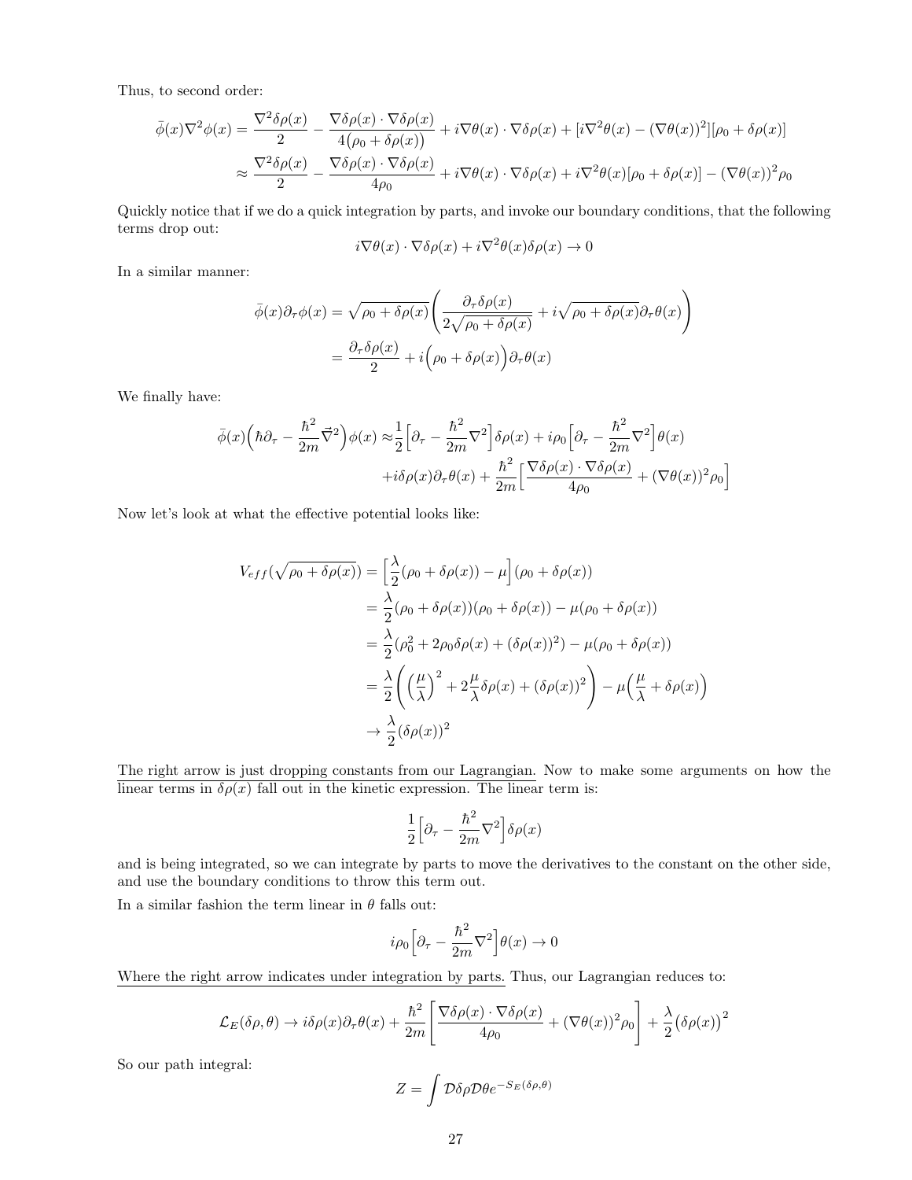Thus, to second order:

$$
\begin{aligned}
\bar{\phi}(x)\nabla^2\phi(x) &= \frac{\nabla^2\delta\rho(x)}{2} - \frac{\nabla\delta\rho(x)\cdot\nabla\delta\rho(x)}{4\big(\rho_0+\delta\rho(x)\big)} + i\nabla\theta(x)\cdot\nabla\delta\rho(x) + [i\nabla^2\theta(x) - (\nabla\theta(x))^2][\rho_0+\delta\rho(x)] \\
&\approx \frac{\nabla^2\delta\rho(x)}{2} - \frac{\nabla\delta\rho(x)\cdot\nabla\delta\rho(x)}{4\rho_0} + i\nabla\theta(x)\cdot\nabla\delta\rho(x) + i\nabla^2\theta(x)[\rho_0+\delta\rho(x)] - (\nabla\theta(x))^2\rho_0
\end{aligned}
$$

Quickly notice that if we do a quick integration by parts, and invoke our boundary conditions, that the following terms drop out:

$$
i\nabla\theta(x)\cdot\nabla\delta\rho(x) + i\nabla^2\theta(x)\delta\rho(x) \to 0
$$

In a similar manner:

$$
\begin{aligned}
\bar{\phi}(x)\partial_\tau\phi(x) &= \sqrt{\rho_0+\delta\rho(x)}\left(\frac{\partial_\tau\delta\rho(x)}{2\sqrt{\rho_0+\delta\rho(x)}} + i\sqrt{\rho_0+\delta\rho(x)}\partial_\tau\theta(x)\right) \\
&= \frac{\partial_\tau\delta\rho(x)}{2} + i\Big(\rho_0+\delta\rho(x)\Big)\partial_\tau\theta(x)
\end{aligned}
$$

We finally have:

$$
\begin{aligned}
\bar{\phi}(x)\Big(\hbar\partial_\tau - \frac{\hbar^2}{2m}\vec{\nabla}^2\Big)\phi(x) \approx& \frac{1}{2}\Big[\partial_\tau - \frac{\hbar^2}{2m}\nabla^2\Big]\delta\rho(x) + i\rho_0\Big[\partial_\tau - \frac{\hbar^2}{2m}\nabla^2\Big]\theta(x) \\
&+ i\delta\rho(x)\partial_\tau\theta(x) + \frac{\hbar^2}{2m}\Big[\frac{\nabla\delta\rho(x)\cdot\nabla\delta\rho(x)}{4\rho_0} + (\nabla\theta(x))^2\rho_0\Big]
\end{aligned}
$$

Now let's look at what the effective potential looks like:

$$
\begin{aligned}
V_{eff}(\sqrt{\rho_0+\delta\rho(x)}) &= \Big[\frac{\lambda}{2}(\rho_0+\delta\rho(x)) - \mu\Big](\rho_0+\delta\rho(x)) \\
&= \frac{\lambda}{2}(\rho_0+\delta\rho(x))(\rho_0+\delta\rho(x)) - \mu(\rho_0+\delta\rho(x)) \\
&= \frac{\lambda}{2}(\rho_0^2 + 2\rho_0\delta\rho(x) + (\delta\rho(x))^2) - \mu(\rho_0+\delta\rho(x)) \\
&= \frac{\lambda}{2}\left(\Big(\frac{\mu}{\lambda}\Big)^2 + 2\frac{\mu}{\lambda}\delta\rho(x) + (\delta\rho(x))^2\right) - \mu\Big(\frac{\mu}{\lambda} + \delta\rho(x)\Big) \\
&\to \frac{\lambda}{2}(\delta\rho(x))^2
\end{aligned}
$$

<u>The right arrow is just dropping constants from our Lagrangian.</u> Now to make some arguments on how the <u>linear terms in $\delta\rho(x)$ fall out in the kinetic expression.</u> The linear term is:

$$
\frac{1}{2}\Big[\partial_\tau - \frac{\hbar^2}{2m}\nabla^2\Big]\delta\rho(x)
$$

and is being integrated, so we can integrate by parts to move the derivatives to the constant on the other side, and use the boundary conditions to throw this term out.

In a similar fashion the term linear in $\theta$ falls out:

$$
i\rho_0\Big[\partial_\tau - \frac{\hbar^2}{2m}\nabla^2\Big]\theta(x) \to 0
$$

<u>Where the right arrow indicates under integration by parts.</u> Thus, our Lagrangian reduces to:

$$
\mathcal{L}_E(\delta\rho,\theta) \to i\delta\rho(x)\partial_\tau\theta(x) + \frac{\hbar^2}{2m}\left[\frac{\nabla\delta\rho(x)\cdot\nabla\delta\rho(x)}{4\rho_0} + (\nabla\theta(x))^2\rho_0\right] + \frac{\lambda}{2}\big(\delta\rho(x)\big)^2
$$

So our path integral:

$$
Z = \int \mathcal{D}\delta\rho\mathcal{D}\theta e^{-S_E(\delta\rho,\theta)}
$$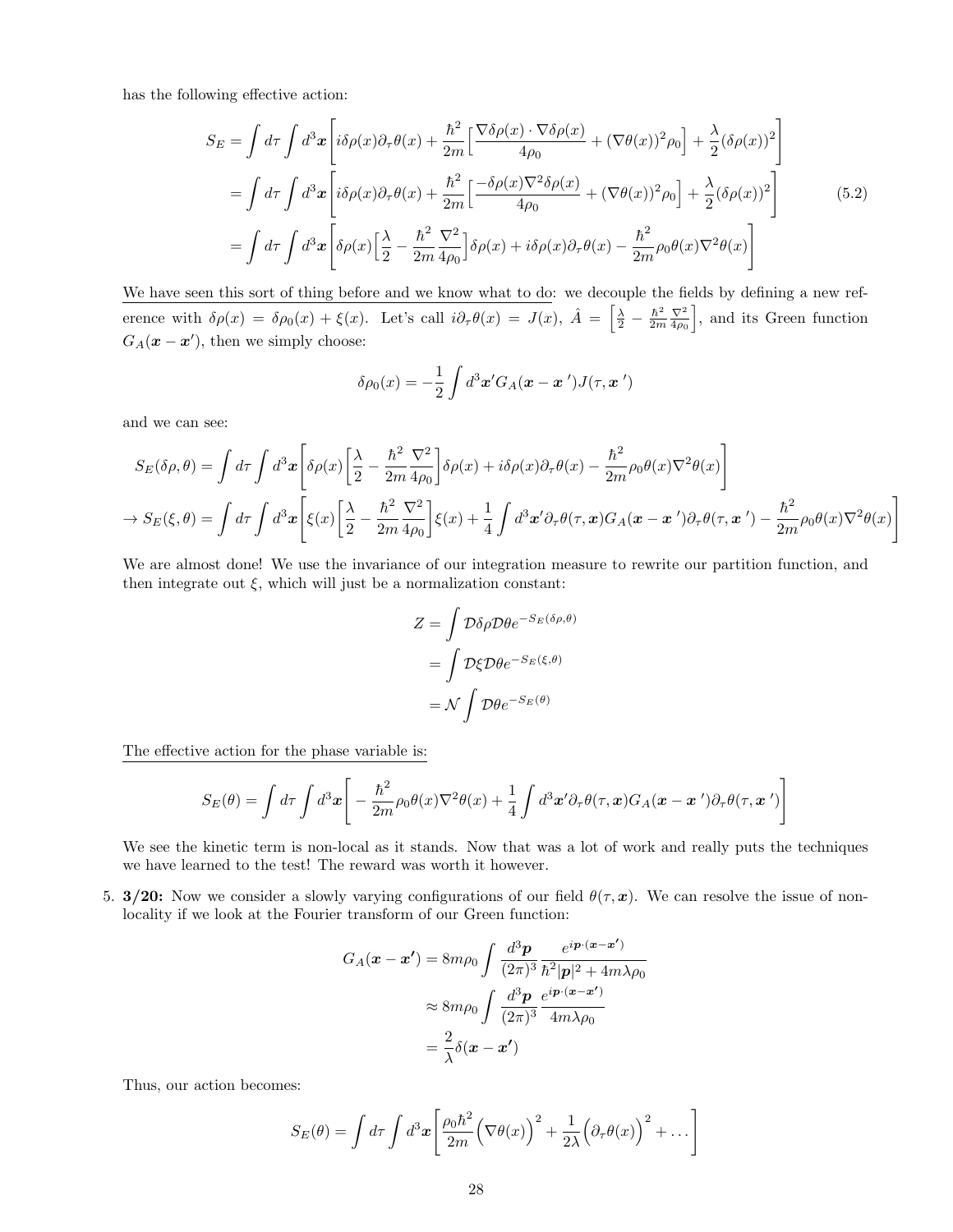has the following effective action:

$$
\begin{aligned}
S_E &= \int d\tau \int d^3\boldsymbol{x} \bigg[ i\delta\rho(x)\partial_\tau\theta(x) + \frac{\hbar^2}{2m}\Big[\frac{\nabla\delta\rho(x)\cdot\nabla\delta\rho(x)}{4\rho_0} + (\nabla\theta(x))^2\rho_0\Big] + \frac{\lambda}{2}(\delta\rho(x))^2 \bigg] \\
&= \int d\tau \int d^3\boldsymbol{x} \bigg[ i\delta\rho(x)\partial_\tau\theta(x) + \frac{\hbar^2}{2m}\Big[\frac{-\delta\rho(x)\nabla^2\delta\rho(x)}{4\rho_0} + (\nabla\theta(x))^2\rho_0\Big] + \frac{\lambda}{2}(\delta\rho(x))^2 \bigg] \\
&= \int d\tau \int d^3\boldsymbol{x} \bigg[ \delta\rho(x)\Big[\frac{\lambda}{2} - \frac{\hbar^2}{2m}\frac{\nabla^2}{4\rho_0}\Big]\delta\rho(x) + i\delta\rho(x)\partial_\tau\theta(x) - \frac{\hbar^2}{2m}\rho_0\theta(x)\nabla^2\theta(x) \bigg]
\end{aligned}
\tag{5.2}
$$

<u>We have seen this sort of thing before and we know what to do</u>: we decouple the fields by defining a new reference with $\delta\rho(x) = \delta\rho_0(x) + \xi(x)$. Let's call $i\partial_\tau\theta(x) = J(x)$, $\hat{A} = \Big[\frac{\lambda}{2} - \frac{\hbar^2}{2m}\frac{\nabla^2}{4\rho_0}\Big]$, and its Green function $G_A(\boldsymbol{x}-\boldsymbol{x'})$, then we simply choose:

$$
\delta\rho_0(x) = -\frac{1}{2}\int d^3\boldsymbol{x'} G_A(\boldsymbol{x}-\boldsymbol{x}')J(\tau,\boldsymbol{x}')
$$

and we can see:

$$
\begin{aligned}
S_E(\delta\rho,\theta) &= \int d\tau \int d^3\boldsymbol{x} \bigg[ \delta\rho(x)\Big[\frac{\lambda}{2} - \frac{\hbar^2}{2m}\frac{\nabla^2}{4\rho_0}\Big]\delta\rho(x) + i\delta\rho(x)\partial_\tau\theta(x) - \frac{\hbar^2}{2m}\rho_0\theta(x)\nabla^2\theta(x) \bigg] \\
\to S_E(\xi,\theta) &= \int d\tau \int d^3\boldsymbol{x} \bigg[ \xi(x)\Big[\frac{\lambda}{2} - \frac{\hbar^2}{2m}\frac{\nabla^2}{4\rho_0}\Big]\xi(x) + \frac{1}{4}\int d^3\boldsymbol{x'}\partial_\tau\theta(\tau,\boldsymbol{x})G_A(\boldsymbol{x}-\boldsymbol{x}')\partial_\tau\theta(\tau,\boldsymbol{x}') - \frac{\hbar^2}{2m}\rho_0\theta(x)\nabla^2\theta(x) \bigg]
\end{aligned}
$$

We are almost done! We use the invariance of our integration measure to rewrite our partition function, and then integrate out $\xi$, which will just be a normalization constant:

$$
\begin{aligned}
Z &= \int \mathcal{D}\delta\rho\mathcal{D}\theta e^{-S_E(\delta\rho,\theta)} \\
&= \int \mathcal{D}\xi\mathcal{D}\theta e^{-S_E(\xi,\theta)} \\
&= \mathcal{N}\int \mathcal{D}\theta e^{-S_E(\theta)}
\end{aligned}
$$

<u>The effective action for the phase variable is:</u>

$$
S_E(\theta) = \int d\tau \int d^3\boldsymbol{x} \bigg[ -\frac{\hbar^2}{2m}\rho_0\theta(x)\nabla^2\theta(x) + \frac{1}{4}\int d^3\boldsymbol{x'}\partial_\tau\theta(\tau,\boldsymbol{x})G_A(\boldsymbol{x}-\boldsymbol{x}')\partial_\tau\theta(\tau,\boldsymbol{x}') \bigg]
$$

We see the kinetic term is non-local as it stands. Now that was a lot of work and really puts the techniques we have learned to the test! The reward was worth it however.

5. **3/20:** Now we consider a slowly varying configurations of our field $\theta(\tau,\boldsymbol{x})$. We can resolve the issue of non-locality if we look at the Fourier transform of our Green function:

$$
\begin{aligned}
G_A(\boldsymbol{x}-\boldsymbol{x'}) &= 8m\rho_0 \int \frac{d^3\boldsymbol{p}}{(2\pi)^3}\frac{e^{i\boldsymbol{p}\cdot(\boldsymbol{x}-\boldsymbol{x'})}}{\hbar^2|\boldsymbol{p}|^2 + 4m\lambda\rho_0} \\
&\approx 8m\rho_0 \int \frac{d^3\boldsymbol{p}}{(2\pi)^3}\frac{e^{i\boldsymbol{p}\cdot(\boldsymbol{x}-\boldsymbol{x'})}}{4m\lambda\rho_0} \\
&= \frac{2}{\lambda}\delta(\boldsymbol{x}-\boldsymbol{x'})
\end{aligned}
$$

Thus, our action becomes:

$$
S_E(\theta) = \int d\tau \int d^3\boldsymbol{x} \bigg[ \frac{\rho_0\hbar^2}{2m}\Big(\nabla\theta(x)\Big)^2 + \frac{1}{2\lambda}\Big(\partial_\tau\theta(x)\Big)^2 + \dots \bigg]
$$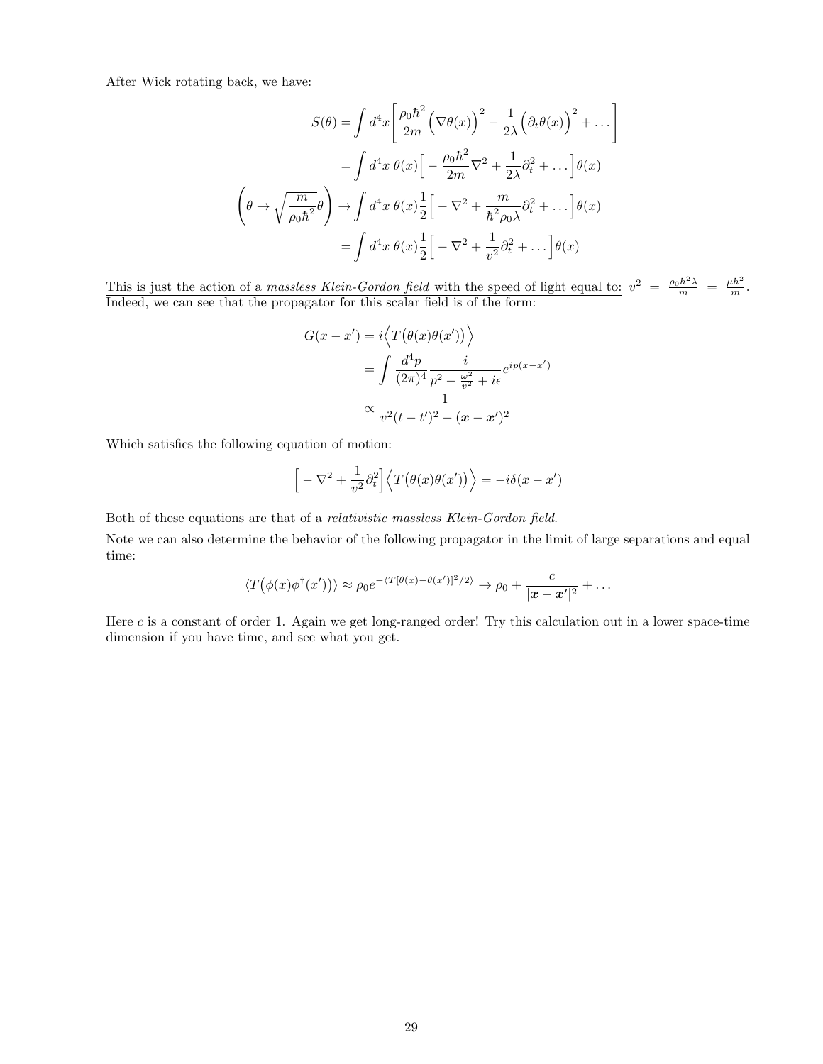After Wick rotating back, we have:

$$
\begin{aligned}
S(\theta) &= \int d^4x \left[ \frac{\rho_0 \hbar^2}{2m} \Big( \nabla \theta(x) \Big)^2 - \frac{1}{2\lambda} \Big( \partial_t \theta(x) \Big)^2 + \dots \right] \\
&= \int d^4x \; \theta(x) \Big[ - \frac{\rho_0 \hbar^2}{2m} \nabla^2 + \frac{1}{2\lambda} \partial_t^2 + \dots \Big] \theta(x) \\
\left( \theta \to \sqrt{\frac{m}{\rho_0 \hbar^2}} \theta \right) &\to \int d^4x \; \theta(x) \frac{1}{2} \Big[ - \nabla^2 + \frac{m}{\hbar^2 \rho_0 \lambda} \partial_t^2 + \dots \Big] \theta(x) \\
&= \int d^4x \; \theta(x) \frac{1}{2} \Big[ - \nabla^2 + \frac{1}{v^2} \partial_t^2 + \dots \Big] \theta(x)
\end{aligned}
$$

<u>This is just the action of a *massless Klein-Gordon field* with the speed of light equal to:</u> $v^2 = \frac{\rho_0 \hbar^2 \lambda}{m} = \frac{\mu \hbar^2}{m}$. Indeed, we can see that the propagator for this scalar field is of the form:

$$
\begin{aligned}
G(x - x') &= i \Big\langle T\big(\theta(x)\theta(x')\big) \Big\rangle \\
&= \int \frac{d^4p}{(2\pi)^4} \frac{i}{p^2 - \frac{\omega^2}{v^2} + i\epsilon} e^{ip(x-x')} \\
&\propto \frac{1}{v^2(t-t')^2 - (\boldsymbol{x} - \boldsymbol{x}')^2}
\end{aligned}
$$

Which satisfies the following equation of motion:

$$
\Big[ - \nabla^2 + \frac{1}{v^2} \partial_t^2 \Big] \Big\langle T\big(\theta(x)\theta(x')\big) \Big\rangle = -i\delta(x - x')
$$

Both of these equations are that of a *relativistic massless Klein-Gordon field*.

Note we can also determine the behavior of the following propagator in the limit of large separations and equal time:

$$
\langle T\big(\phi(x)\phi^\dagger(x')\big) \rangle \approx \rho_0 e^{-\langle T[\theta(x) - \theta(x')]^2/2 \rangle} \to \rho_0 + \frac{c}{|\boldsymbol{x} - \boldsymbol{x}'|^2} + \dots
$$

Here $c$ is a constant of order 1. Again we get long-ranged order! Try this calculation out in a lower space-time dimension if you have time, and see what you get.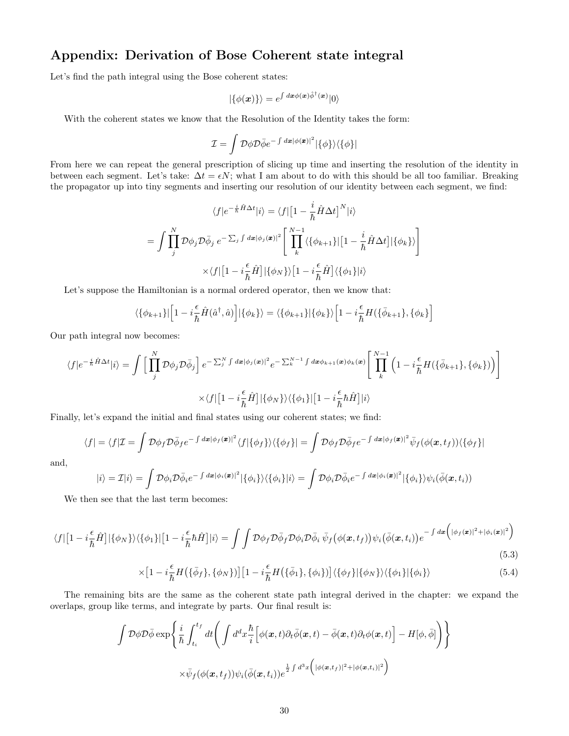## Appendix: Derivation of Bose Coherent state integral

Let's find the path integral using the Bose coherent states:

$$|\{\phi(\boldsymbol{x})\}\rangle = e^{\int d\boldsymbol{x}\phi(\boldsymbol{x})\hat{\phi}^{\dagger}(\boldsymbol{x})}|0\rangle$$

With the coherent states we know that the Resolution of the Identity takes the form:

$$\mathcal{I} = \int \mathcal{D}\phi\mathcal{D}\bar{\phi}e^{-\int d\boldsymbol{x}|\phi(\boldsymbol{x})|^2}|\{\phi\}\rangle\langle\{\phi\}|$$

From here we can repeat the general prescription of slicing up time and inserting the resolution of the identity in between each segment. Let's take: $\Delta t = \epsilon N$; what I am about to do with this should be all too familiar. Breaking the propagator up into tiny segments and inserting our resolution of our identity between each segment, we find:

$$\langle f|e^{-\frac{i}{\hbar}\hat{H}\Delta t}|i\rangle = \langle f|\big[1 - \frac{i}{\hbar}\hat{H}\Delta t\big]^N|i\rangle$$

$$= \int\prod_j^N \mathcal{D}\phi_j\mathcal{D}\bar{\phi}_j\, e^{-\sum_j\int d\boldsymbol{x}|\phi_j(\boldsymbol{x})|^2}\left[\prod_k^{N-1}\langle\{\phi_{k+1}\}|\big[1 - \frac{i}{\hbar}\hat{H}\Delta t\big]|\{\phi_k\}\rangle\right]$$

$$\times\langle f|\big[1 - i\frac{\epsilon}{\hbar}\hat{H}\big]|\{\phi_N\}\rangle\big[1 - i\frac{\epsilon}{\hbar}\hat{H}\big]\langle\{\phi_1\}|i\rangle$$

Let's suppose the Hamiltonian is a normal ordered operator, then we know that:

$$\langle\{\phi_{k+1}\}|\Big[1 - i\frac{\epsilon}{\hbar}\hat{H}(\hat{a}^{\dagger},\hat{a})\Big]|\{\phi_k\}\rangle = \langle\{\phi_{k+1}\}|\{\phi_k\}\rangle\Big[1 - i\frac{\epsilon}{\hbar}H(\{\bar{\phi}_{k+1}\},\{\phi_k\}\Big]$$

Our path integral now becomes:

$$\langle f|e^{-\frac{i}{\hbar}\hat{H}\Delta t}|i\rangle = \int\Big[\prod_j^N\mathcal{D}\phi_j\mathcal{D}\bar{\phi}_j\Big]\,e^{-\sum_j^N\int d\boldsymbol{x}|\phi_j(\boldsymbol{x})|^2}e^{-\sum_k^{N-1}\int d\boldsymbol{x}\phi_{k+1}(\boldsymbol{x})\phi_k(\boldsymbol{x})}\left[\prod_k^{N-1}\Big(1 - i\frac{\epsilon}{\hbar}H(\{\bar{\phi}_{k+1}\},\{\phi_k\})\Big)\right]$$

$$\times\langle f|\big[1 - i\frac{\epsilon}{\hbar}\hat{H}\big]|\{\phi_N\}\rangle\langle\{\phi_1\}|\big[1 - i\frac{\epsilon}{\hbar}\hbar\hat{H}\big]|i\rangle$$

Finally, let's expand the initial and final states using our coherent states; we find:

$$\langle f| = \langle f|\mathcal{I} = \int\mathcal{D}\phi_f\mathcal{D}\bar{\phi}_f e^{-\int d\boldsymbol{x}|\phi_f(\boldsymbol{x})|^2}\langle f|\{\phi_f\}\rangle\langle\{\phi_f\}| = \int\mathcal{D}\phi_f\mathcal{D}\bar{\phi}_f e^{-\int d\boldsymbol{x}|\phi_f(\boldsymbol{x})|^2}\bar{\psi}_f(\phi(\boldsymbol{x},t_f))\langle\{\phi_f\}|$$

and,

$$|i\rangle = \mathcal{I}|i\rangle = \int\mathcal{D}\phi_i\mathcal{D}\bar{\phi}_i e^{-\int d\boldsymbol{x}|\phi_i(\boldsymbol{x})|^2}|\{\phi_i\}\rangle\langle\{\phi_i\}|i\rangle = \int\mathcal{D}\phi_i\mathcal{D}\bar{\phi}_i e^{-\int d\boldsymbol{x}|\phi_i(\boldsymbol{x})|^2}|\{\phi_i\}\rangle\psi_i(\bar{\phi}(\boldsymbol{x},t_i))$$

We then see that the last term becomes:

$$\langle f|\big[1 - i\frac{\epsilon}{\hbar}\hat{H}\big]|\{\phi_N\}\rangle\langle\{\phi_1\}|\big[1 - i\frac{\epsilon}{\hbar}\hbar\hat{H}\big]|i\rangle = \int\int\mathcal{D}\phi_f\mathcal{D}\bar{\phi}_f\mathcal{D}\phi_i\mathcal{D}\bar{\phi}_i\,\bar{\psi}_f\big(\phi(\boldsymbol{x},t_f)\big)\psi_i\big(\bar{\phi}(\boldsymbol{x},t_i)\big)e^{-\int d\boldsymbol{x}\Big(|\phi_f(\boldsymbol{x})|^2 + |\phi_i(\boldsymbol{x})|^2\Big)} \tag{5.3}$$

$$\times\big[1 - i\frac{\epsilon}{\hbar}H\big(\{\bar{\phi}_f\},\{\phi_N\}\big)\big]\big[1 - i\frac{\epsilon}{\hbar}H\big(\{\bar{\phi}_1\},\{\phi_i\}\big)\big]\langle\{\phi_f\}|\{\phi_N\}\rangle\langle\{\phi_1\}|\{\phi_i\}\rangle \tag{5.4}$$

The remaining bits are the same as the coherent state path integral derived in the chapter: we expand the overlaps, group like terms, and integrate by parts. Our final result is:

$$\int\mathcal{D}\phi\mathcal{D}\bar{\phi}\exp\left\{\frac{i}{\hbar}\int_{t_i}^{t_f}dt\left(\int d^dx\frac{\hbar}{i}\Big[\phi(\boldsymbol{x},t)\partial_t\bar{\phi}(\boldsymbol{x},t) - \bar{\phi}(\boldsymbol{x},t)\partial_t\phi(\boldsymbol{x},t)\Big] - H[\phi,\bar{\phi}]\right)\right\}$$

$$\times\bar{\psi}_f(\phi(\boldsymbol{x},t_f))\psi_i(\bar{\phi}(\boldsymbol{x},t_i))e^{\frac{1}{2}\int d^3x\Big(|\phi(\boldsymbol{x},t_f)|^2 + |\phi(\boldsymbol{x},t_i)|^2\Big)}$$